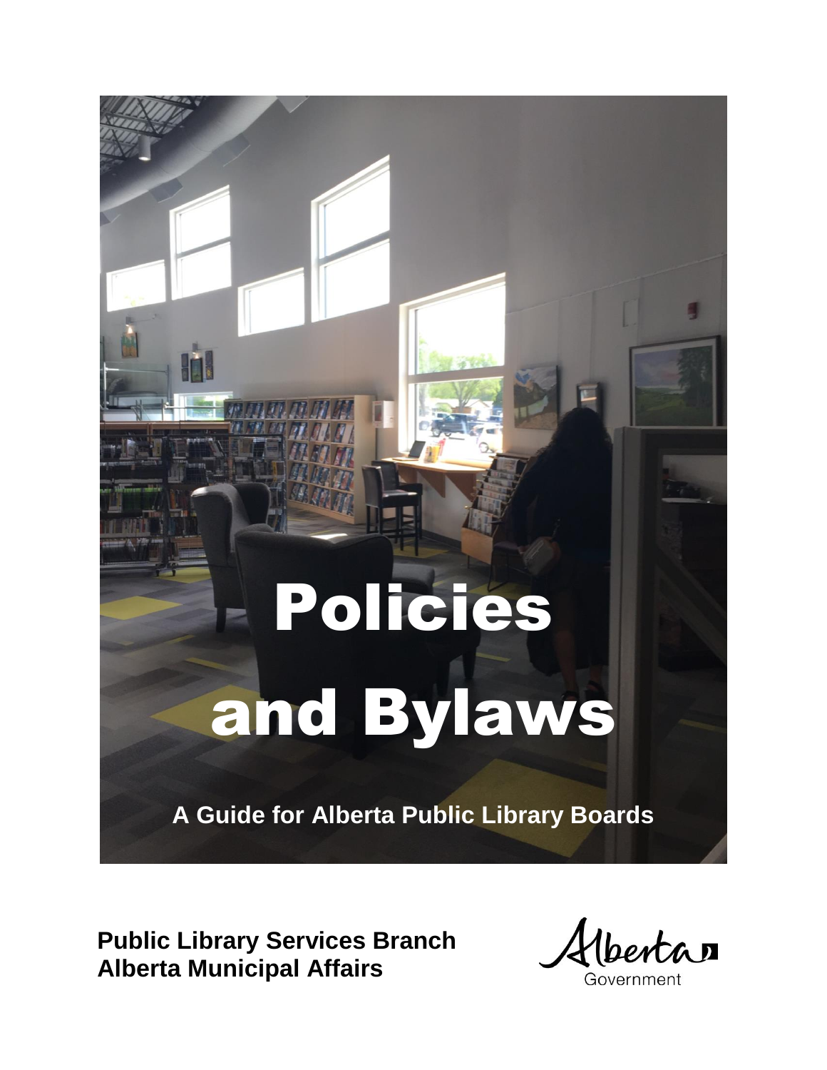# Policies and Bylaws

**A Guide for Alberta Public Library Boards**

**Public Library Services Branch**
**Alberta Municipal Affairs**

Alberta Government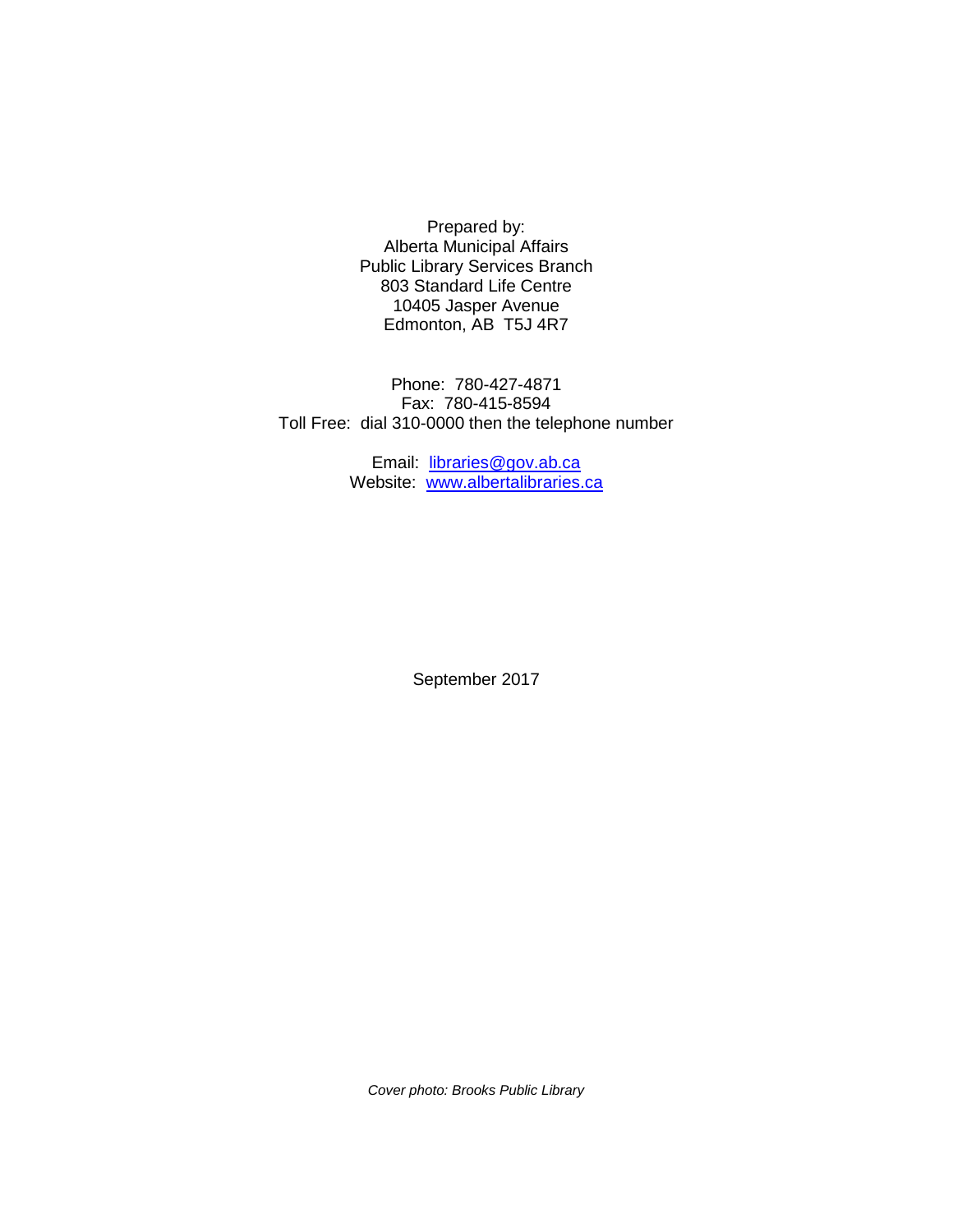Prepared by:
Alberta Municipal Affairs
Public Library Services Branch
803 Standard Life Centre
10405 Jasper Avenue
Edmonton, AB  T5J 4R7

Phone:  780-427-4871
Fax:  780-415-8594
Toll Free:  dial 310-0000 then the telephone number

Email:  libraries@gov.ab.ca
Website:  www.albertalibraries.ca

September 2017

*Cover photo: Brooks Public Library*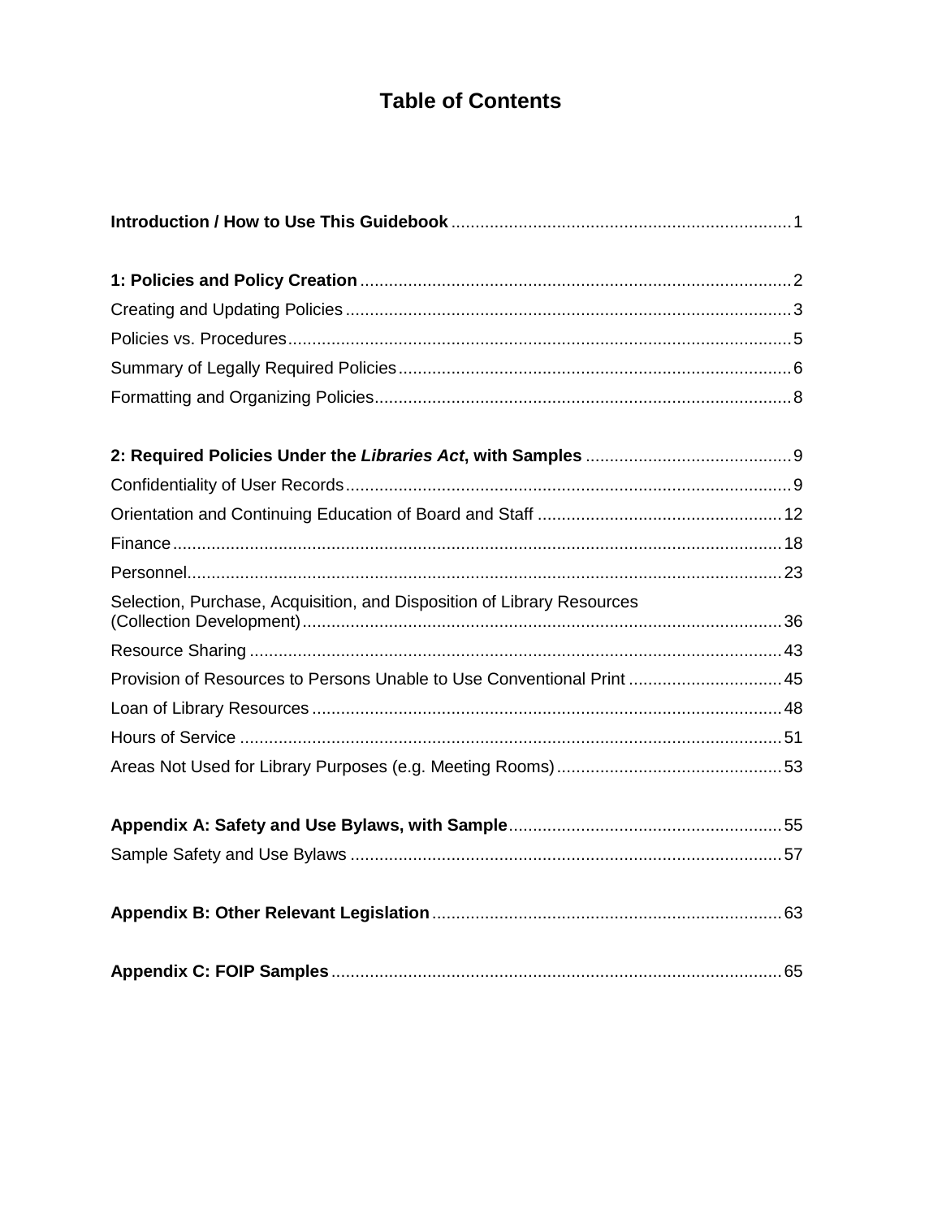# Table of Contents

**Introduction / How to Use This Guidebook** ........ 1

**1: Policies and Policy Creation** ........ 2

Creating and Updating Policies ........ 3

Policies vs. Procedures ........ 5

Summary of Legally Required Policies ........ 6

Formatting and Organizing Policies ........ 8

**2: Required Policies Under the *Libraries Act*, with Samples** ........ 9

Confidentiality of User Records ........ 9

Orientation and Continuing Education of Board and Staff ........ 12

Finance ........ 18

Personnel ........ 23

Selection, Purchase, Acquisition, and Disposition of Library Resources (Collection Development) ........ 36

Resource Sharing ........ 43

Provision of Resources to Persons Unable to Use Conventional Print ........ 45

Loan of Library Resources ........ 48

Hours of Service ........ 51

Areas Not Used for Library Purposes (e.g. Meeting Rooms) ........ 53

**Appendix A: Safety and Use Bylaws, with Sample** ........ 55

Sample Safety and Use Bylaws ........ 57

**Appendix B: Other Relevant Legislation** ........ 63

**Appendix C: FOIP Samples** ........ 65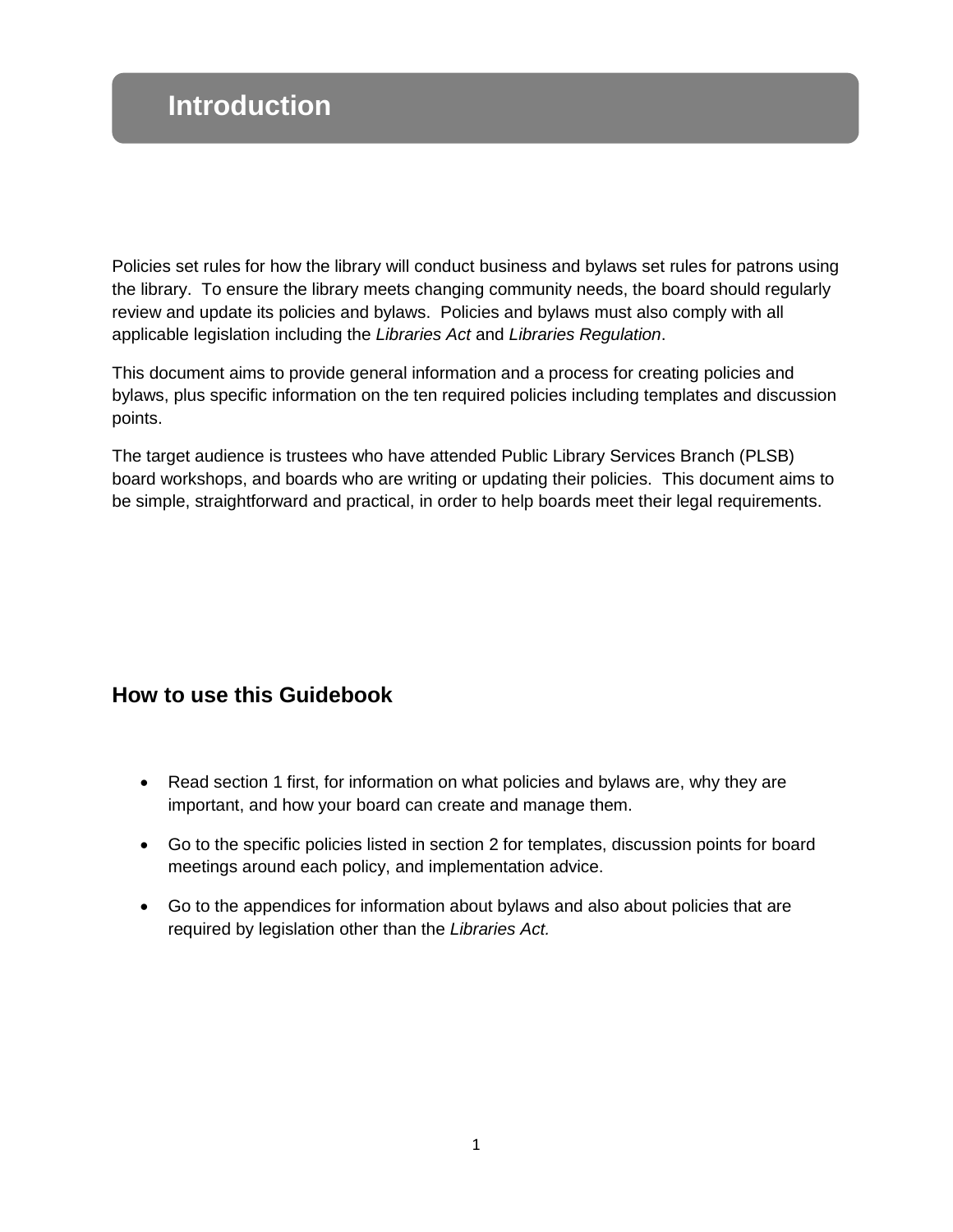# Introduction

Policies set rules for how the library will conduct business and bylaws set rules for patrons using the library. To ensure the library meets changing community needs, the board should regularly review and update its policies and bylaws. Policies and bylaws must also comply with all applicable legislation including the *Libraries Act* and *Libraries Regulation*.

This document aims to provide general information and a process for creating policies and bylaws, plus specific information on the ten required policies including templates and discussion points.

The target audience is trustees who have attended Public Library Services Branch (PLSB) board workshops, and boards who are writing or updating their policies. This document aims to be simple, straightforward and practical, in order to help boards meet their legal requirements.

## How to use this Guidebook

- Read section 1 first, for information on what policies and bylaws are, why they are important, and how your board can create and manage them.
- Go to the specific policies listed in section 2 for templates, discussion points for board meetings around each policy, and implementation advice.
- Go to the appendices for information about bylaws and also about policies that are required by legislation other than the *Libraries Act.*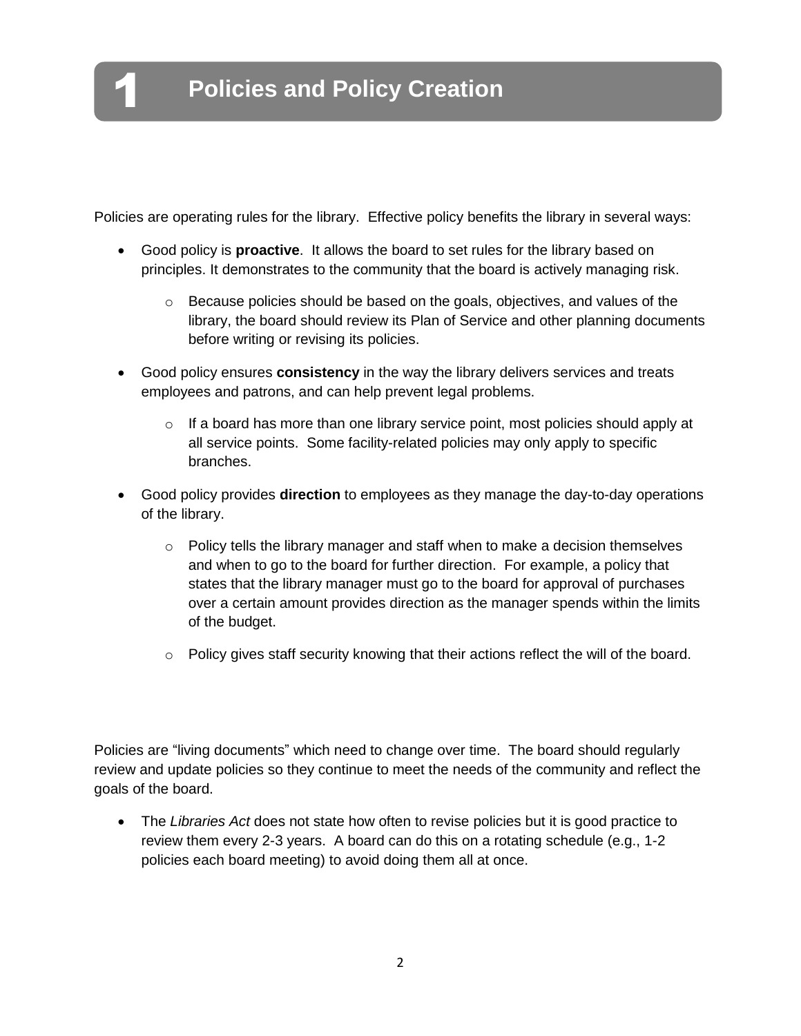# 1 Policies and Policy Creation

Policies are operating rules for the library. Effective policy benefits the library in several ways:

- Good policy is **proactive**. It allows the board to set rules for the library based on principles. It demonstrates to the community that the board is actively managing risk.
  - Because policies should be based on the goals, objectives, and values of the library, the board should review its Plan of Service and other planning documents before writing or revising its policies.
- Good policy ensures **consistency** in the way the library delivers services and treats employees and patrons, and can help prevent legal problems.
  - If a board has more than one library service point, most policies should apply at all service points. Some facility-related policies may only apply to specific branches.
- Good policy provides **direction** to employees as they manage the day-to-day operations of the library.
  - Policy tells the library manager and staff when to make a decision themselves and when to go to the board for further direction. For example, a policy that states that the library manager must go to the board for approval of purchases over a certain amount provides direction as the manager spends within the limits of the budget.
  - Policy gives staff security knowing that their actions reflect the will of the board.

Policies are "living documents" which need to change over time. The board should regularly review and update policies so they continue to meet the needs of the community and reflect the goals of the board.

- The *Libraries Act* does not state how often to revise policies but it is good practice to review them every 2-3 years. A board can do this on a rotating schedule (e.g., 1-2 policies each board meeting) to avoid doing them all at once.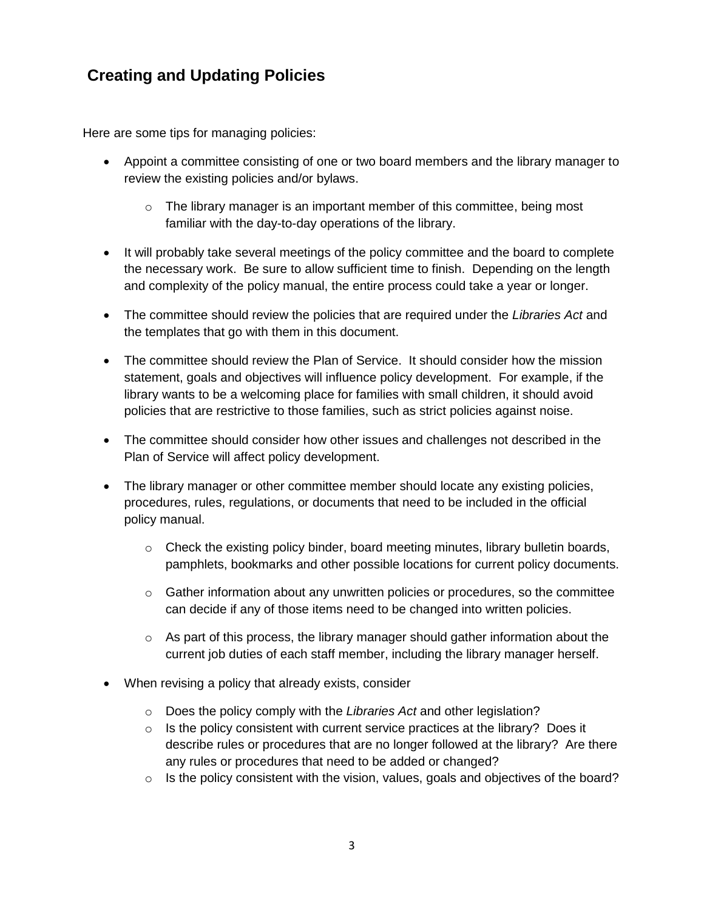## Creating and Updating Policies

Here are some tips for managing policies:

- Appoint a committee consisting of one or two board members and the library manager to review the existing policies and/or bylaws.
  - The library manager is an important member of this committee, being most familiar with the day-to-day operations of the library.
- It will probably take several meetings of the policy committee and the board to complete the necessary work. Be sure to allow sufficient time to finish. Depending on the length and complexity of the policy manual, the entire process could take a year or longer.
- The committee should review the policies that are required under the *Libraries Act* and the templates that go with them in this document.
- The committee should review the Plan of Service. It should consider how the mission statement, goals and objectives will influence policy development. For example, if the library wants to be a welcoming place for families with small children, it should avoid policies that are restrictive to those families, such as strict policies against noise.
- The committee should consider how other issues and challenges not described in the Plan of Service will affect policy development.
- The library manager or other committee member should locate any existing policies, procedures, rules, regulations, or documents that need to be included in the official policy manual.
  - Check the existing policy binder, board meeting minutes, library bulletin boards, pamphlets, bookmarks and other possible locations for current policy documents.
  - Gather information about any unwritten policies or procedures, so the committee can decide if any of those items need to be changed into written policies.
  - As part of this process, the library manager should gather information about the current job duties of each staff member, including the library manager herself.
- When revising a policy that already exists, consider
  - Does the policy comply with the *Libraries Act* and other legislation?
  - Is the policy consistent with current service practices at the library? Does it describe rules or procedures that are no longer followed at the library? Are there any rules or procedures that need to be added or changed?
  - Is the policy consistent with the vision, values, goals and objectives of the board?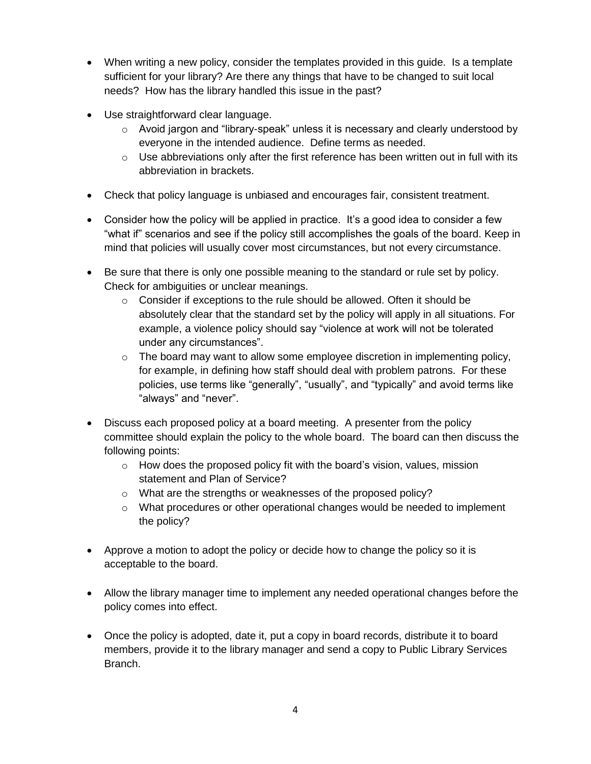- When writing a new policy, consider the templates provided in this guide. Is a template sufficient for your library? Are there any things that have to be changed to suit local needs? How has the library handled this issue in the past?

- Use straightforward clear language.
  - Avoid jargon and "library-speak" unless it is necessary and clearly understood by everyone in the intended audience. Define terms as needed.
  - Use abbreviations only after the first reference has been written out in full with its abbreviation in brackets.

- Check that policy language is unbiased and encourages fair, consistent treatment.

- Consider how the policy will be applied in practice. It's a good idea to consider a few "what if" scenarios and see if the policy still accomplishes the goals of the board. Keep in mind that policies will usually cover most circumstances, but not every circumstance.

- Be sure that there is only one possible meaning to the standard or rule set by policy. Check for ambiguities or unclear meanings.
  - Consider if exceptions to the rule should be allowed. Often it should be absolutely clear that the standard set by the policy will apply in all situations. For example, a violence policy should say "violence at work will not be tolerated under any circumstances".
  - The board may want to allow some employee discretion in implementing policy, for example, in defining how staff should deal with problem patrons. For these policies, use terms like "generally", "usually", and "typically" and avoid terms like "always" and "never".

- Discuss each proposed policy at a board meeting. A presenter from the policy committee should explain the policy to the whole board. The board can then discuss the following points:
  - How does the proposed policy fit with the board's vision, values, mission statement and Plan of Service?
  - What are the strengths or weaknesses of the proposed policy?
  - What procedures or other operational changes would be needed to implement the policy?

- Approve a motion to adopt the policy or decide how to change the policy so it is acceptable to the board.

- Allow the library manager time to implement any needed operational changes before the policy comes into effect.

- Once the policy is adopted, date it, put a copy in board records, distribute it to board members, provide it to the library manager and send a copy to Public Library Services Branch.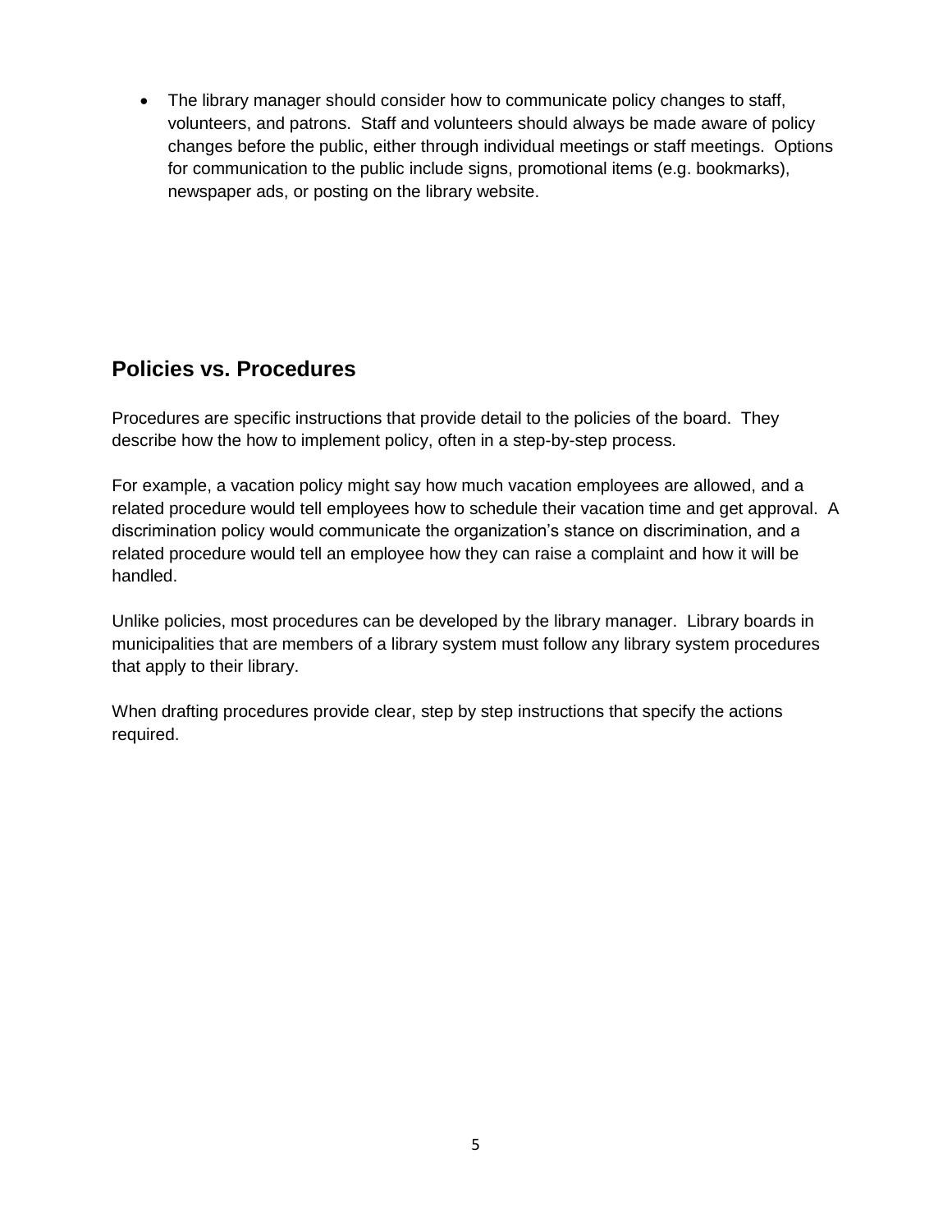- The library manager should consider how to communicate policy changes to staff, volunteers, and patrons. Staff and volunteers should always be made aware of policy changes before the public, either through individual meetings or staff meetings. Options for communication to the public include signs, promotional items (e.g. bookmarks), newspaper ads, or posting on the library website.

## Policies vs. Procedures

Procedures are specific instructions that provide detail to the policies of the board. They describe how the how to implement policy, often in a step-by-step process.

For example, a vacation policy might say how much vacation employees are allowed, and a related procedure would tell employees how to schedule their vacation time and get approval. A discrimination policy would communicate the organization's stance on discrimination, and a related procedure would tell an employee how they can raise a complaint and how it will be handled.

Unlike policies, most procedures can be developed by the library manager. Library boards in municipalities that are members of a library system must follow any library system procedures that apply to their library.

When drafting procedures provide clear, step by step instructions that specify the actions required.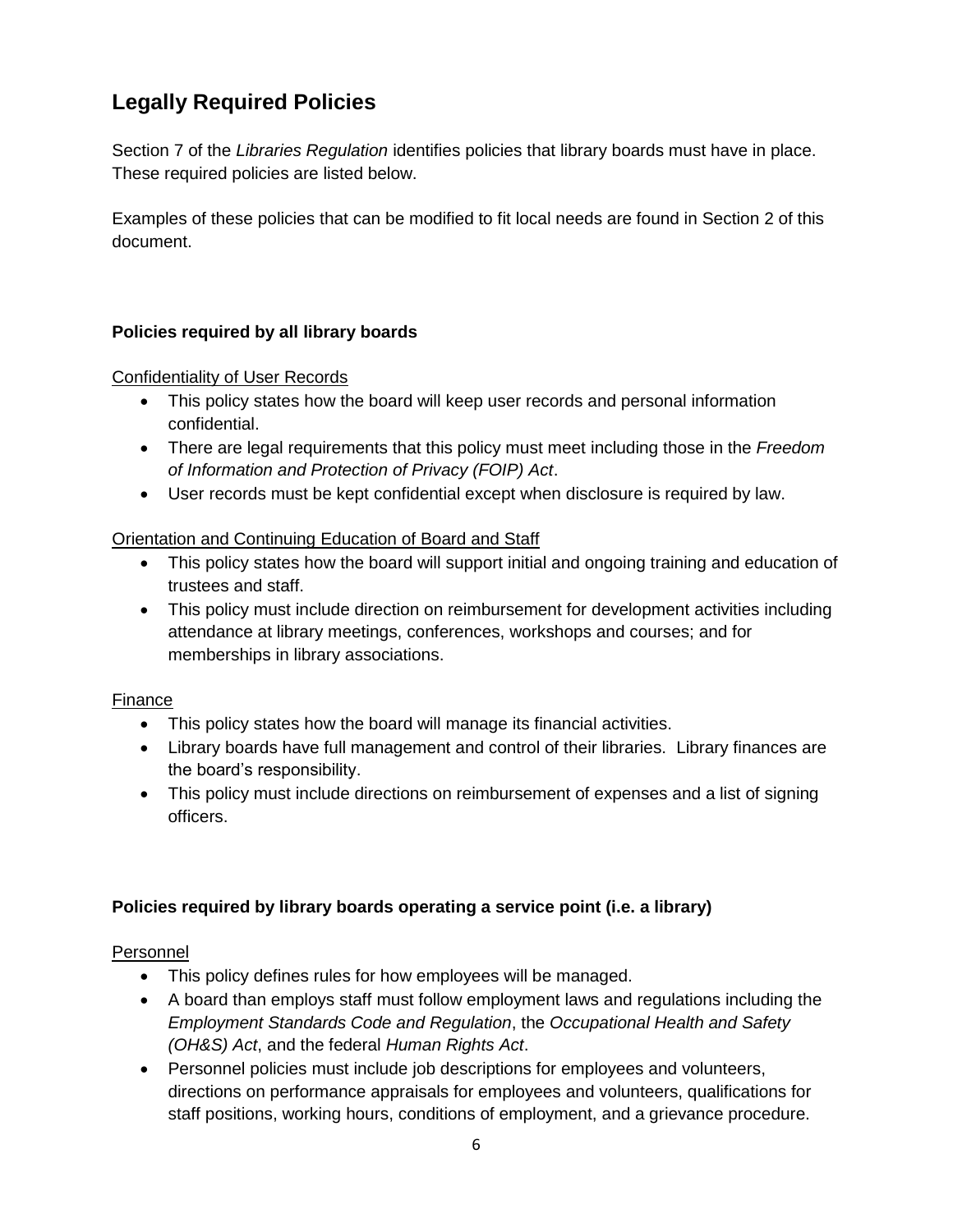## Legally Required Policies

Section 7 of the *Libraries Regulation* identifies policies that library boards must have in place. These required policies are listed below.

Examples of these policies that can be modified to fit local needs are found in Section 2 of this document.

### Policies required by all library boards

<u>Confidentiality of User Records</u>

- This policy states how the board will keep user records and personal information confidential.
- There are legal requirements that this policy must meet including those in the *Freedom of Information and Protection of Privacy (FOIP) Act*.
- User records must be kept confidential except when disclosure is required by law.

<u>Orientation and Continuing Education of Board and Staff</u>

- This policy states how the board will support initial and ongoing training and education of trustees and staff.
- This policy must include direction on reimbursement for development activities including attendance at library meetings, conferences, workshops and courses; and for memberships in library associations.

<u>Finance</u>

- This policy states how the board will manage its financial activities.
- Library boards have full management and control of their libraries. Library finances are the board's responsibility.
- This policy must include directions on reimbursement of expenses and a list of signing officers.

### Policies required by library boards operating a service point (i.e. a library)

<u>Personnel</u>

- This policy defines rules for how employees will be managed.
- A board than employs staff must follow employment laws and regulations including the *Employment Standards Code and Regulation*, the *Occupational Health and Safety (OH&S) Act*, and the federal *Human Rights Act*.
- Personnel policies must include job descriptions for employees and volunteers, directions on performance appraisals for employees and volunteers, qualifications for staff positions, working hours, conditions of employment, and a grievance procedure.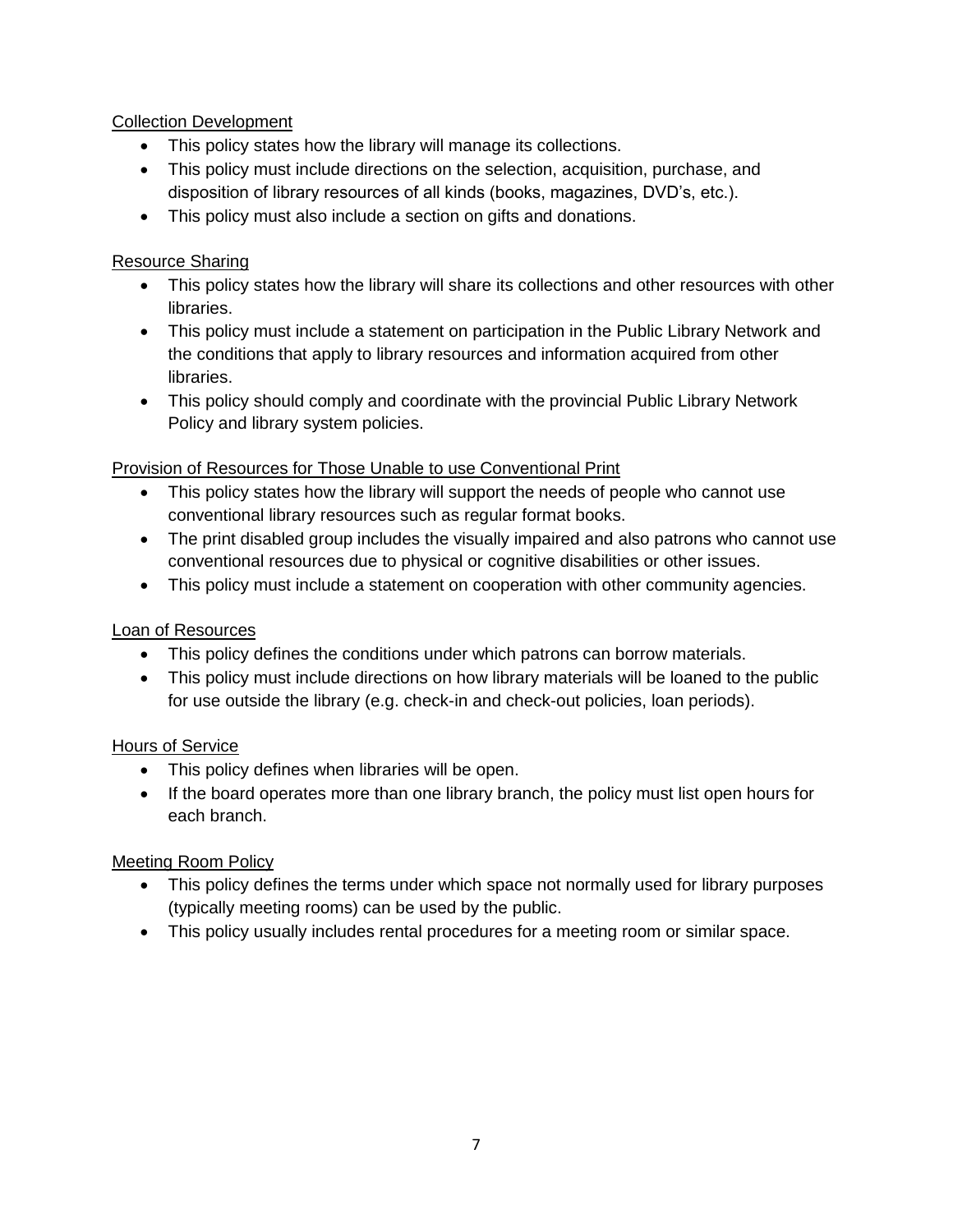Collection Development

- This policy states how the library will manage its collections.
- This policy must include directions on the selection, acquisition, purchase, and disposition of library resources of all kinds (books, magazines, DVD's, etc.).
- This policy must also include a section on gifts and donations.

Resource Sharing

- This policy states how the library will share its collections and other resources with other libraries.
- This policy must include a statement on participation in the Public Library Network and the conditions that apply to library resources and information acquired from other libraries.
- This policy should comply and coordinate with the provincial Public Library Network Policy and library system policies.

Provision of Resources for Those Unable to use Conventional Print

- This policy states how the library will support the needs of people who cannot use conventional library resources such as regular format books.
- The print disabled group includes the visually impaired and also patrons who cannot use conventional resources due to physical or cognitive disabilities or other issues.
- This policy must include a statement on cooperation with other community agencies.

Loan of Resources

- This policy defines the conditions under which patrons can borrow materials.
- This policy must include directions on how library materials will be loaned to the public for use outside the library (e.g. check-in and check-out policies, loan periods).

Hours of Service

- This policy defines when libraries will be open.
- If the board operates more than one library branch, the policy must list open hours for each branch.

Meeting Room Policy

- This policy defines the terms under which space not normally used for library purposes (typically meeting rooms) can be used by the public.
- This policy usually includes rental procedures for a meeting room or similar space.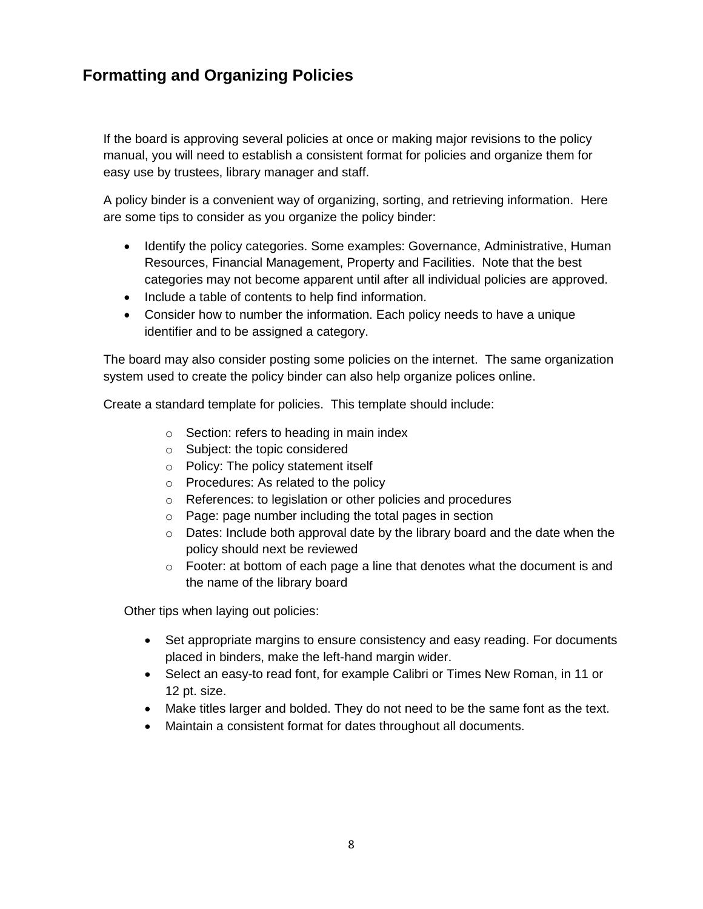## Formatting and Organizing Policies

If the board is approving several policies at once or making major revisions to the policy manual, you will need to establish a consistent format for policies and organize them for easy use by trustees, library manager and staff.

A policy binder is a convenient way of organizing, sorting, and retrieving information. Here are some tips to consider as you organize the policy binder:

- Identify the policy categories. Some examples: Governance, Administrative, Human Resources, Financial Management, Property and Facilities. Note that the best categories may not become apparent until after all individual policies are approved.
- Include a table of contents to help find information.
- Consider how to number the information. Each policy needs to have a unique identifier and to be assigned a category.

The board may also consider posting some policies on the internet. The same organization system used to create the policy binder can also help organize polices online.

Create a standard template for policies. This template should include:

- Section: refers to heading in main index
- Subject: the topic considered
- Policy: The policy statement itself
- Procedures: As related to the policy
- References: to legislation or other policies and procedures
- Page: page number including the total pages in section
- Dates: Include both approval date by the library board and the date when the policy should next be reviewed
- Footer: at bottom of each page a line that denotes what the document is and the name of the library board

Other tips when laying out policies:

- Set appropriate margins to ensure consistency and easy reading. For documents placed in binders, make the left-hand margin wider.
- Select an easy-to read font, for example Calibri or Times New Roman, in 11 or 12 pt. size.
- Make titles larger and bolded. They do not need to be the same font as the text.
- Maintain a consistent format for dates throughout all documents.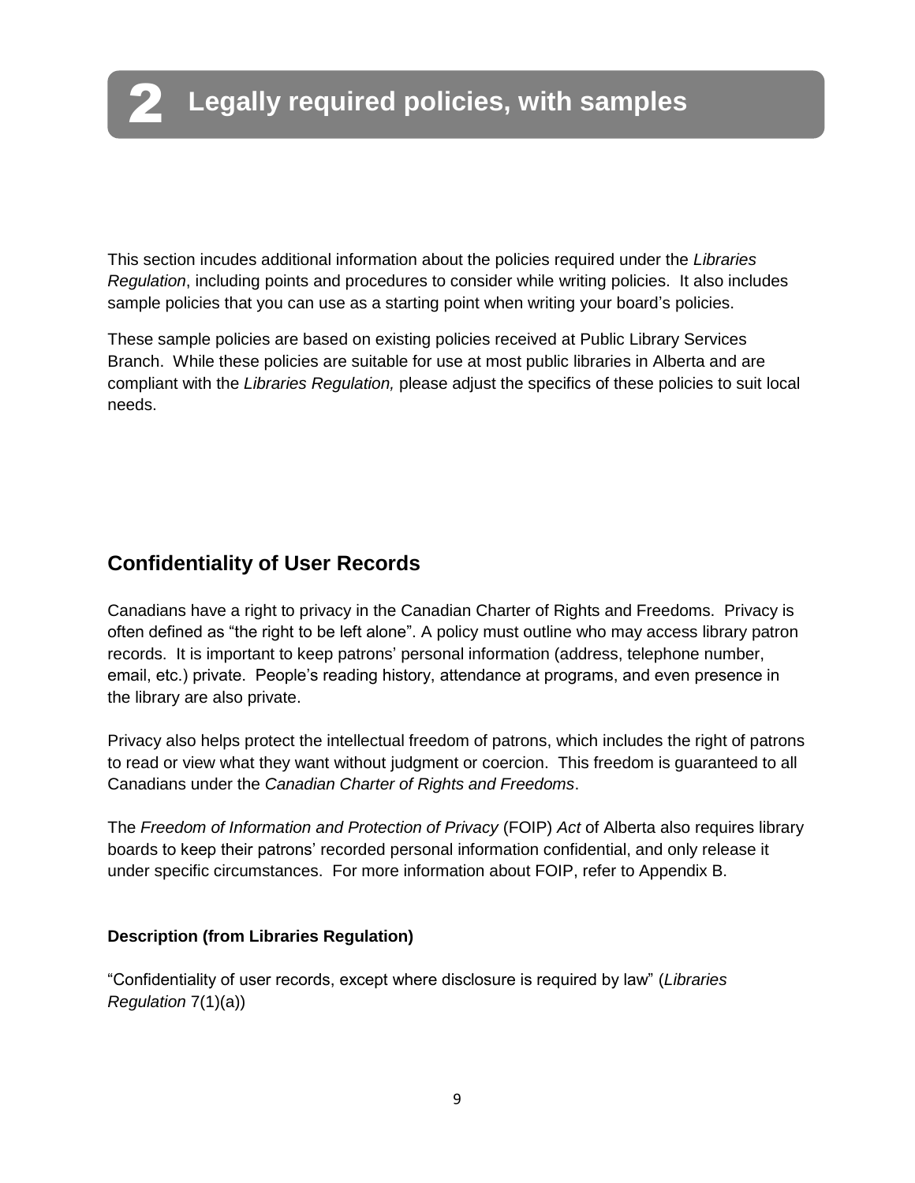# 2 Legally required policies, with samples

This section incudes additional information about the policies required under the *Libraries Regulation*, including points and procedures to consider while writing policies. It also includes sample policies that you can use as a starting point when writing your board's policies.

These sample policies are based on existing policies received at Public Library Services Branch. While these policies are suitable for use at most public libraries in Alberta and are compliant with the *Libraries Regulation,* please adjust the specifics of these policies to suit local needs.

## Confidentiality of User Records

Canadians have a right to privacy in the Canadian Charter of Rights and Freedoms. Privacy is often defined as "the right to be left alone". A policy must outline who may access library patron records. It is important to keep patrons' personal information (address, telephone number, email, etc.) private. People's reading history, attendance at programs, and even presence in the library are also private.

Privacy also helps protect the intellectual freedom of patrons, which includes the right of patrons to read or view what they want without judgment or coercion. This freedom is guaranteed to all Canadians under the *Canadian Charter of Rights and Freedoms*.

The *Freedom of Information and Protection of Privacy* (FOIP) *Act* of Alberta also requires library boards to keep their patrons' recorded personal information confidential, and only release it under specific circumstances. For more information about FOIP, refer to Appendix B.

### Description (from Libraries Regulation)

"Confidentiality of user records, except where disclosure is required by law" (*Libraries Regulation* 7(1)(a))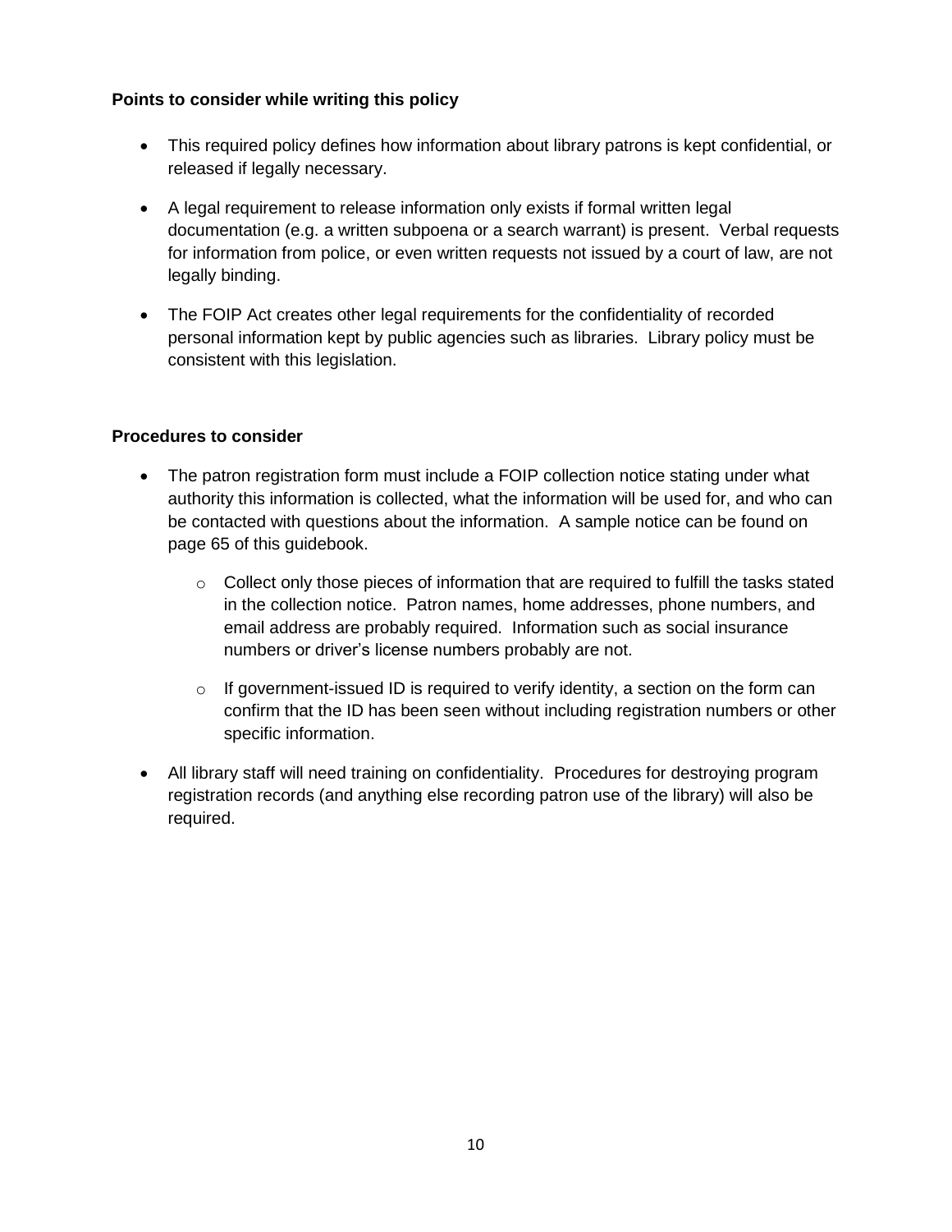**Points to consider while writing this policy**

- This required policy defines how information about library patrons is kept confidential, or released if legally necessary.
- A legal requirement to release information only exists if formal written legal documentation (e.g. a written subpoena or a search warrant) is present. Verbal requests for information from police, or even written requests not issued by a court of law, are not legally binding.
- The FOIP Act creates other legal requirements for the confidentiality of recorded personal information kept by public agencies such as libraries. Library policy must be consistent with this legislation.

**Procedures to consider**

- The patron registration form must include a FOIP collection notice stating under what authority this information is collected, what the information will be used for, and who can be contacted with questions about the information. A sample notice can be found on page 65 of this guidebook.
  - Collect only those pieces of information that are required to fulfill the tasks stated in the collection notice. Patron names, home addresses, phone numbers, and email address are probably required. Information such as social insurance numbers or driver's license numbers probably are not.
  - If government-issued ID is required to verify identity, a section on the form can confirm that the ID has been seen without including registration numbers or other specific information.
- All library staff will need training on confidentiality. Procedures for destroying program registration records (and anything else recording patron use of the library) will also be required.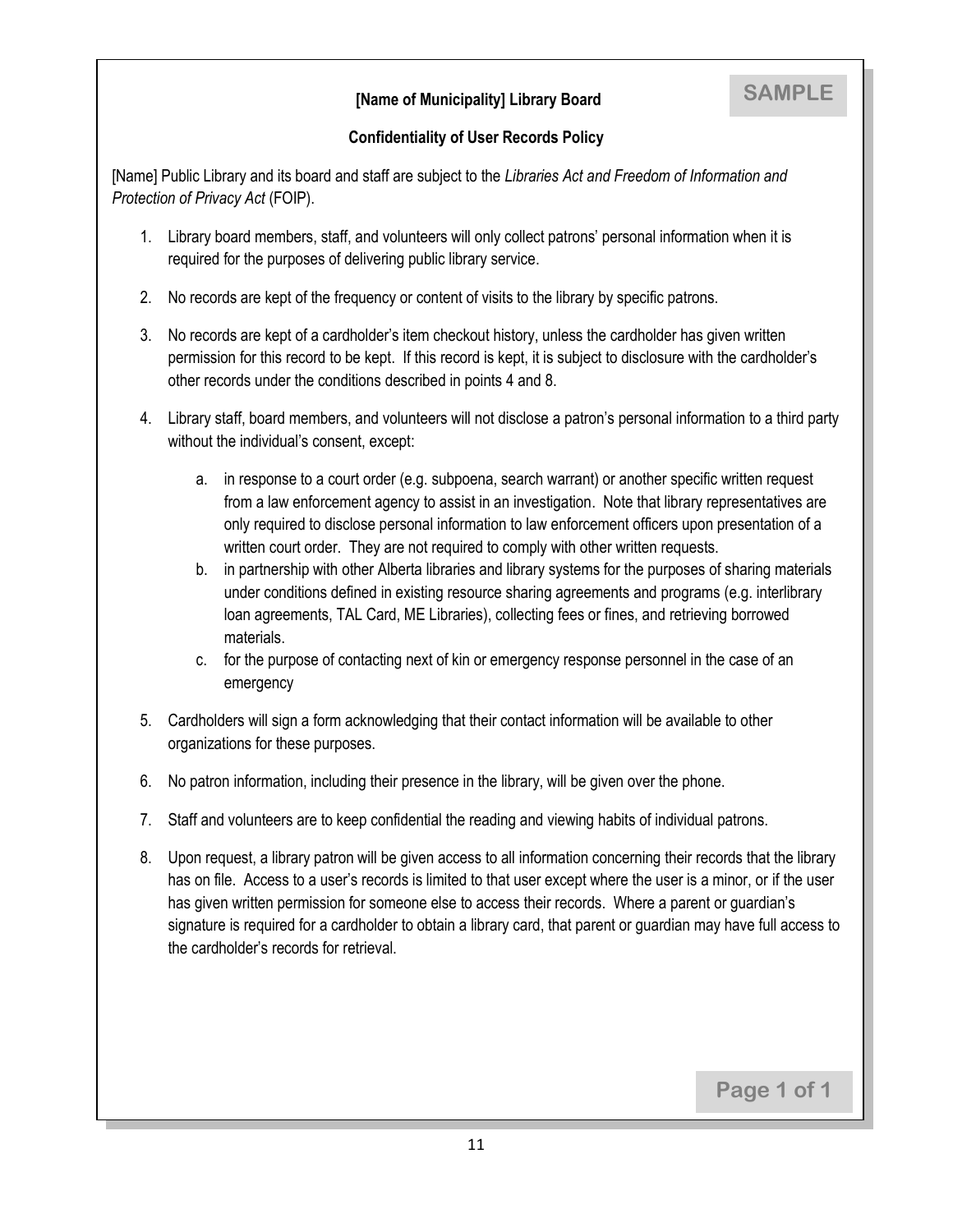**SAMPLE**

## [Name of Municipality] Library Board

### Confidentiality of User Records Policy

[Name] Public Library and its board and staff are subject to the *Libraries Act and Freedom of Information and Protection of Privacy Act* (FOIP).

1. Library board members, staff, and volunteers will only collect patrons' personal information when it is required for the purposes of delivering public library service.

2. No records are kept of the frequency or content of visits to the library by specific patrons.

3. No records are kept of a cardholder's item checkout history, unless the cardholder has given written permission for this record to be kept. If this record is kept, it is subject to disclosure with the cardholder's other records under the conditions described in points 4 and 8.

4. Library staff, board members, and volunteers will not disclose a patron's personal information to a third party without the individual's consent, except:

    a. in response to a court order (e.g. subpoena, search warrant) or another specific written request from a law enforcement agency to assist in an investigation. Note that library representatives are only required to disclose personal information to law enforcement officers upon presentation of a written court order. They are not required to comply with other written requests.
    b. in partnership with other Alberta libraries and library systems for the purposes of sharing materials under conditions defined in existing resource sharing agreements and programs (e.g. interlibrary loan agreements, TAL Card, ME Libraries), collecting fees or fines, and retrieving borrowed materials.
    c. for the purpose of contacting next of kin or emergency response personnel in the case of an emergency

5. Cardholders will sign a form acknowledging that their contact information will be available to other organizations for these purposes.

6. No patron information, including their presence in the library, will be given over the phone.

7. Staff and volunteers are to keep confidential the reading and viewing habits of individual patrons.

8. Upon request, a library patron will be given access to all information concerning their records that the library has on file. Access to a user's records is limited to that user except where the user is a minor, or if the user has given written permission for someone else to access their records. Where a parent or guardian's signature is required for a cardholder to obtain a library card, that parent or guardian may have full access to the cardholder's records for retrieval.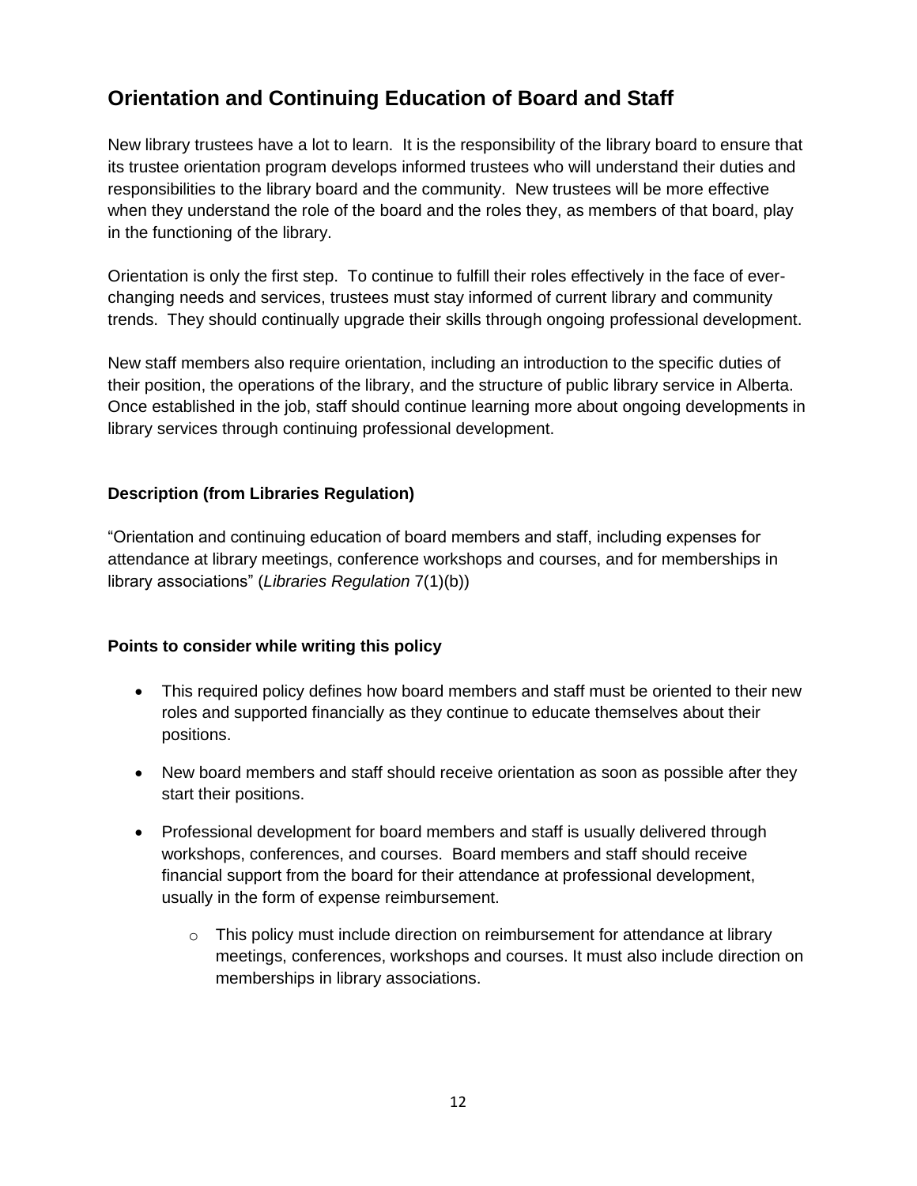## Orientation and Continuing Education of Board and Staff

New library trustees have a lot to learn. It is the responsibility of the library board to ensure that its trustee orientation program develops informed trustees who will understand their duties and responsibilities to the library board and the community. New trustees will be more effective when they understand the role of the board and the roles they, as members of that board, play in the functioning of the library.

Orientation is only the first step. To continue to fulfill their roles effectively in the face of ever-changing needs and services, trustees must stay informed of current library and community trends. They should continually upgrade their skills through ongoing professional development.

New staff members also require orientation, including an introduction to the specific duties of their position, the operations of the library, and the structure of public library service in Alberta. Once established in the job, staff should continue learning more about ongoing developments in library services through continuing professional development.

### Description (from Libraries Regulation)

"Orientation and continuing education of board members and staff, including expenses for attendance at library meetings, conference workshops and courses, and for memberships in library associations" (*Libraries Regulation* 7(1)(b))

### Points to consider while writing this policy

- This required policy defines how board members and staff must be oriented to their new roles and supported financially as they continue to educate themselves about their positions.
- New board members and staff should receive orientation as soon as possible after they start their positions.
- Professional development for board members and staff is usually delivered through workshops, conferences, and courses. Board members and staff should receive financial support from the board for their attendance at professional development, usually in the form of expense reimbursement.
  - This policy must include direction on reimbursement for attendance at library meetings, conferences, workshops and courses. It must also include direction on memberships in library associations.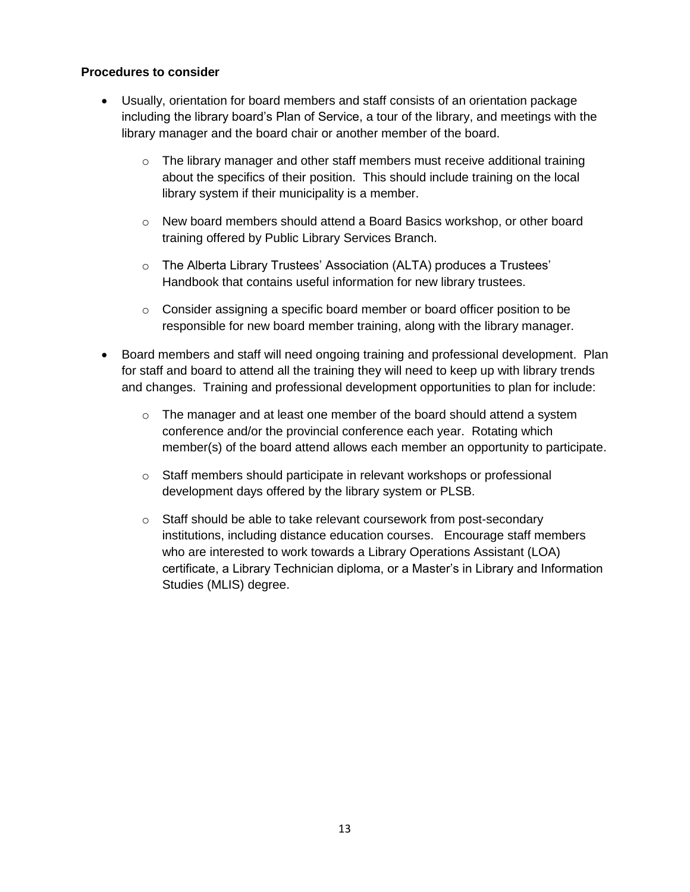**Procedures to consider**

- Usually, orientation for board members and staff consists of an orientation package including the library board's Plan of Service, a tour of the library, and meetings with the library manager and the board chair or another member of the board.
    - The library manager and other staff members must receive additional training about the specifics of their position. This should include training on the local library system if their municipality is a member.
    - New board members should attend a Board Basics workshop, or other board training offered by Public Library Services Branch.
    - The Alberta Library Trustees' Association (ALTA) produces a Trustees' Handbook that contains useful information for new library trustees.
    - Consider assigning a specific board member or board officer position to be responsible for new board member training, along with the library manager.
- Board members and staff will need ongoing training and professional development. Plan for staff and board to attend all the training they will need to keep up with library trends and changes. Training and professional development opportunities to plan for include:
    - The manager and at least one member of the board should attend a system conference and/or the provincial conference each year. Rotating which member(s) of the board attend allows each member an opportunity to participate.
    - Staff members should participate in relevant workshops or professional development days offered by the library system or PLSB.
    - Staff should be able to take relevant coursework from post-secondary institutions, including distance education courses. Encourage staff members who are interested to work towards a Library Operations Assistant (LOA) certificate, a Library Technician diploma, or a Master's in Library and Information Studies (MLIS) degree.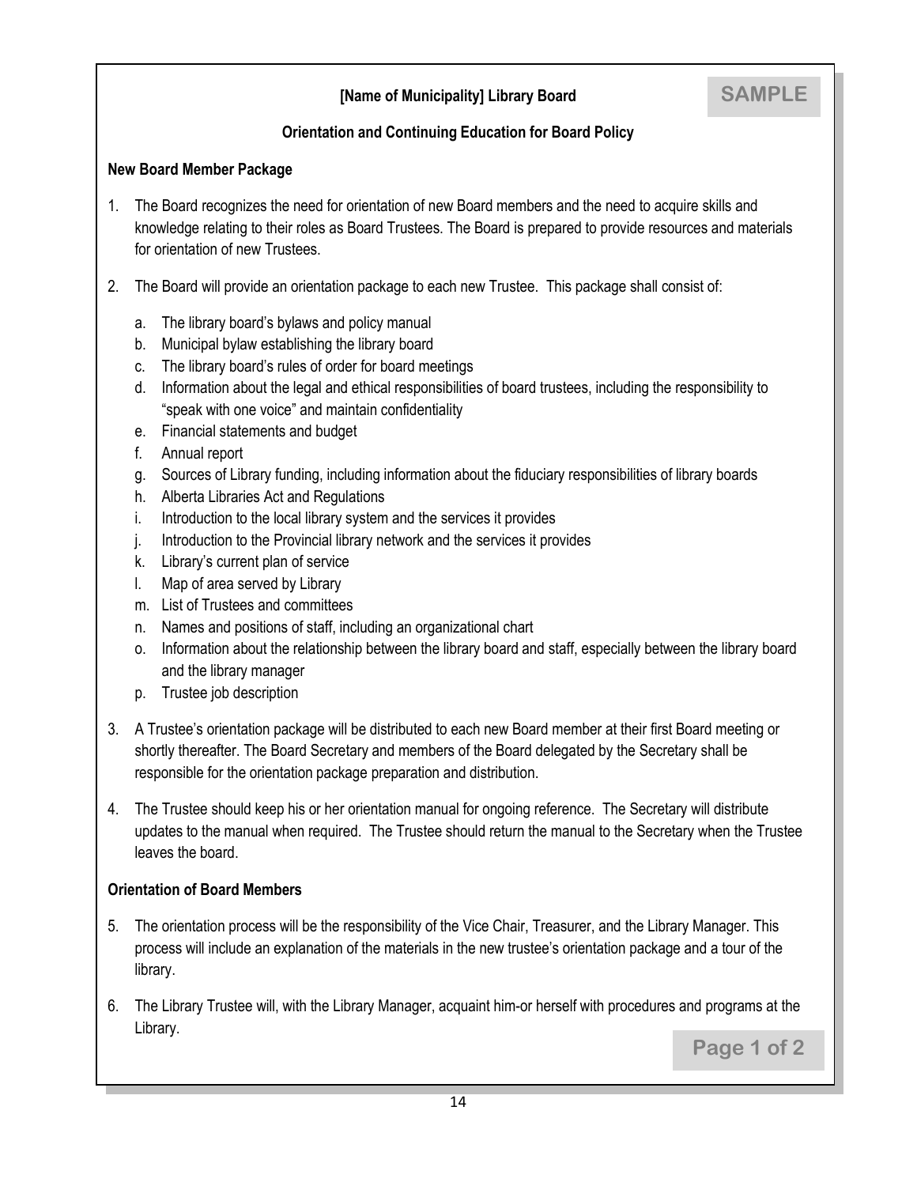**[Name of Municipality] Library Board**

SAMPLE

**Orientation and Continuing Education for Board Policy**

**New Board Member Package**

1. The Board recognizes the need for orientation of new Board members and the need to acquire skills and knowledge relating to their roles as Board Trustees. The Board is prepared to provide resources and materials for orientation of new Trustees.

2. The Board will provide an orientation package to each new Trustee. This package shall consist of:

   a. The library board's bylaws and policy manual
   b. Municipal bylaw establishing the library board
   c. The library board's rules of order for board meetings
   d. Information about the legal and ethical responsibilities of board trustees, including the responsibility to "speak with one voice" and maintain confidentiality
   e. Financial statements and budget
   f. Annual report
   g. Sources of Library funding, including information about the fiduciary responsibilities of library boards
   h. Alberta Libraries Act and Regulations
   i. Introduction to the local library system and the services it provides
   j. Introduction to the Provincial library network and the services it provides
   k. Library's current plan of service
   l. Map of area served by Library
   m. List of Trustees and committees
   n. Names and positions of staff, including an organizational chart
   o. Information about the relationship between the library board and staff, especially between the library board and the library manager
   p. Trustee job description

3. A Trustee's orientation package will be distributed to each new Board member at their first Board meeting or shortly thereafter. The Board Secretary and members of the Board delegated by the Secretary shall be responsible for the orientation package preparation and distribution.

4. The Trustee should keep his or her orientation manual for ongoing reference. The Secretary will distribute updates to the manual when required. The Trustee should return the manual to the Secretary when the Trustee leaves the board.

**Orientation of Board Members**

5. The orientation process will be the responsibility of the Vice Chair, Treasurer, and the Library Manager. This process will include an explanation of the materials in the new trustee's orientation package and a tour of the library.

6. The Library Trustee will, with the Library Manager, acquaint him-or herself with procedures and programs at the Library.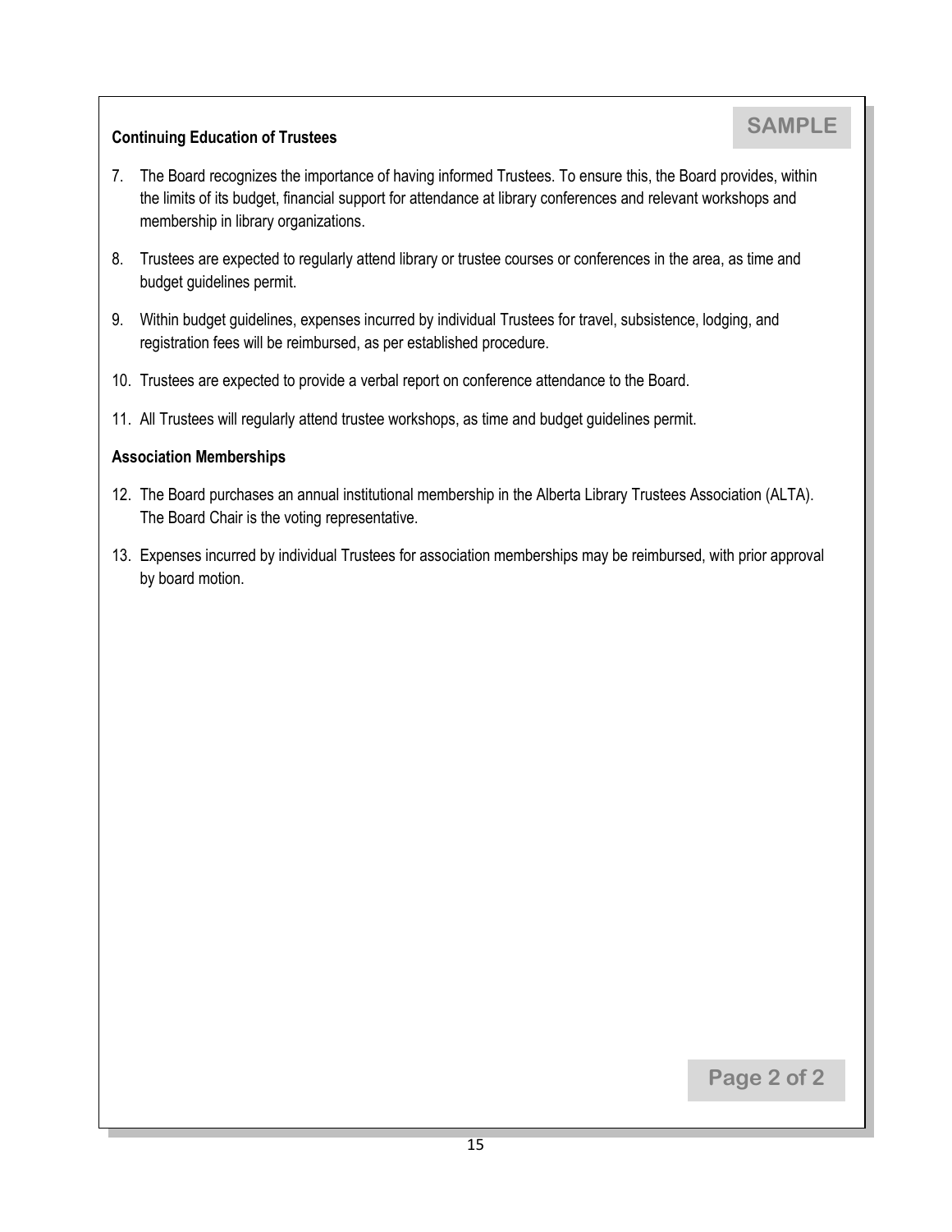SAMPLE

**Continuing Education of Trustees**

7. The Board recognizes the importance of having informed Trustees. To ensure this, the Board provides, within the limits of its budget, financial support for attendance at library conferences and relevant workshops and membership in library organizations.

8. Trustees are expected to regularly attend library or trustee courses or conferences in the area, as time and budget guidelines permit.

9. Within budget guidelines, expenses incurred by individual Trustees for travel, subsistence, lodging, and registration fees will be reimbursed, as per established procedure.

10. Trustees are expected to provide a verbal report on conference attendance to the Board.

11. All Trustees will regularly attend trustee workshops, as time and budget guidelines permit.

**Association Memberships**

12. The Board purchases an annual institutional membership in the Alberta Library Trustees Association (ALTA). The Board Chair is the voting representative.

13. Expenses incurred by individual Trustees for association memberships may be reimbursed, with prior approval by board motion.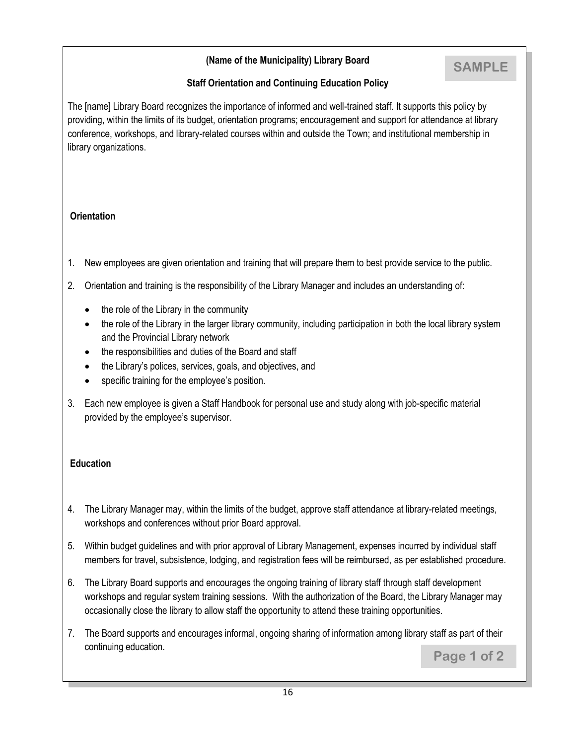**(Name of the Municipality) Library Board**

**SAMPLE**

**Staff Orientation and Continuing Education Policy**

The [name] Library Board recognizes the importance of informed and well-trained staff. It supports this policy by providing, within the limits of its budget, orientation programs; encouragement and support for attendance at library conference, workshops, and library-related courses within and outside the Town; and institutional membership in library organizations.

**Orientation**

1. New employees are given orientation and training that will prepare them to best provide service to the public.
2. Orientation and training is the responsibility of the Library Manager and includes an understanding of:
   - the role of the Library in the community
   - the role of the Library in the larger library community, including participation in both the local library system and the Provincial Library network
   - the responsibilities and duties of the Board and staff
   - the Library's polices, services, goals, and objectives, and
   - specific training for the employee's position.
3. Each new employee is given a Staff Handbook for personal use and study along with job-specific material provided by the employee's supervisor.

**Education**

4. The Library Manager may, within the limits of the budget, approve staff attendance at library-related meetings, workshops and conferences without prior Board approval.
5. Within budget guidelines and with prior approval of Library Management, expenses incurred by individual staff members for travel, subsistence, lodging, and registration fees will be reimbursed, as per established procedure.
6. The Library Board supports and encourages the ongoing training of library staff through staff development workshops and regular system training sessions. With the authorization of the Board, the Library Manager may occasionally close the library to allow staff the opportunity to attend these training opportunities.
7. The Board supports and encourages informal, ongoing sharing of information among library staff as part of their continuing education.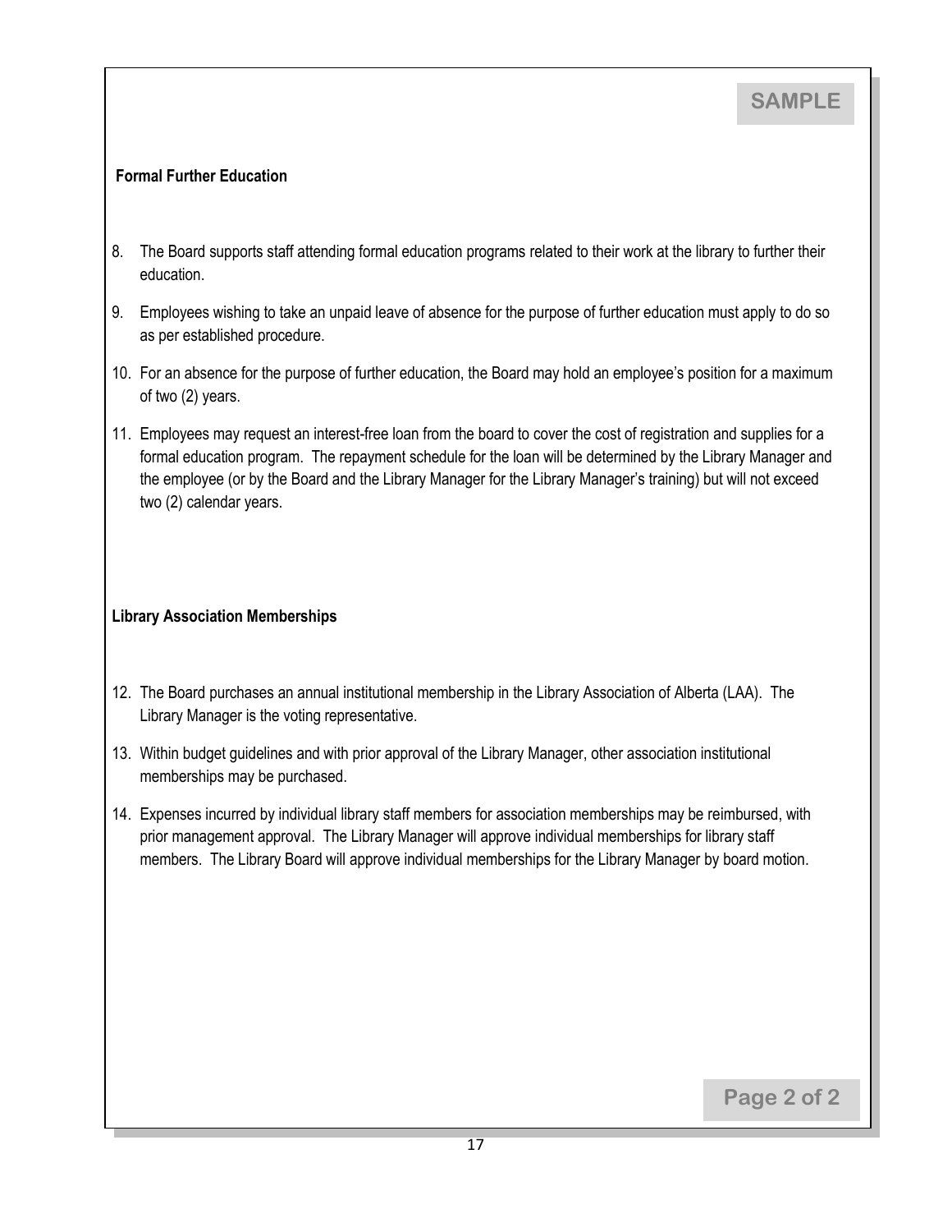**Formal Further Education**

8. The Board supports staff attending formal education programs related to their work at the library to further their education.

9. Employees wishing to take an unpaid leave of absence for the purpose of further education must apply to do so as per established procedure.

10. For an absence for the purpose of further education, the Board may hold an employee's position for a maximum of two (2) years.

11. Employees may request an interest-free loan from the board to cover the cost of registration and supplies for a formal education program. The repayment schedule for the loan will be determined by the Library Manager and the employee (or by the Board and the Library Manager for the Library Manager's training) but will not exceed two (2) calendar years.

**Library Association Memberships**

12. The Board purchases an annual institutional membership in the Library Association of Alberta (LAA). The Library Manager is the voting representative.

13. Within budget guidelines and with prior approval of the Library Manager, other association institutional memberships may be purchased.

14. Expenses incurred by individual library staff members for association memberships may be reimbursed, with prior management approval. The Library Manager will approve individual memberships for library staff members. The Library Board will approve individual memberships for the Library Manager by board motion.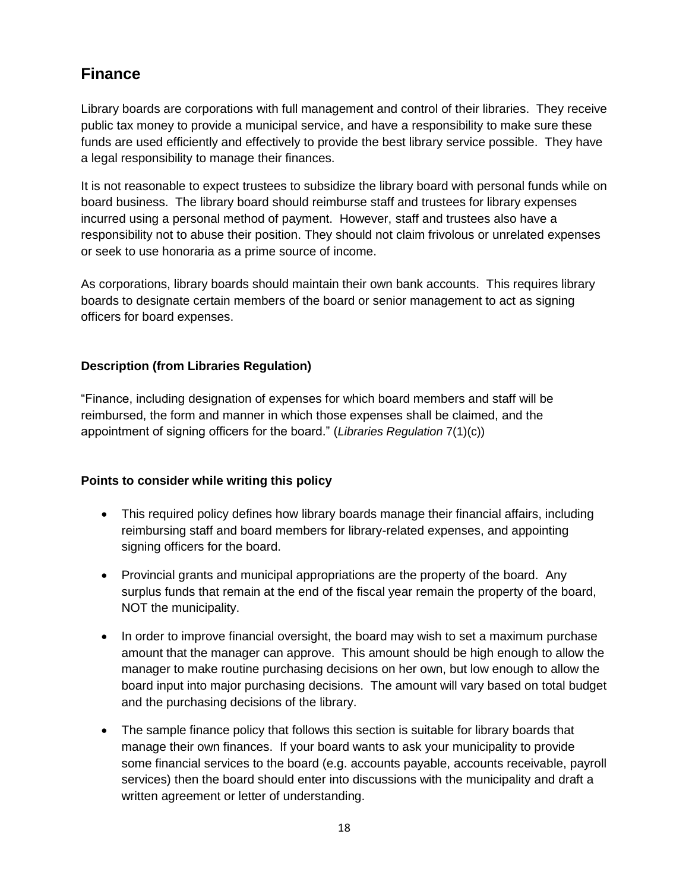## Finance

Library boards are corporations with full management and control of their libraries. They receive public tax money to provide a municipal service, and have a responsibility to make sure these funds are used efficiently and effectively to provide the best library service possible. They have a legal responsibility to manage their finances.

It is not reasonable to expect trustees to subsidize the library board with personal funds while on board business. The library board should reimburse staff and trustees for library expenses incurred using a personal method of payment. However, staff and trustees also have a responsibility not to abuse their position. They should not claim frivolous or unrelated expenses or seek to use honoraria as a prime source of income.

As corporations, library boards should maintain their own bank accounts. This requires library boards to designate certain members of the board or senior management to act as signing officers for board expenses.

### Description (from Libraries Regulation)

"Finance, including designation of expenses for which board members and staff will be reimbursed, the form and manner in which those expenses shall be claimed, and the appointment of signing officers for the board." (*Libraries Regulation* 7(1)(c))

### Points to consider while writing this policy

- This required policy defines how library boards manage their financial affairs, including reimbursing staff and board members for library-related expenses, and appointing signing officers for the board.
- Provincial grants and municipal appropriations are the property of the board. Any surplus funds that remain at the end of the fiscal year remain the property of the board, NOT the municipality.
- In order to improve financial oversight, the board may wish to set a maximum purchase amount that the manager can approve. This amount should be high enough to allow the manager to make routine purchasing decisions on her own, but low enough to allow the board input into major purchasing decisions. The amount will vary based on total budget and the purchasing decisions of the library.
- The sample finance policy that follows this section is suitable for library boards that manage their own finances. If your board wants to ask your municipality to provide some financial services to the board (e.g. accounts payable, accounts receivable, payroll services) then the board should enter into discussions with the municipality and draft a written agreement or letter of understanding.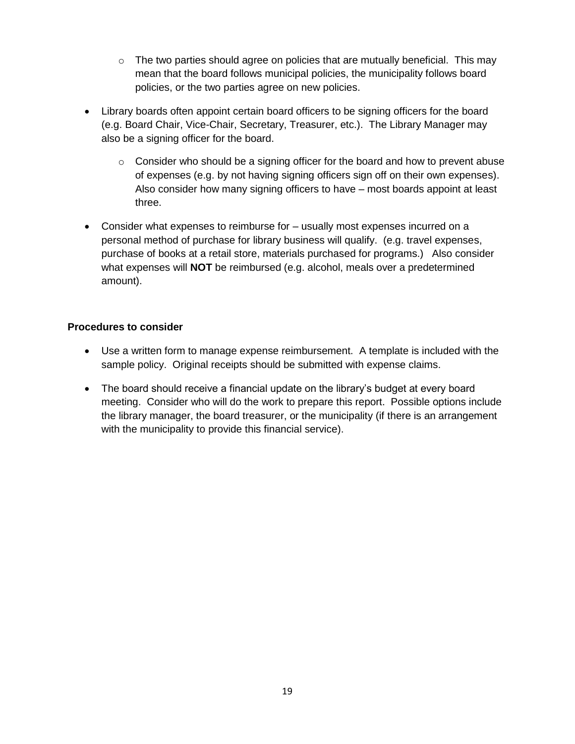- The two parties should agree on policies that are mutually beneficial. This may mean that the board follows municipal policies, the municipality follows board policies, or the two parties agree on new policies.

- Library boards often appoint certain board officers to be signing officers for the board (e.g. Board Chair, Vice-Chair, Secretary, Treasurer, etc.). The Library Manager may also be a signing officer for the board.
  - Consider who should be a signing officer for the board and how to prevent abuse of expenses (e.g. by not having signing officers sign off on their own expenses). Also consider how many signing officers to have – most boards appoint at least three.

- Consider what expenses to reimburse for – usually most expenses incurred on a personal method of purchase for library business will qualify. (e.g. travel expenses, purchase of books at a retail store, materials purchased for programs.) Also consider what expenses will **NOT** be reimbursed (e.g. alcohol, meals over a predetermined amount).

**Procedures to consider**

- Use a written form to manage expense reimbursement. A template is included with the sample policy. Original receipts should be submitted with expense claims.

- The board should receive a financial update on the library's budget at every board meeting. Consider who will do the work to prepare this report. Possible options include the library manager, the board treasurer, or the municipality (if there is an arrangement with the municipality to provide this financial service).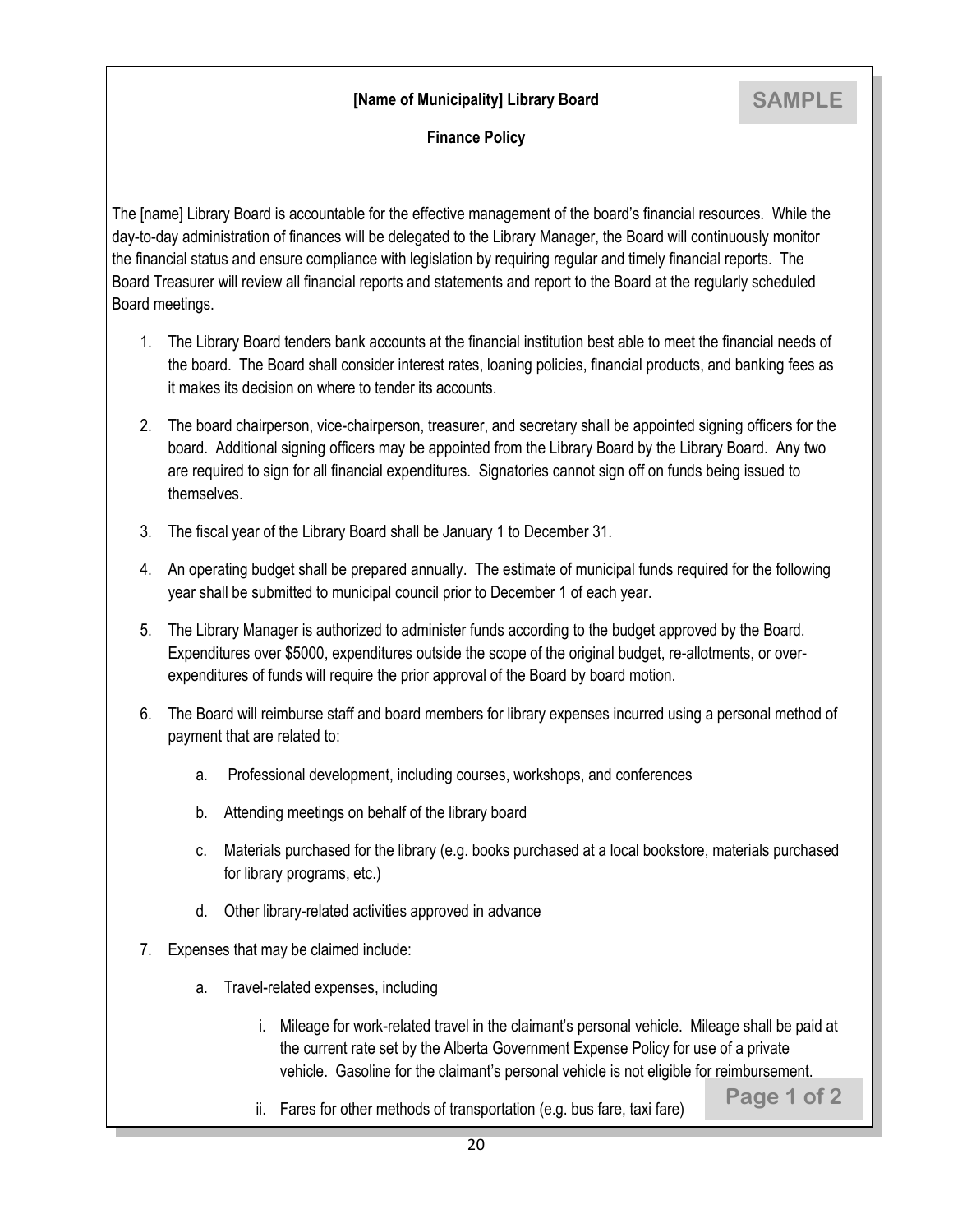**[Name of Municipality] Library Board**

SAMPLE

**Finance Policy**

The [name] Library Board is accountable for the effective management of the board's financial resources. While the day-to-day administration of finances will be delegated to the Library Manager, the Board will continuously monitor the financial status and ensure compliance with legislation by requiring regular and timely financial reports. The Board Treasurer will review all financial reports and statements and report to the Board at the regularly scheduled Board meetings.

1. The Library Board tenders bank accounts at the financial institution best able to meet the financial needs of the board. The Board shall consider interest rates, loaning policies, financial products, and banking fees as it makes its decision on where to tender its accounts.

2. The board chairperson, vice-chairperson, treasurer, and secretary shall be appointed signing officers for the board. Additional signing officers may be appointed from the Library Board by the Library Board. Any two are required to sign for all financial expenditures. Signatories cannot sign off on funds being issued to themselves.

3. The fiscal year of the Library Board shall be January 1 to December 31.

4. An operating budget shall be prepared annually. The estimate of municipal funds required for the following year shall be submitted to municipal council prior to December 1 of each year.

5. The Library Manager is authorized to administer funds according to the budget approved by the Board. Expenditures over $5000, expenditures outside the scope of the original budget, re-allotments, or over-expenditures of funds will require the prior approval of the Board by board motion.

6. The Board will reimburse staff and board members for library expenses incurred using a personal method of payment that are related to:

   a. Professional development, including courses, workshops, and conferences

   b. Attending meetings on behalf of the library board

   c. Materials purchased for the library (e.g. books purchased at a local bookstore, materials purchased for library programs, etc.)

   d. Other library-related activities approved in advance

7. Expenses that may be claimed include:

   a. Travel-related expenses, including

      i. Mileage for work-related travel in the claimant's personal vehicle. Mileage shall be paid at the current rate set by the Alberta Government Expense Policy for use of a private vehicle. Gasoline for the claimant's personal vehicle is not eligible for reimbursement.

      ii. Fares for other methods of transportation (e.g. bus fare, taxi fare)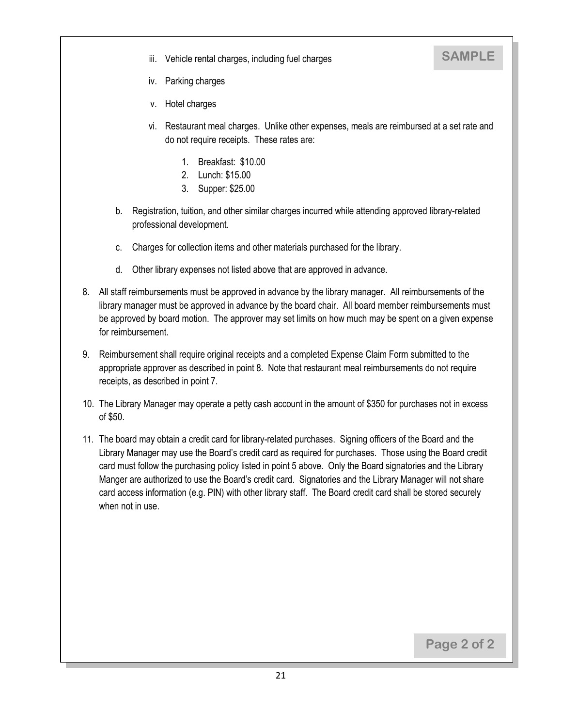iii. Vehicle rental charges, including fuel charges

iv. Parking charges

v. Hotel charges

vi. Restaurant meal charges. Unlike other expenses, meals are reimbursed at a set rate and do not require receipts. These rates are:

1. Breakfast: $10.00
2. Lunch: $15.00
3. Supper: $25.00

b. Registration, tuition, and other similar charges incurred while attending approved library-related professional development.

c. Charges for collection items and other materials purchased for the library.

d. Other library expenses not listed above that are approved in advance.

8. All staff reimbursements must be approved in advance by the library manager. All reimbursements of the library manager must be approved in advance by the board chair. All board member reimbursements must be approved by board motion. The approver may set limits on how much may be spent on a given expense for reimbursement.

9. Reimbursement shall require original receipts and a completed Expense Claim Form submitted to the appropriate approver as described in point 8. Note that restaurant meal reimbursements do not require receipts, as described in point 7.

10. The Library Manager may operate a petty cash account in the amount of $350 for purchases not in excess of $50.

11. The board may obtain a credit card for library-related purchases. Signing officers of the Board and the Library Manager may use the Board's credit card as required for purchases. Those using the Board credit card must follow the purchasing policy listed in point 5 above. Only the Board signatories and the Library Manger are authorized to use the Board's credit card. Signatories and the Library Manager will not share card access information (e.g. PIN) with other library staff. The Board credit card shall be stored securely when not in use.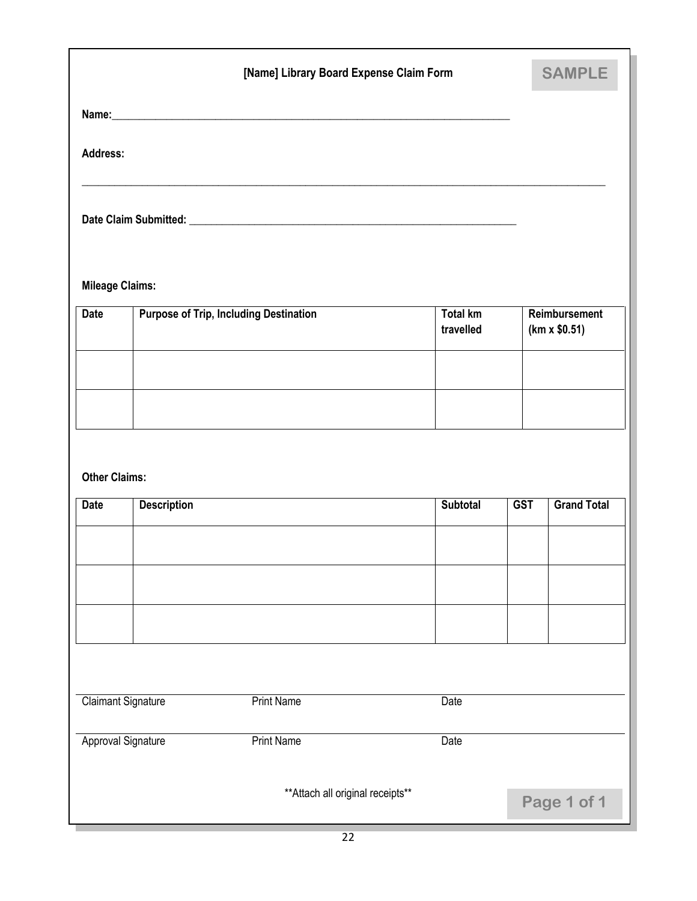## [Name] Library Board Expense Claim Form

**SAMPLE**

**Name:**___________________________________________________________________________

**Address:**

_____________________________________________________________________________________________________

**Date Claim Submitted:** _______________________________________________________________

**Mileage Claims:**

| Date | Purpose of Trip, Including Destination | Total km travelled | Reimbursement (km x $0.51) |
|---|---|---|---|
| | | | |
| | | | |

**Other Claims:**

| Date | Description | Subtotal | GST | Grand Total |
|---|---|---|---|---|
| | | | | |
| | | | | |
| | | | | |

_____________________________________________________________________________________________________
Claimant Signature                    Print Name                    Date

_____________________________________________________________________________________________________
Approval Signature                    Print Name                    Date

**Attach all original receipts**

Page 1 of 1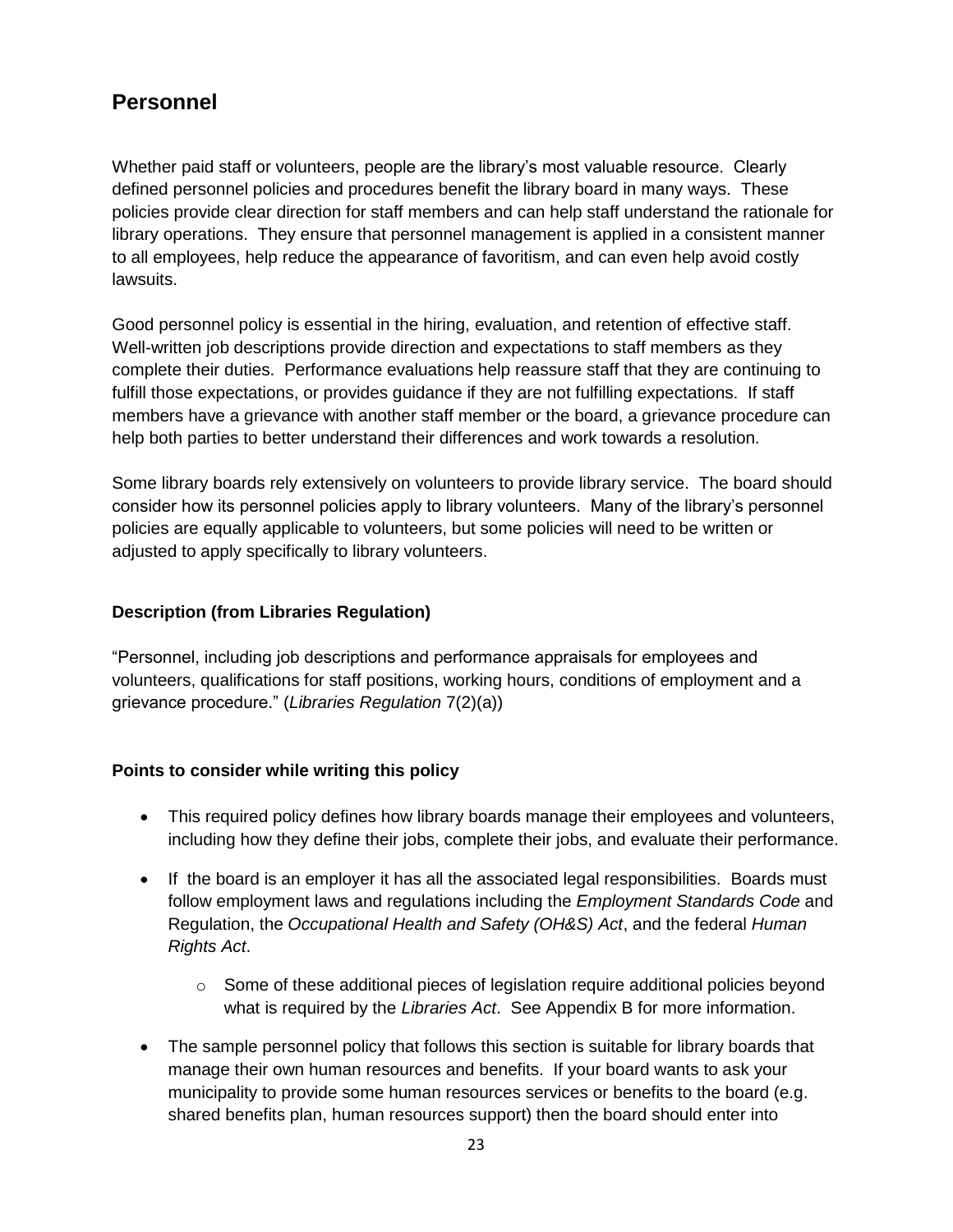## Personnel

Whether paid staff or volunteers, people are the library's most valuable resource. Clearly defined personnel policies and procedures benefit the library board in many ways. These policies provide clear direction for staff members and can help staff understand the rationale for library operations. They ensure that personnel management is applied in a consistent manner to all employees, help reduce the appearance of favoritism, and can even help avoid costly lawsuits.

Good personnel policy is essential in the hiring, evaluation, and retention of effective staff. Well-written job descriptions provide direction and expectations to staff members as they complete their duties. Performance evaluations help reassure staff that they are continuing to fulfill those expectations, or provides guidance if they are not fulfilling expectations. If staff members have a grievance with another staff member or the board, a grievance procedure can help both parties to better understand their differences and work towards a resolution.

Some library boards rely extensively on volunteers to provide library service. The board should consider how its personnel policies apply to library volunteers. Many of the library's personnel policies are equally applicable to volunteers, but some policies will need to be written or adjusted to apply specifically to library volunteers.

**Description (from Libraries Regulation)**

"Personnel, including job descriptions and performance appraisals for employees and volunteers, qualifications for staff positions, working hours, conditions of employment and a grievance procedure." (*Libraries Regulation* 7(2)(a))

**Points to consider while writing this policy**

- This required policy defines how library boards manage their employees and volunteers, including how they define their jobs, complete their jobs, and evaluate their performance.
- If the board is an employer it has all the associated legal responsibilities. Boards must follow employment laws and regulations including the *Employment Standards Code* and Regulation, the *Occupational Health and Safety (OH&S) Act*, and the federal *Human Rights Act*.
  - Some of these additional pieces of legislation require additional policies beyond what is required by the *Libraries Act*. See Appendix B for more information.
- The sample personnel policy that follows this section is suitable for library boards that manage their own human resources and benefits. If your board wants to ask your municipality to provide some human resources services or benefits to the board (e.g. shared benefits plan, human resources support) then the board should enter into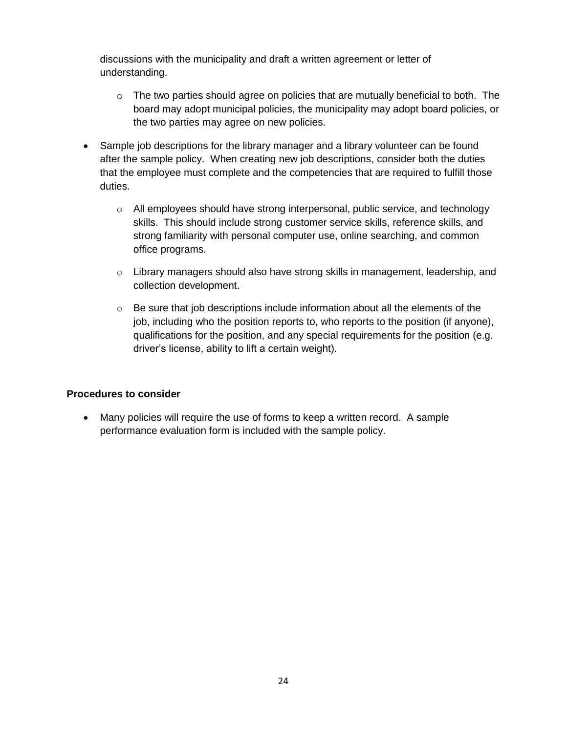discussions with the municipality and draft a written agreement or letter of understanding.

  - The two parties should agree on policies that are mutually beneficial to both. The board may adopt municipal policies, the municipality may adopt board policies, or the two parties may agree on new policies.

- Sample job descriptions for the library manager and a library volunteer can be found after the sample policy. When creating new job descriptions, consider both the duties that the employee must complete and the competencies that are required to fulfill those duties.

  - All employees should have strong interpersonal, public service, and technology skills. This should include strong customer service skills, reference skills, and strong familiarity with personal computer use, online searching, and common office programs.

  - Library managers should also have strong skills in management, leadership, and collection development.

  - Be sure that job descriptions include information about all the elements of the job, including who the position reports to, who reports to the position (if anyone), qualifications for the position, and any special requirements for the position (e.g. driver's license, ability to lift a certain weight).

**Procedures to consider**

- Many policies will require the use of forms to keep a written record. A sample performance evaluation form is included with the sample policy.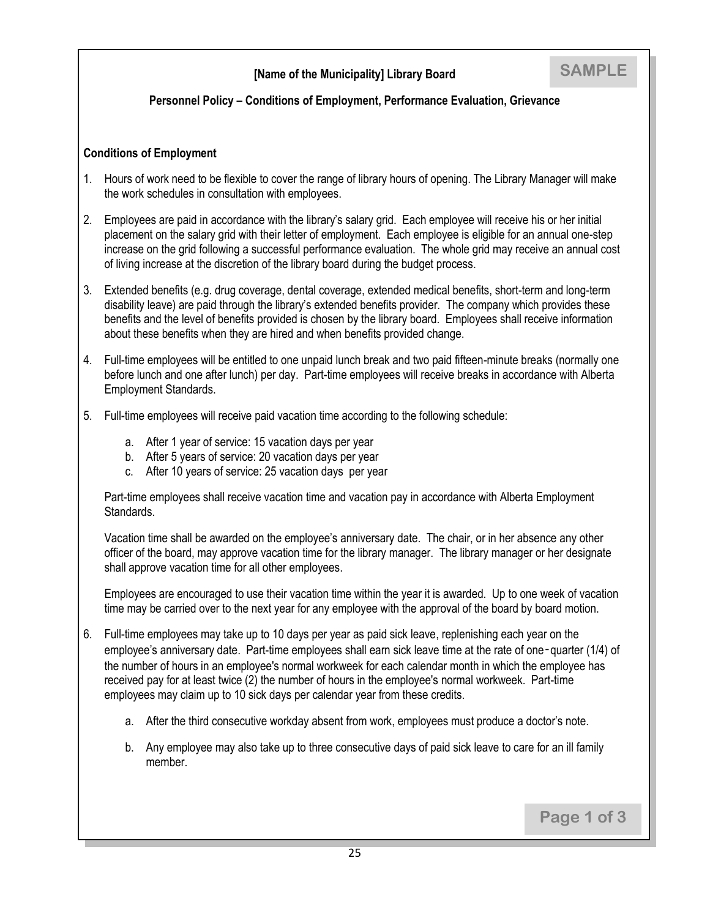**[Name of the Municipality] Library Board**

SAMPLE

**Personnel Policy – Conditions of Employment, Performance Evaluation, Grievance**

**Conditions of Employment**

1. Hours of work need to be flexible to cover the range of library hours of opening. The Library Manager will make the work schedules in consultation with employees.

2. Employees are paid in accordance with the library's salary grid. Each employee will receive his or her initial placement on the salary grid with their letter of employment. Each employee is eligible for an annual one-step increase on the grid following a successful performance evaluation. The whole grid may receive an annual cost of living increase at the discretion of the library board during the budget process.

3. Extended benefits (e.g. drug coverage, dental coverage, extended medical benefits, short-term and long-term disability leave) are paid through the library's extended benefits provider. The company which provides these benefits and the level of benefits provided is chosen by the library board. Employees shall receive information about these benefits when they are hired and when benefits provided change.

4. Full-time employees will be entitled to one unpaid lunch break and two paid fifteen-minute breaks (normally one before lunch and one after lunch) per day. Part-time employees will receive breaks in accordance with Alberta Employment Standards.

5. Full-time employees will receive paid vacation time according to the following schedule:

   a. After 1 year of service: 15 vacation days per year
   b. After 5 years of service: 20 vacation days per year
   c. After 10 years of service: 25 vacation days per year

   Part-time employees shall receive vacation time and vacation pay in accordance with Alberta Employment Standards.

   Vacation time shall be awarded on the employee's anniversary date. The chair, or in her absence any other officer of the board, may approve vacation time for the library manager. The library manager or her designate shall approve vacation time for all other employees.

   Employees are encouraged to use their vacation time within the year it is awarded. Up to one week of vacation time may be carried over to the next year for any employee with the approval of the board by board motion.

6. Full-time employees may take up to 10 days per year as paid sick leave, replenishing each year on the employee's anniversary date. Part-time employees shall earn sick leave time at the rate of one-quarter (1/4) of the number of hours in an employee's normal workweek for each calendar month in which the employee has received pay for at least twice (2) the number of hours in the employee's normal workweek. Part-time employees may claim up to 10 sick days per calendar year from these credits.

   a. After the third consecutive workday absent from work, employees must produce a doctor's note.

   b. Any employee may also take up to three consecutive days of paid sick leave to care for an ill family member.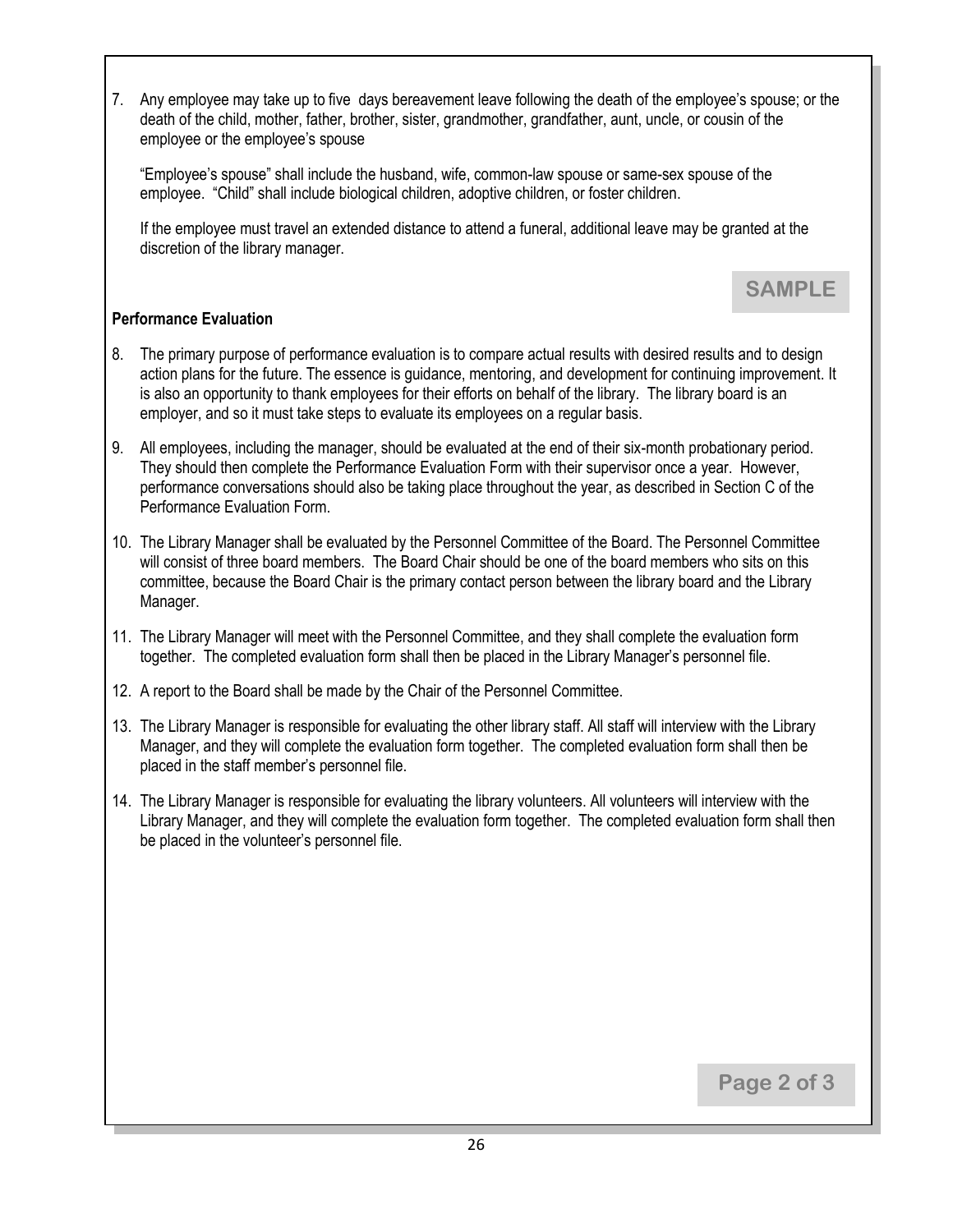7. Any employee may take up to five days bereavement leave following the death of the employee's spouse; or the death of the child, mother, father, brother, sister, grandmother, grandfather, aunt, uncle, or cousin of the employee or the employee's spouse

   "Employee's spouse" shall include the husband, wife, common-law spouse or same-sex spouse of the employee. "Child" shall include biological children, adoptive children, or foster children.

   If the employee must travel an extended distance to attend a funeral, additional leave may be granted at the discretion of the library manager.

SAMPLE

**Performance Evaluation**

8. The primary purpose of performance evaluation is to compare actual results with desired results and to design action plans for the future. The essence is guidance, mentoring, and development for continuing improvement. It is also an opportunity to thank employees for their efforts on behalf of the library. The library board is an employer, and so it must take steps to evaluate its employees on a regular basis.

9. All employees, including the manager, should be evaluated at the end of their six-month probationary period. They should then complete the Performance Evaluation Form with their supervisor once a year. However, performance conversations should also be taking place throughout the year, as described in Section C of the Performance Evaluation Form.

10. The Library Manager shall be evaluated by the Personnel Committee of the Board. The Personnel Committee will consist of three board members. The Board Chair should be one of the board members who sits on this committee, because the Board Chair is the primary contact person between the library board and the Library Manager.

11. The Library Manager will meet with the Personnel Committee, and they shall complete the evaluation form together. The completed evaluation form shall then be placed in the Library Manager's personnel file.

12. A report to the Board shall be made by the Chair of the Personnel Committee.

13. The Library Manager is responsible for evaluating the other library staff. All staff will interview with the Library Manager, and they will complete the evaluation form together. The completed evaluation form shall then be placed in the staff member's personnel file.

14. The Library Manager is responsible for evaluating the library volunteers. All volunteers will interview with the Library Manager, and they will complete the evaluation form together. The completed evaluation form shall then be placed in the volunteer's personnel file.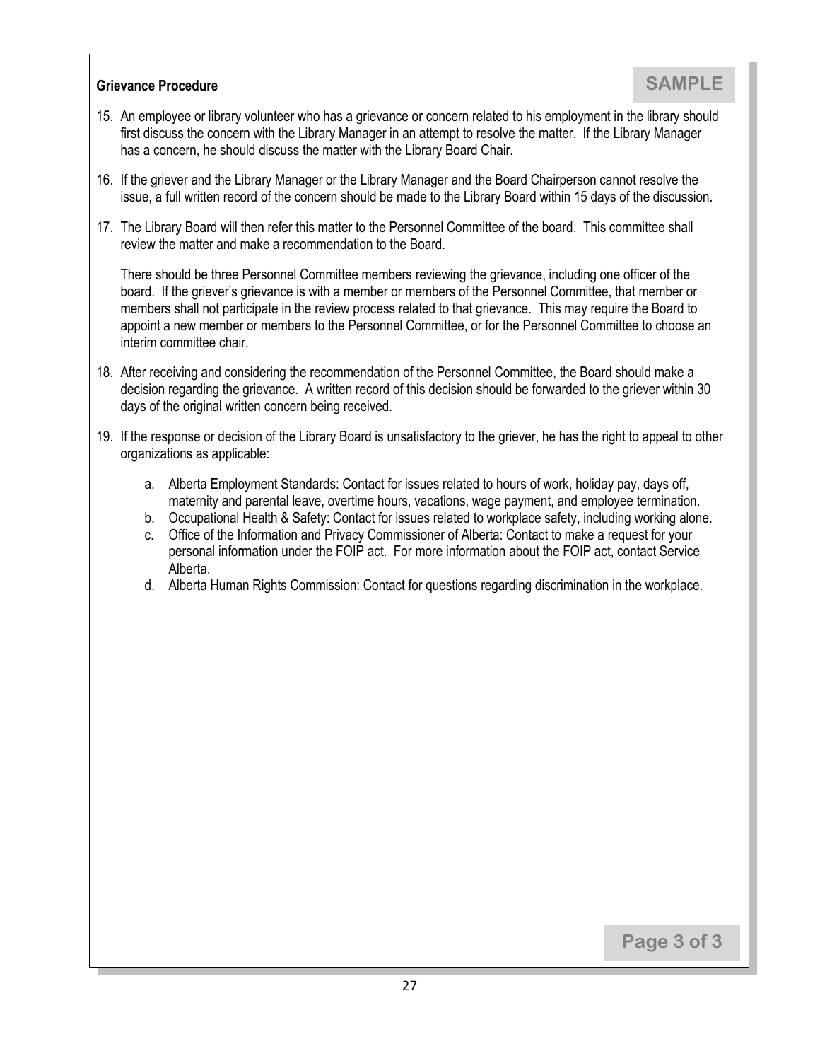**Grievance Procedure**

SAMPLE

15. An employee or library volunteer who has a grievance or concern related to his employment in the library should first discuss the concern with the Library Manager in an attempt to resolve the matter. If the Library Manager has a concern, he should discuss the matter with the Library Board Chair.

16. If the griever and the Library Manager or the Library Manager and the Board Chairperson cannot resolve the issue, a full written record of the concern should be made to the Library Board within 15 days of the discussion.

17. The Library Board will then refer this matter to the Personnel Committee of the board. This committee shall review the matter and make a recommendation to the Board.

    There should be three Personnel Committee members reviewing the grievance, including one officer of the board. If the griever's grievance is with a member or members of the Personnel Committee, that member or members shall not participate in the review process related to that grievance. This may require the Board to appoint a new member or members to the Personnel Committee, or for the Personnel Committee to choose an interim committee chair.

18. After receiving and considering the recommendation of the Personnel Committee, the Board should make a decision regarding the grievance. A written record of this decision should be forwarded to the griever within 30 days of the original written concern being received.

19. If the response or decision of the Library Board is unsatisfactory to the griever, he has the right to appeal to other organizations as applicable:

    a. Alberta Employment Standards: Contact for issues related to hours of work, holiday pay, days off, maternity and parental leave, overtime hours, vacations, wage payment, and employee termination.
    b. Occupational Health & Safety: Contact for issues related to workplace safety, including working alone.
    c. Office of the Information and Privacy Commissioner of Alberta: Contact to make a request for your personal information under the FOIP act. For more information about the FOIP act, contact Service Alberta.
    d. Alberta Human Rights Commission: Contact for questions regarding discrimination in the workplace.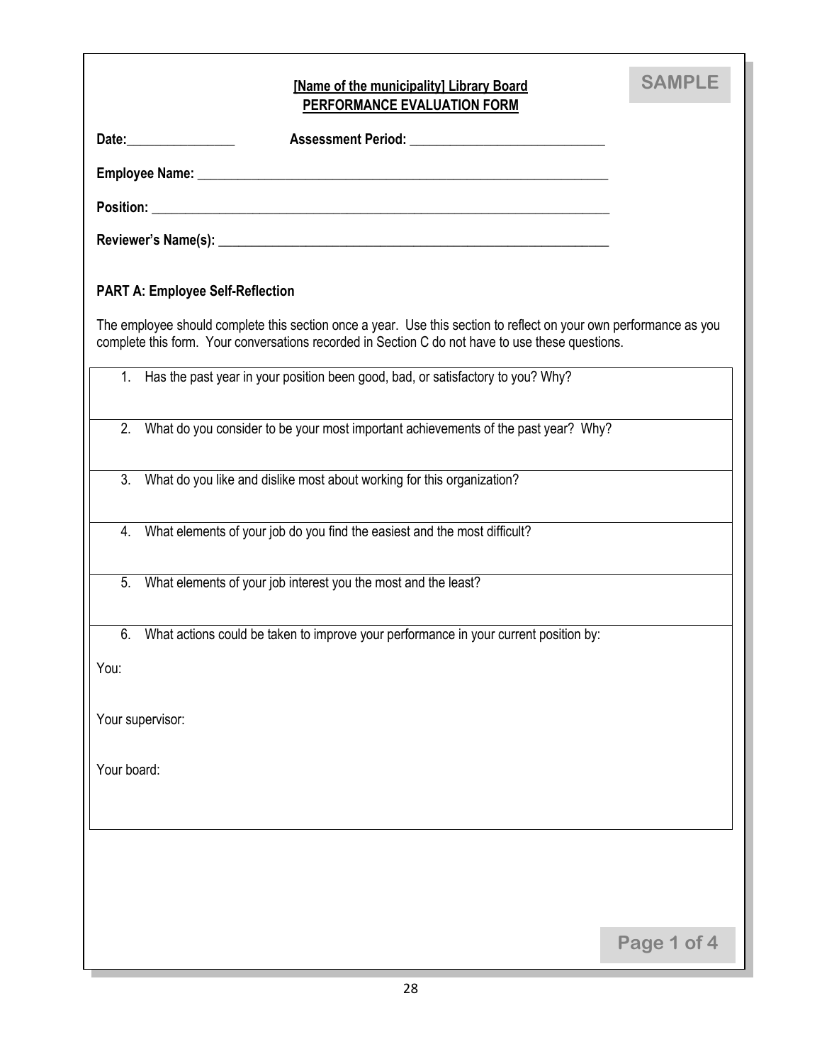SAMPLE

**[Name of the municipality] Library Board**
**PERFORMANCE EVALUATION FORM**

**Date:**________________ **Assessment Period:** ____________________________

**Employee Name:** ____________________________________________________________

**Position:** _________________________________________________________________

**Reviewer's Name(s):** _______________________________________________________

**PART A: Employee Self-Reflection**

The employee should complete this section once a year. Use this section to reflect on your own performance as you complete this form. Your conversations recorded in Section C do not have to use these questions.

| |
|---|
| 1. Has the past year in your position been good, bad, or satisfactory to you? Why? |
| 2. What do you consider to be your most important achievements of the past year? Why? |
| 3. What do you like and dislike most about working for this organization? |
| 4. What elements of your job do you find the easiest and the most difficult? |
| 5. What elements of your job interest you the most and the least? |
| 6. What actions could be taken to improve your performance in your current position by:<br><br>You:<br><br>Your supervisor:<br><br>Your board: |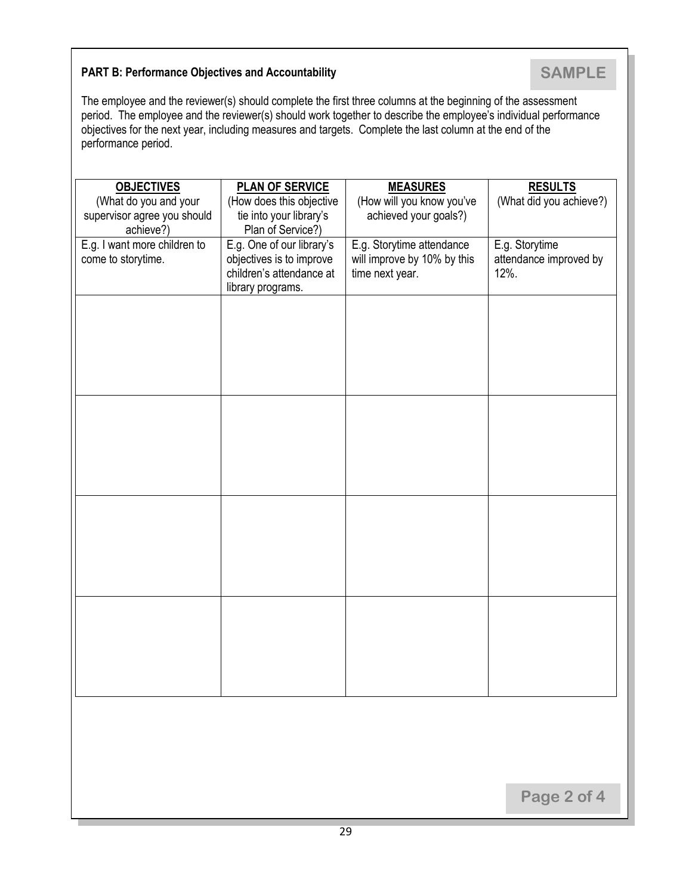**PART B: Performance Objectives and Accountability**

**SAMPLE**

The employee and the reviewer(s) should complete the first three columns at the beginning of the assessment period. The employee and the reviewer(s) should work together to describe the employee's individual performance objectives for the next year, including measures and targets. Complete the last column at the end of the performance period.

| **OBJECTIVES** (What do you and your supervisor agree you should achieve?) | **PLAN OF SERVICE** (How does this objective tie into your library's Plan of Service?) | **MEASURES** (How will you know you've achieved your goals?) | **RESULTS** (What did you achieve?) |
|---|---|---|---|
| E.g. I want more children to come to storytime. | E.g. One of our library's objectives is to improve children's attendance at library programs. | E.g. Storytime attendance will improve by 10% by this time next year. | E.g. Storytime attendance improved by 12%. |
| | | | |
| | | | |
| | | | |
| | | | |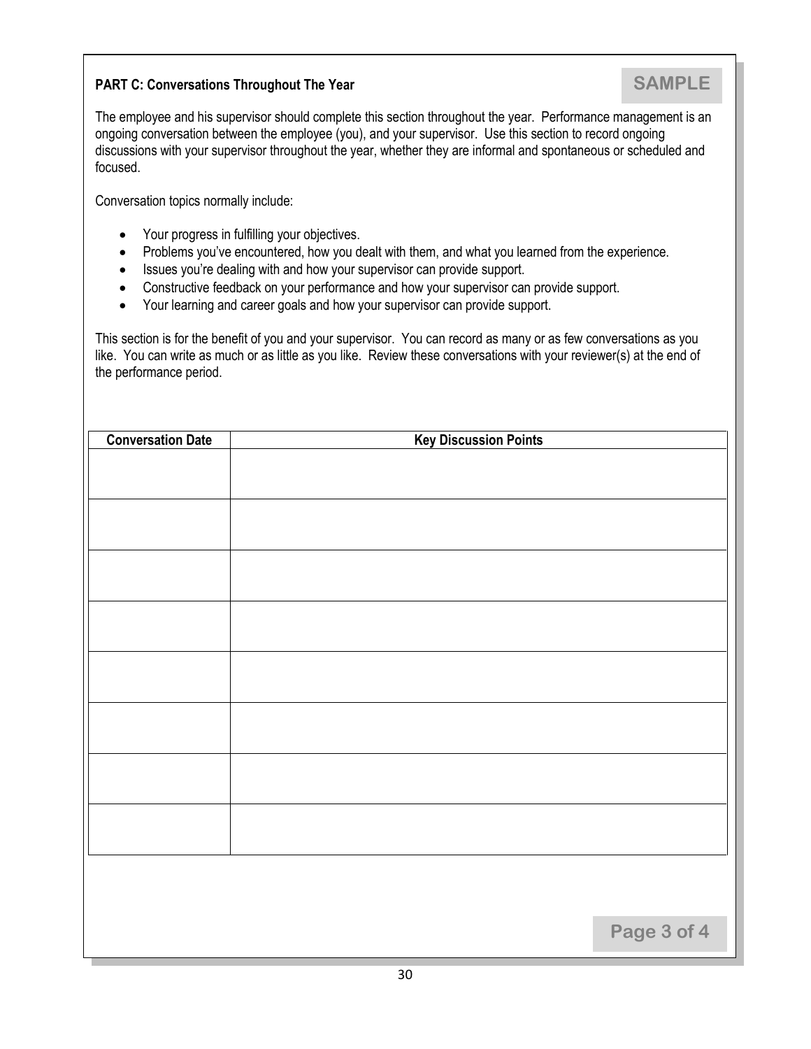**PART C: Conversations Throughout The Year**

SAMPLE

The employee and his supervisor should complete this section throughout the year. Performance management is an ongoing conversation between the employee (you), and your supervisor. Use this section to record ongoing discussions with your supervisor throughout the year, whether they are informal and spontaneous or scheduled and focused.

Conversation topics normally include:

- Your progress in fulfilling your objectives.
- Problems you've encountered, how you dealt with them, and what you learned from the experience.
- Issues you're dealing with and how your supervisor can provide support.
- Constructive feedback on your performance and how your supervisor can provide support.
- Your learning and career goals and how your supervisor can provide support.

This section is for the benefit of you and your supervisor. You can record as many or as few conversations as you like. You can write as much or as little as you like. Review these conversations with your reviewer(s) at the end of the performance period.

| Conversation Date | Key Discussion Points |
|---|---|
| | |
| | |
| | |
| | |
| | |
| | |
| | |
| | |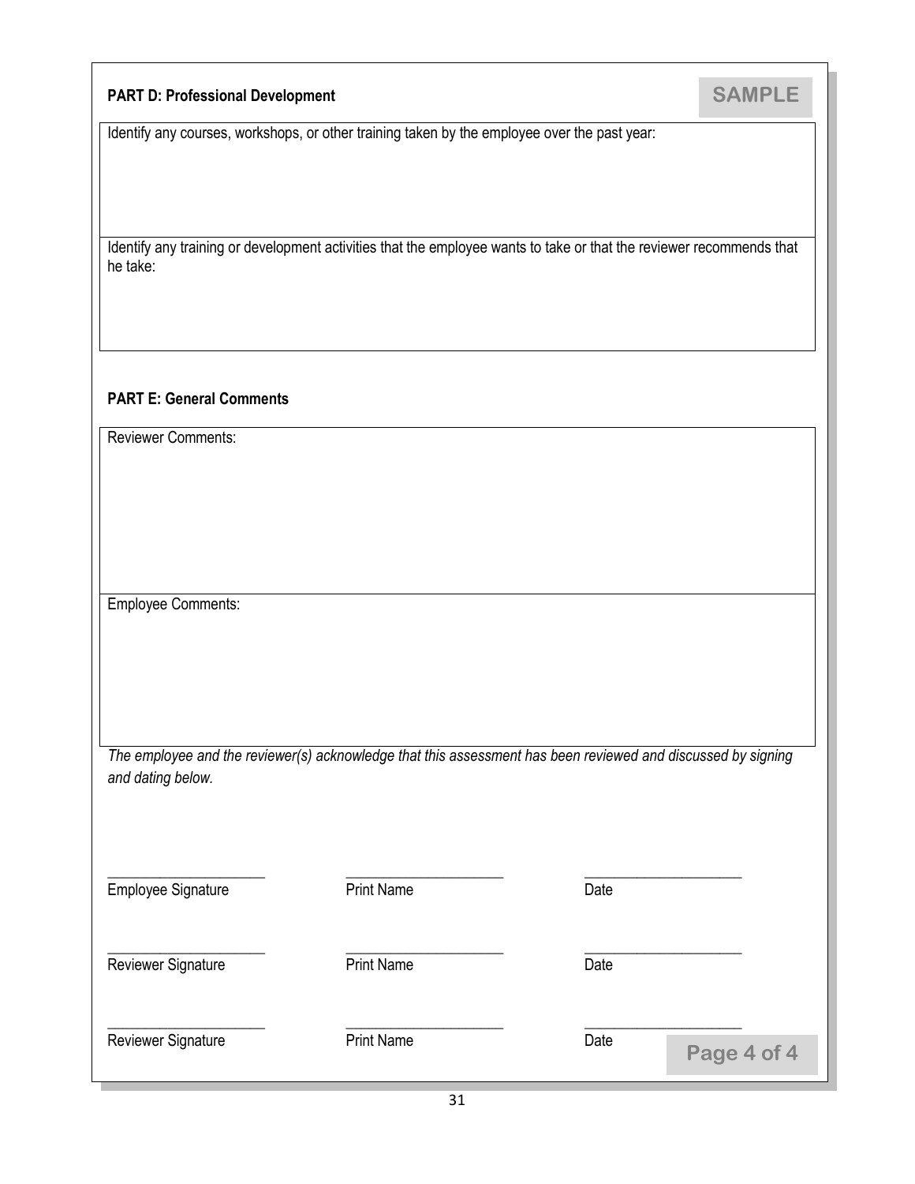**PART D: Professional Development**

SAMPLE

| Identify any courses, workshops, or other training taken by the employee over the past year: |
|---|
| Identify any training or development activities that the employee wants to take or that the reviewer recommends that he take: |

**PART E: General Comments**

| Reviewer Comments: |
|---|
| Employee Comments: |

*The employee and the reviewer(s) acknowledge that this assessment has been reviewed and discussed by signing and dating below.*

| ____________________ | ____________________ | ____________________ |
|---|---|---|
| Employee Signature | Print Name | Date |
| ____________________ | ____________________ | ____________________ |
| Reviewer Signature | Print Name | Date |
| ____________________ | ____________________ | ____________________ |
| Reviewer Signature | Print Name | Date |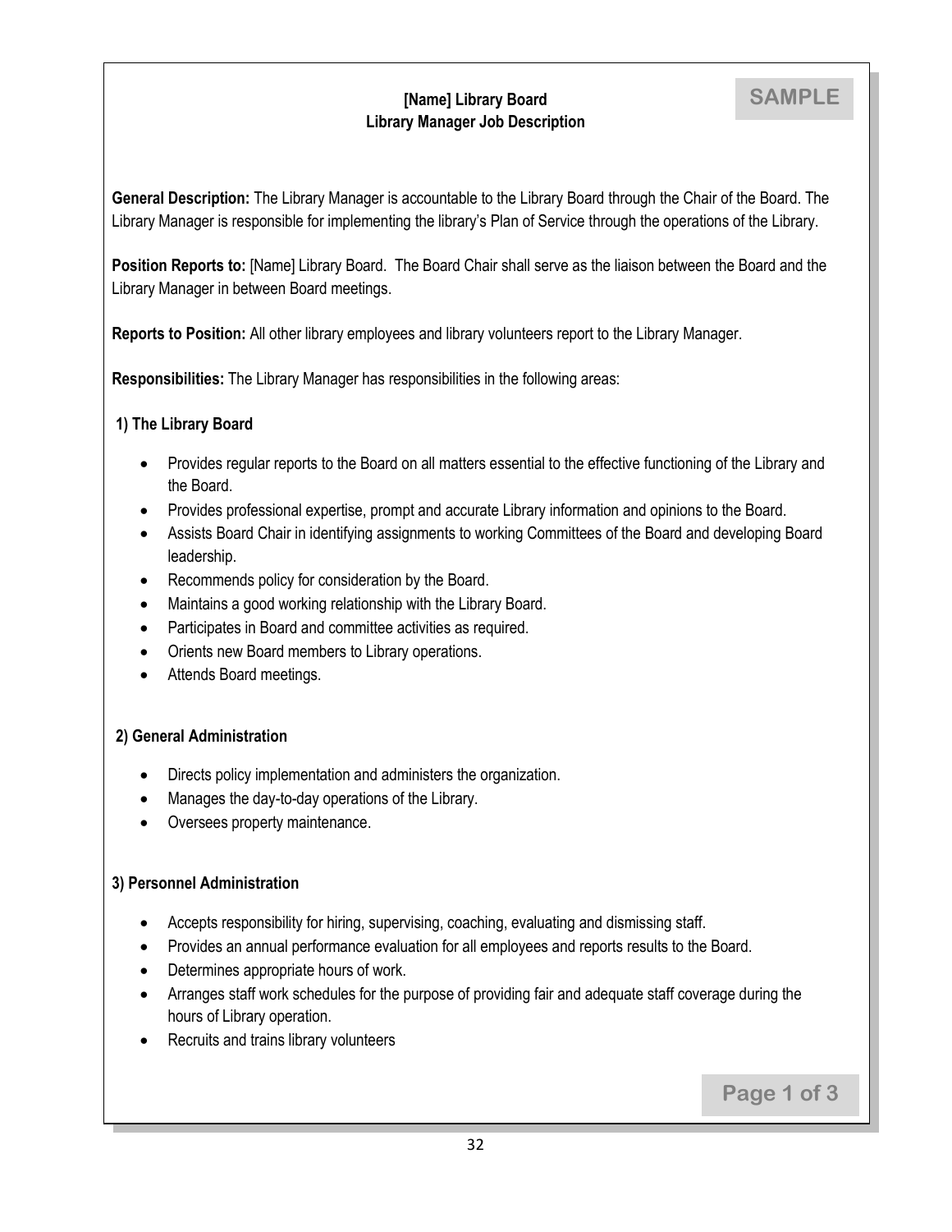SAMPLE

# [Name] Library Board
## Library Manager Job Description

**General Description:** The Library Manager is accountable to the Library Board through the Chair of the Board. The Library Manager is responsible for implementing the library's Plan of Service through the operations of the Library.

**Position Reports to:** [Name] Library Board. The Board Chair shall serve as the liaison between the Board and the Library Manager in between Board meetings.

**Reports to Position:** All other library employees and library volunteers report to the Library Manager.

**Responsibilities:** The Library Manager has responsibilities in the following areas:

### 1) The Library Board

- Provides regular reports to the Board on all matters essential to the effective functioning of the Library and the Board.
- Provides professional expertise, prompt and accurate Library information and opinions to the Board.
- Assists Board Chair in identifying assignments to working Committees of the Board and developing Board leadership.
- Recommends policy for consideration by the Board.
- Maintains a good working relationship with the Library Board.
- Participates in Board and committee activities as required.
- Orients new Board members to Library operations.
- Attends Board meetings.

### 2) General Administration

- Directs policy implementation and administers the organization.
- Manages the day-to-day operations of the Library.
- Oversees property maintenance.

### 3) Personnel Administration

- Accepts responsibility for hiring, supervising, coaching, evaluating and dismissing staff.
- Provides an annual performance evaluation for all employees and reports results to the Board.
- Determines appropriate hours of work.
- Arranges staff work schedules for the purpose of providing fair and adequate staff coverage during the hours of Library operation.
- Recruits and trains library volunteers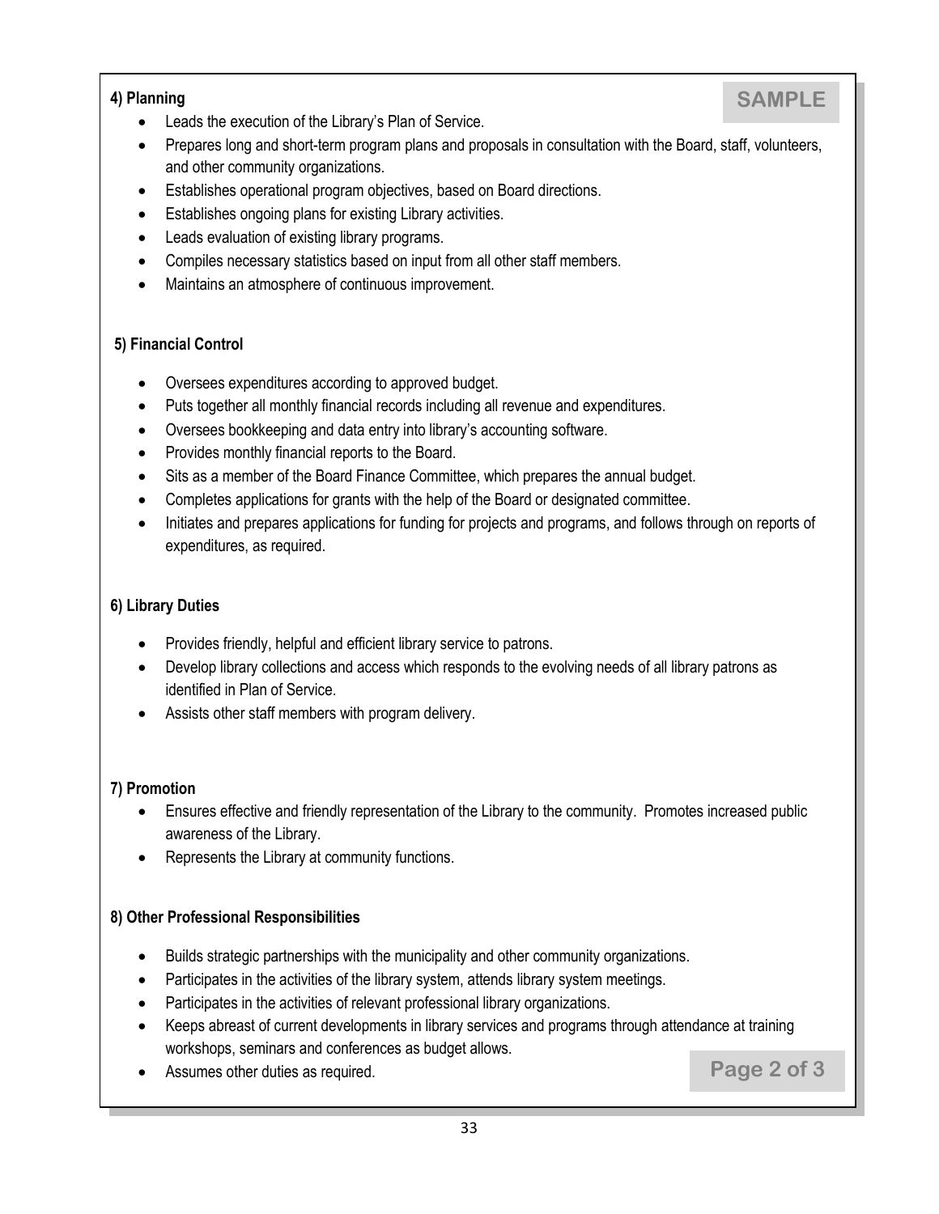**SAMPLE**

**4) Planning**

- Leads the execution of the Library's Plan of Service.
- Prepares long and short-term program plans and proposals in consultation with the Board, staff, volunteers, and other community organizations.
- Establishes operational program objectives, based on Board directions.
- Establishes ongoing plans for existing Library activities.
- Leads evaluation of existing library programs.
- Compiles necessary statistics based on input from all other staff members.
- Maintains an atmosphere of continuous improvement.

**5) Financial Control**

- Oversees expenditures according to approved budget.
- Puts together all monthly financial records including all revenue and expenditures.
- Oversees bookkeeping and data entry into library's accounting software.
- Provides monthly financial reports to the Board.
- Sits as a member of the Board Finance Committee, which prepares the annual budget.
- Completes applications for grants with the help of the Board or designated committee.
- Initiates and prepares applications for funding for projects and programs, and follows through on reports of expenditures, as required.

**6) Library Duties**

- Provides friendly, helpful and efficient library service to patrons.
- Develop library collections and access which responds to the evolving needs of all library patrons as identified in Plan of Service.
- Assists other staff members with program delivery.

**7) Promotion**

- Ensures effective and friendly representation of the Library to the community. Promotes increased public awareness of the Library.
- Represents the Library at community functions.

**8) Other Professional Responsibilities**

- Builds strategic partnerships with the municipality and other community organizations.
- Participates in the activities of the library system, attends library system meetings.
- Participates in the activities of relevant professional library organizations.
- Keeps abreast of current developments in library services and programs through attendance at training workshops, seminars and conferences as budget allows.
- Assumes other duties as required.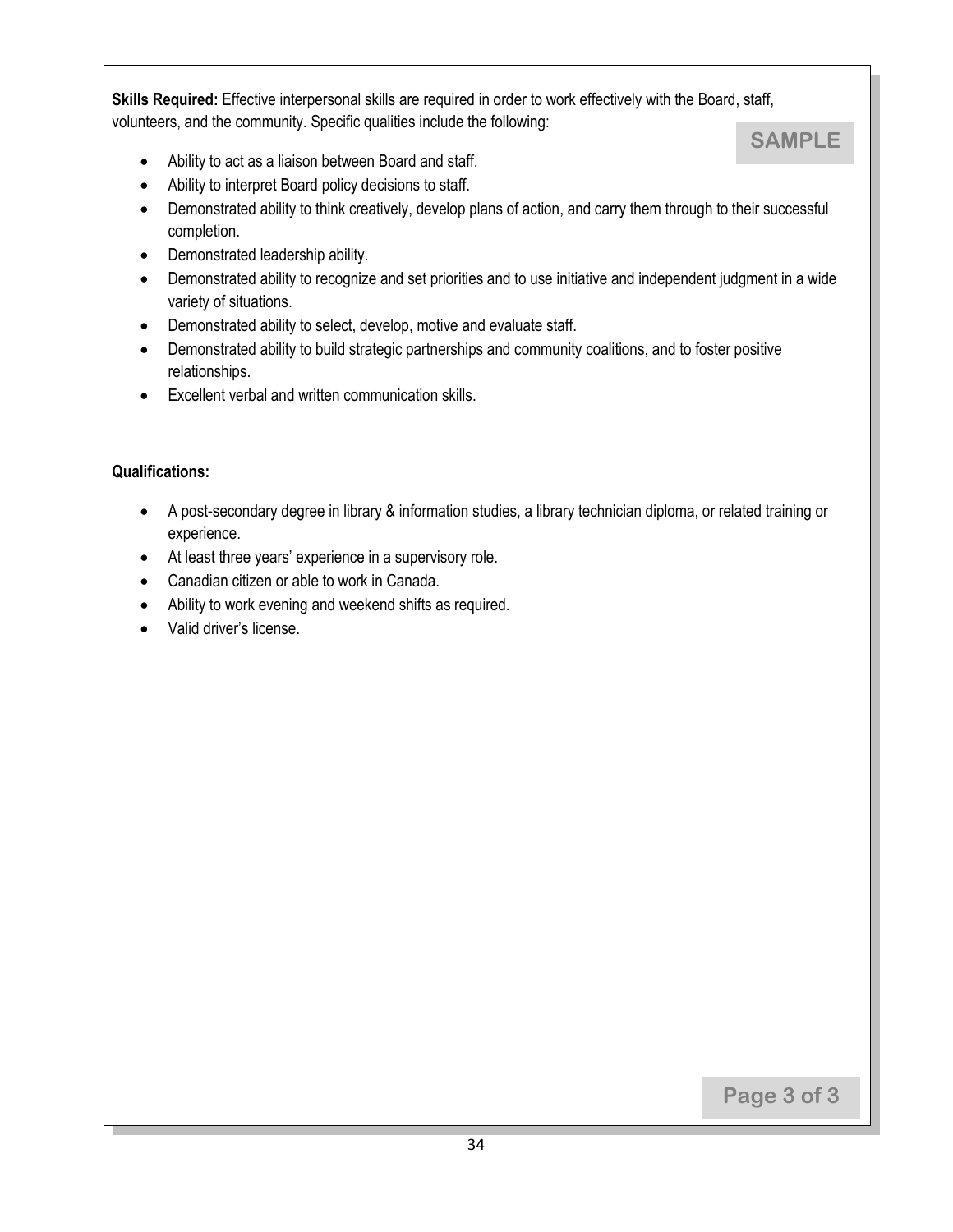**Skills Required:** Effective interpersonal skills are required in order to work effectively with the Board, staff, volunteers, and the community. Specific qualities include the following:

SAMPLE

- Ability to act as a liaison between Board and staff.
- Ability to interpret Board policy decisions to staff.
- Demonstrated ability to think creatively, develop plans of action, and carry them through to their successful completion.
- Demonstrated leadership ability.
- Demonstrated ability to recognize and set priorities and to use initiative and independent judgment in a wide variety of situations.
- Demonstrated ability to select, develop, motive and evaluate staff.
- Demonstrated ability to build strategic partnerships and community coalitions, and to foster positive relationships.
- Excellent verbal and written communication skills.

**Qualifications:**

- A post-secondary degree in library & information studies, a library technician diploma, or related training or experience.
- At least three years' experience in a supervisory role.
- Canadian citizen or able to work in Canada.
- Ability to work evening and weekend shifts as required.
- Valid driver's license.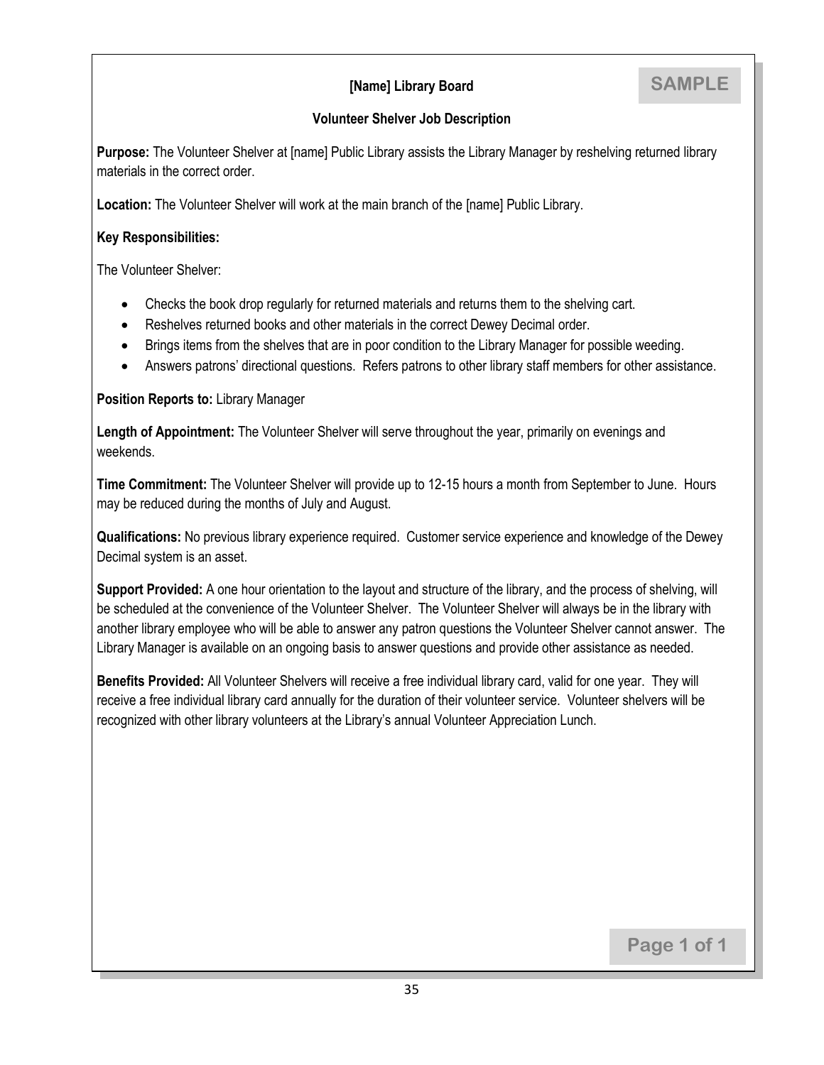**SAMPLE**

# [Name] Library Board

## Volunteer Shelver Job Description

**Purpose:** The Volunteer Shelver at [name] Public Library assists the Library Manager by reshelving returned library materials in the correct order.

**Location:** The Volunteer Shelver will work at the main branch of the [name] Public Library.

**Key Responsibilities:**

The Volunteer Shelver:

- Checks the book drop regularly for returned materials and returns them to the shelving cart.
- Reshelves returned books and other materials in the correct Dewey Decimal order.
- Brings items from the shelves that are in poor condition to the Library Manager for possible weeding.
- Answers patrons' directional questions. Refers patrons to other library staff members for other assistance.

**Position Reports to:** Library Manager

**Length of Appointment:** The Volunteer Shelver will serve throughout the year, primarily on evenings and weekends.

**Time Commitment:** The Volunteer Shelver will provide up to 12-15 hours a month from September to June. Hours may be reduced during the months of July and August.

**Qualifications:** No previous library experience required. Customer service experience and knowledge of the Dewey Decimal system is an asset.

**Support Provided:** A one hour orientation to the layout and structure of the library, and the process of shelving, will be scheduled at the convenience of the Volunteer Shelver. The Volunteer Shelver will always be in the library with another library employee who will be able to answer any patron questions the Volunteer Shelver cannot answer. The Library Manager is available on an ongoing basis to answer questions and provide other assistance as needed.

**Benefits Provided:** All Volunteer Shelvers will receive a free individual library card, valid for one year. They will receive a free individual library card annually for the duration of their volunteer service. Volunteer shelvers will be recognized with other library volunteers at the Library's annual Volunteer Appreciation Lunch.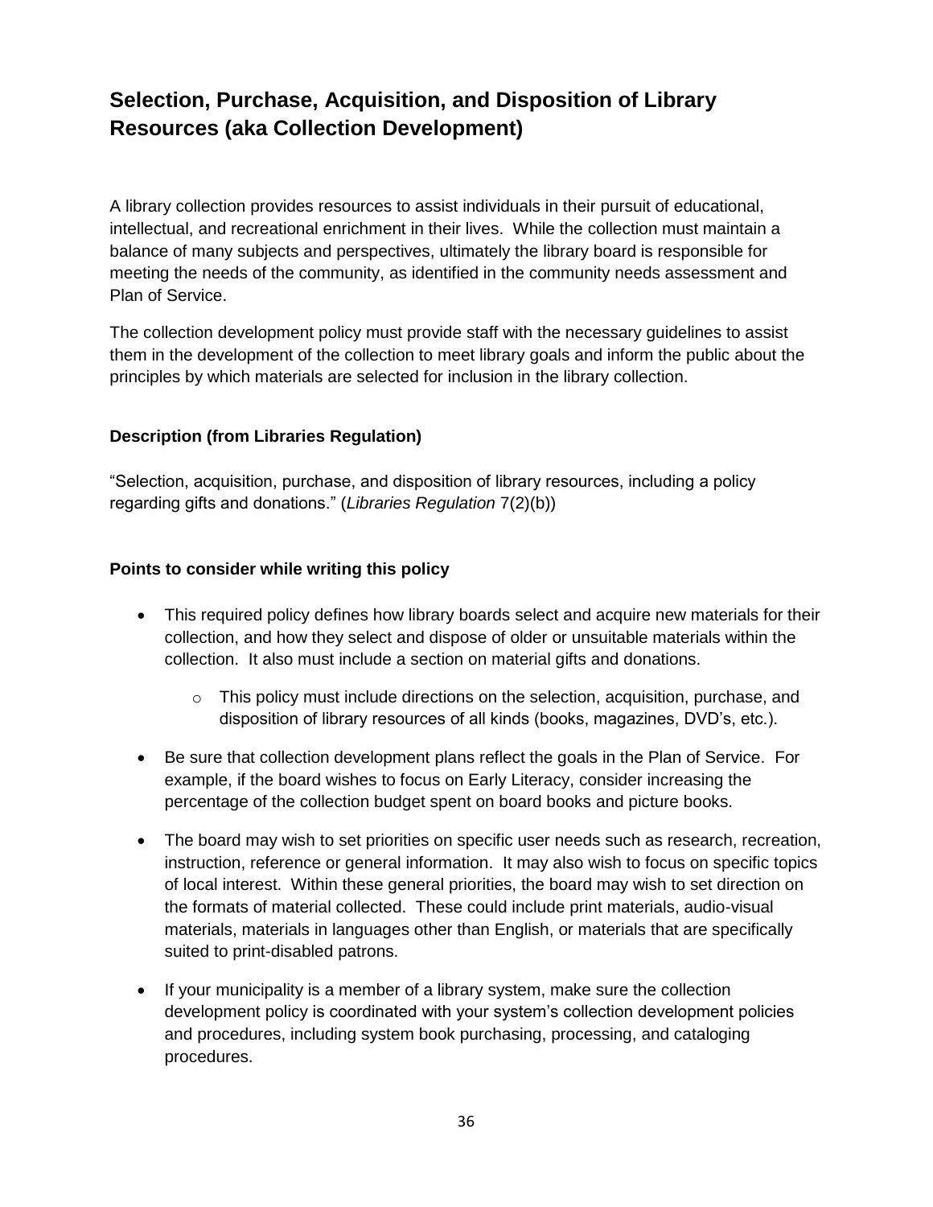# Selection, Purchase, Acquisition, and Disposition of Library Resources (aka Collection Development)

A library collection provides resources to assist individuals in their pursuit of educational, intellectual, and recreational enrichment in their lives. While the collection must maintain a balance of many subjects and perspectives, ultimately the library board is responsible for meeting the needs of the community, as identified in the community needs assessment and Plan of Service.

The collection development policy must provide staff with the necessary guidelines to assist them in the development of the collection to meet library goals and inform the public about the principles by which materials are selected for inclusion in the library collection.

### Description (from Libraries Regulation)

"Selection, acquisition, purchase, and disposition of library resources, including a policy regarding gifts and donations." (*Libraries Regulation* 7(2)(b))

### Points to consider while writing this policy

- This required policy defines how library boards select and acquire new materials for their collection, and how they select and dispose of older or unsuitable materials within the collection. It also must include a section on material gifts and donations.
    - This policy must include directions on the selection, acquisition, purchase, and disposition of library resources of all kinds (books, magazines, DVD's, etc.).
- Be sure that collection development plans reflect the goals in the Plan of Service. For example, if the board wishes to focus on Early Literacy, consider increasing the percentage of the collection budget spent on board books and picture books.
- The board may wish to set priorities on specific user needs such as research, recreation, instruction, reference or general information. It may also wish to focus on specific topics of local interest. Within these general priorities, the board may wish to set direction on the formats of material collected. These could include print materials, audio-visual materials, materials in languages other than English, or materials that are specifically suited to print-disabled patrons.
- If your municipality is a member of a library system, make sure the collection development policy is coordinated with your system's collection development policies and procedures, including system book purchasing, processing, and cataloging procedures.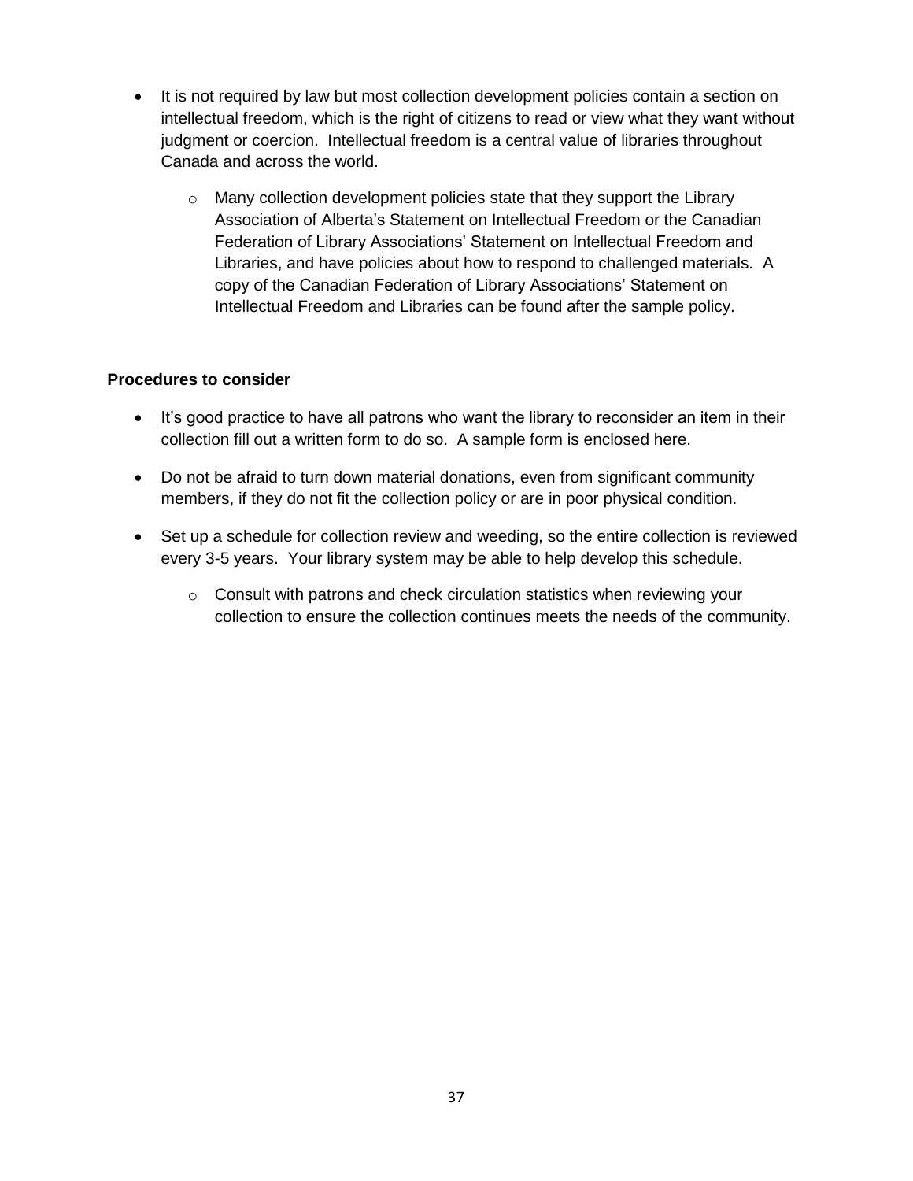- It is not required by law but most collection development policies contain a section on intellectual freedom, which is the right of citizens to read or view what they want without judgment or coercion. Intellectual freedom is a central value of libraries throughout Canada and across the world.
  - Many collection development policies state that they support the Library Association of Alberta's Statement on Intellectual Freedom or the Canadian Federation of Library Associations' Statement on Intellectual Freedom and Libraries, and have policies about how to respond to challenged materials. A copy of the Canadian Federation of Library Associations' Statement on Intellectual Freedom and Libraries can be found after the sample policy.

**Procedures to consider**

- It's good practice to have all patrons who want the library to reconsider an item in their collection fill out a written form to do so. A sample form is enclosed here.
- Do not be afraid to turn down material donations, even from significant community members, if they do not fit the collection policy or are in poor physical condition.
- Set up a schedule for collection review and weeding, so the entire collection is reviewed every 3-5 years. Your library system may be able to help develop this schedule.
  - Consult with patrons and check circulation statistics when reviewing your collection to ensure the collection continues meets the needs of the community.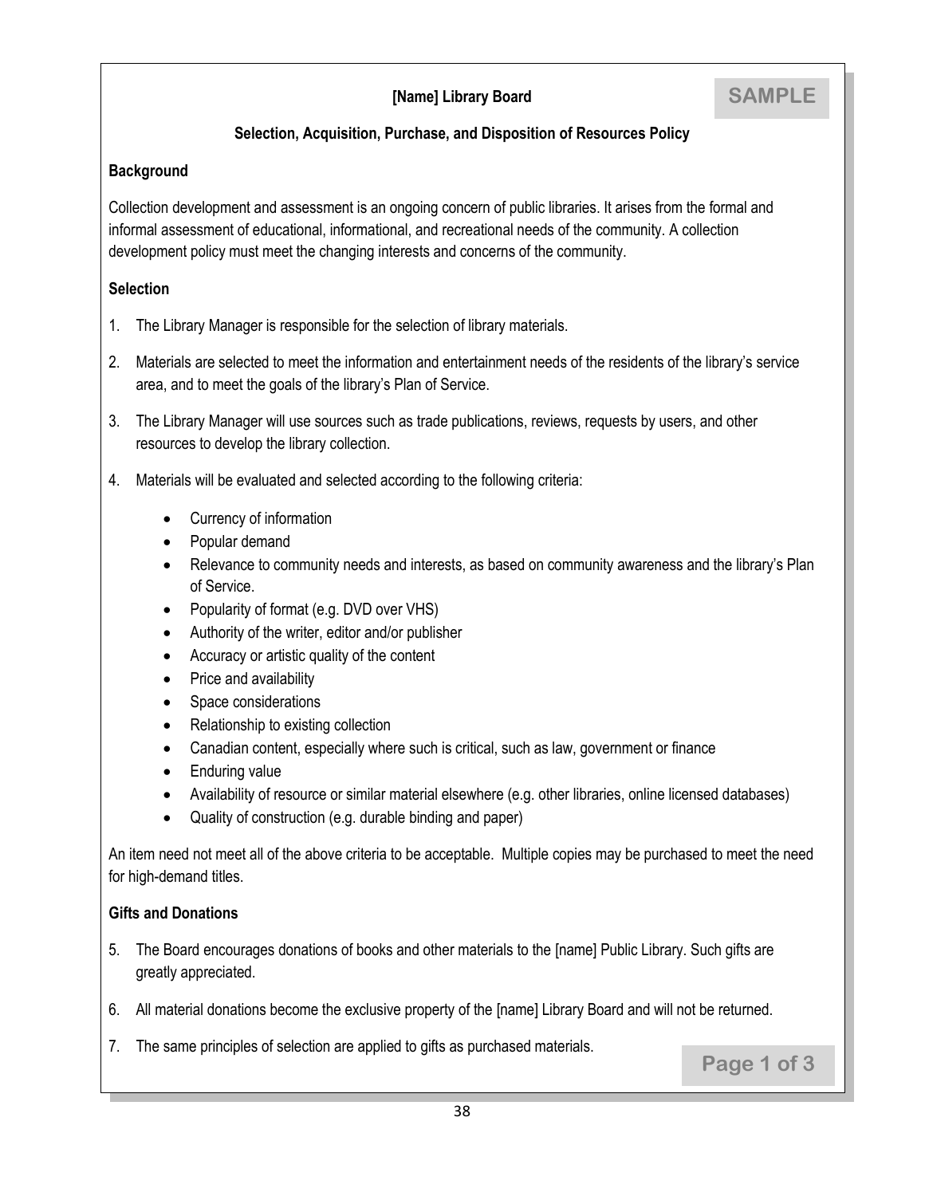**[Name] Library Board**

SAMPLE

**Selection, Acquisition, Purchase, and Disposition of Resources Policy**

**Background**

Collection development and assessment is an ongoing concern of public libraries. It arises from the formal and informal assessment of educational, informational, and recreational needs of the community. A collection development policy must meet the changing interests and concerns of the community.

**Selection**

1. The Library Manager is responsible for the selection of library materials.
2. Materials are selected to meet the information and entertainment needs of the residents of the library's service area, and to meet the goals of the library's Plan of Service.
3. The Library Manager will use sources such as trade publications, reviews, requests by users, and other resources to develop the library collection.
4. Materials will be evaluated and selected according to the following criteria:
   - Currency of information
   - Popular demand
   - Relevance to community needs and interests, as based on community awareness and the library's Plan of Service.
   - Popularity of format (e.g. DVD over VHS)
   - Authority of the writer, editor and/or publisher
   - Accuracy or artistic quality of the content
   - Price and availability
   - Space considerations
   - Relationship to existing collection
   - Canadian content, especially where such is critical, such as law, government or finance
   - Enduring value
   - Availability of resource or similar material elsewhere (e.g. other libraries, online licensed databases)
   - Quality of construction (e.g. durable binding and paper)

An item need not meet all of the above criteria to be acceptable. Multiple copies may be purchased to meet the need for high-demand titles.

**Gifts and Donations**

5. The Board encourages donations of books and other materials to the [name] Public Library. Such gifts are greatly appreciated.
6. All material donations become the exclusive property of the [name] Library Board and will not be returned.
7. The same principles of selection are applied to gifts as purchased materials.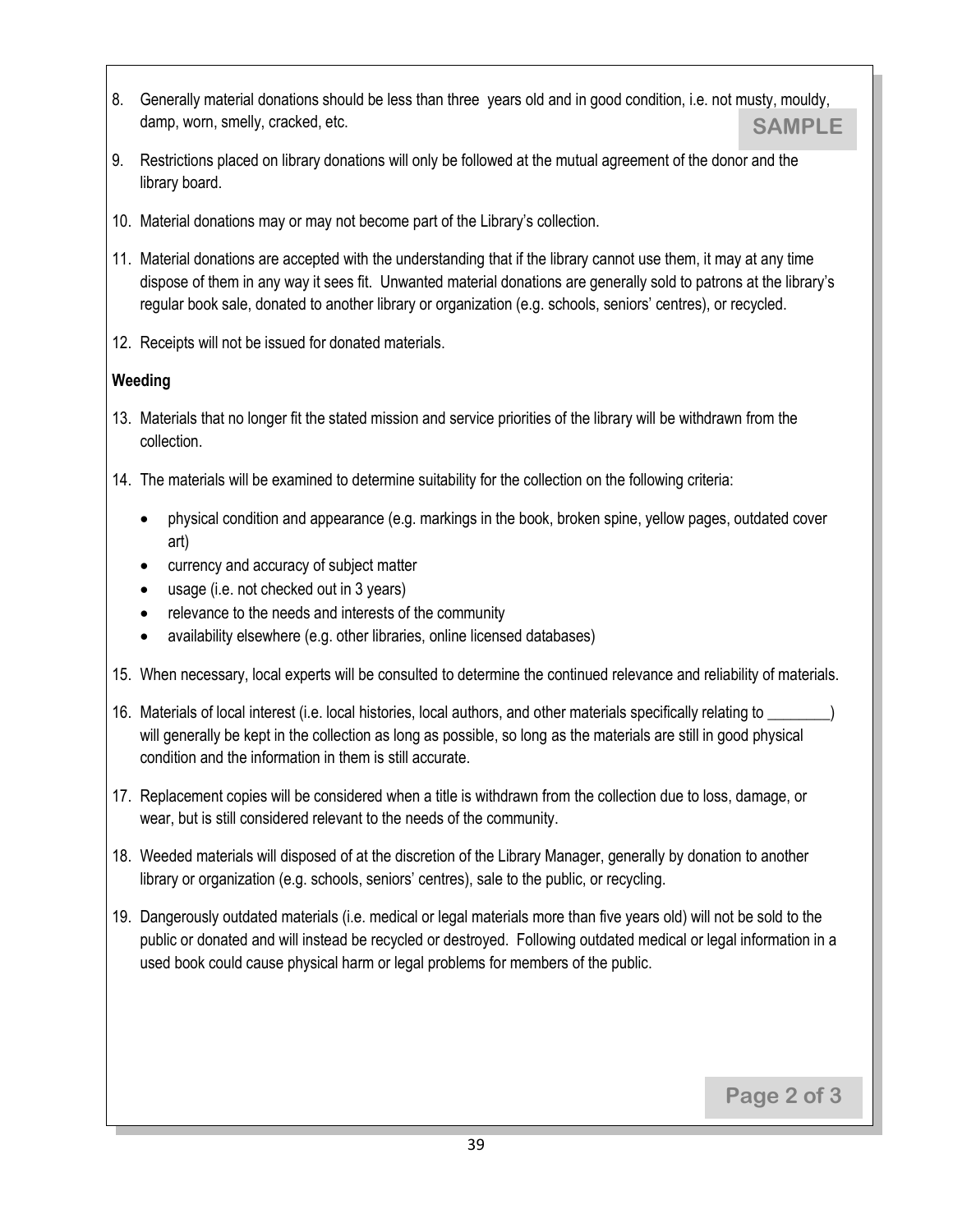8. Generally material donations should be less than three years old and in good condition, i.e. not musty, mouldy, damp, worn, smelly, cracked, etc.

SAMPLE

9. Restrictions placed on library donations will only be followed at the mutual agreement of the donor and the library board.

10. Material donations may or may not become part of the Library's collection.

11. Material donations are accepted with the understanding that if the library cannot use them, it may at any time dispose of them in any way it sees fit. Unwanted material donations are generally sold to patrons at the library's regular book sale, donated to another library or organization (e.g. schools, seniors' centres), or recycled.

12. Receipts will not be issued for donated materials.

**Weeding**

13. Materials that no longer fit the stated mission and service priorities of the library will be withdrawn from the collection.

14. The materials will be examined to determine suitability for the collection on the following criteria:
    - physical condition and appearance (e.g. markings in the book, broken spine, yellow pages, outdated cover art)
    - currency and accuracy of subject matter
    - usage (i.e. not checked out in 3 years)
    - relevance to the needs and interests of the community
    - availability elsewhere (e.g. other libraries, online licensed databases)

15. When necessary, local experts will be consulted to determine the continued relevance and reliability of materials.

16. Materials of local interest (i.e. local histories, local authors, and other materials specifically relating to ________) will generally be kept in the collection as long as possible, so long as the materials are still in good physical condition and the information in them is still accurate.

17. Replacement copies will be considered when a title is withdrawn from the collection due to loss, damage, or wear, but is still considered relevant to the needs of the community.

18. Weeded materials will disposed of at the discretion of the Library Manager, generally by donation to another library or organization (e.g. schools, seniors' centres), sale to the public, or recycling.

19. Dangerously outdated materials (i.e. medical or legal materials more than five years old) will not be sold to the public or donated and will instead be recycled or destroyed. Following outdated medical or legal information in a used book could cause physical harm or legal problems for members of the public.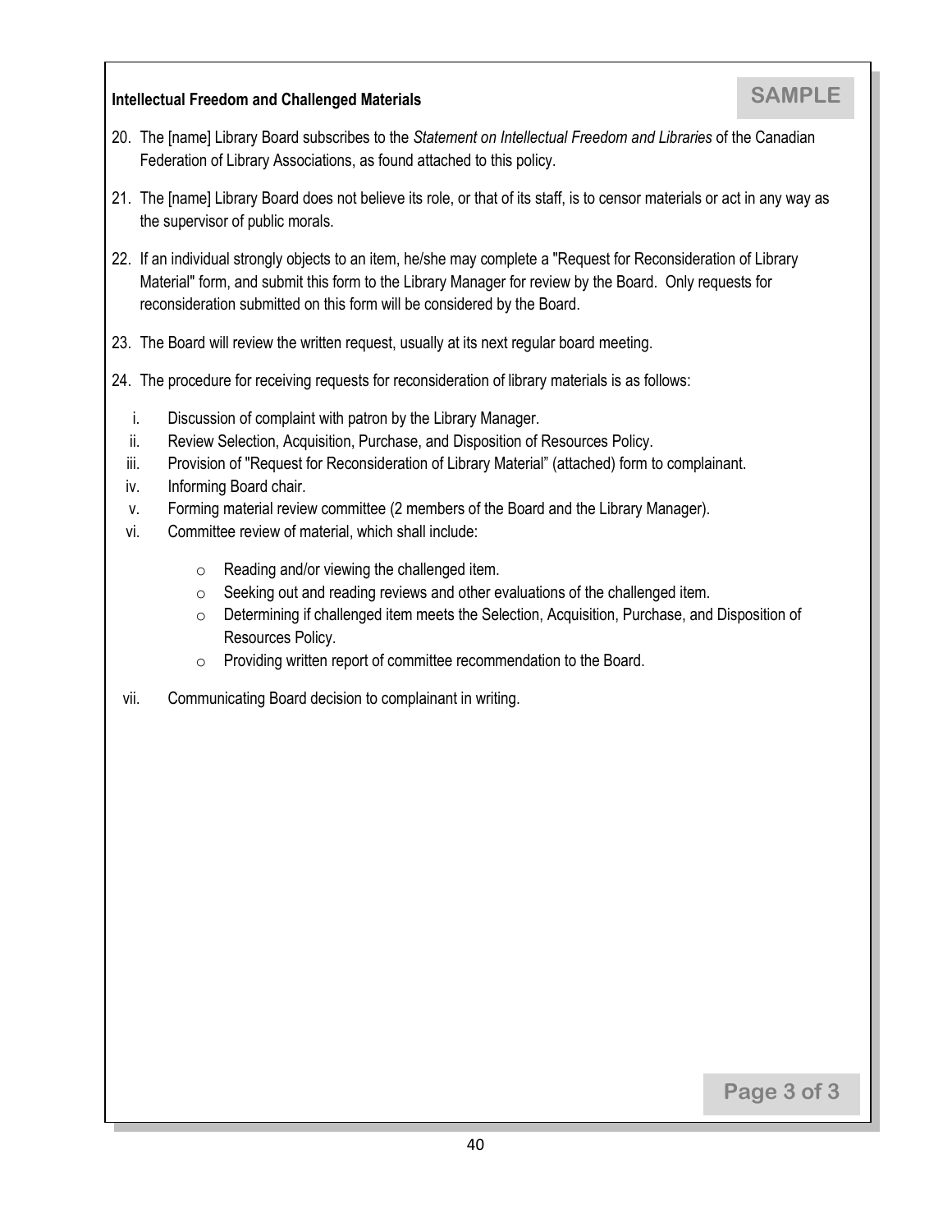**Intellectual Freedom and Challenged Materials**

SAMPLE

20. The [name] Library Board subscribes to the *Statement on Intellectual Freedom and Libraries* of the Canadian Federation of Library Associations, as found attached to this policy.

21. The [name] Library Board does not believe its role, or that of its staff, is to censor materials or act in any way as the supervisor of public morals.

22. If an individual strongly objects to an item, he/she may complete a "Request for Reconsideration of Library Material" form, and submit this form to the Library Manager for review by the Board. Only requests for reconsideration submitted on this form will be considered by the Board.

23. The Board will review the written request, usually at its next regular board meeting.

24. The procedure for receiving requests for reconsideration of library materials is as follows:

    i. Discussion of complaint with patron by the Library Manager.
    ii. Review Selection, Acquisition, Purchase, and Disposition of Resources Policy.
    iii. Provision of "Request for Reconsideration of Library Material" (attached) form to complainant.
    iv. Informing Board chair.
    v. Forming material review committee (2 members of the Board and the Library Manager).
    vi. Committee review of material, which shall include:
        - Reading and/or viewing the challenged item.
        - Seeking out and reading reviews and other evaluations of the challenged item.
        - Determining if challenged item meets the Selection, Acquisition, Purchase, and Disposition of Resources Policy.
        - Providing written report of committee recommendation to the Board.
    vii. Communicating Board decision to complainant in writing.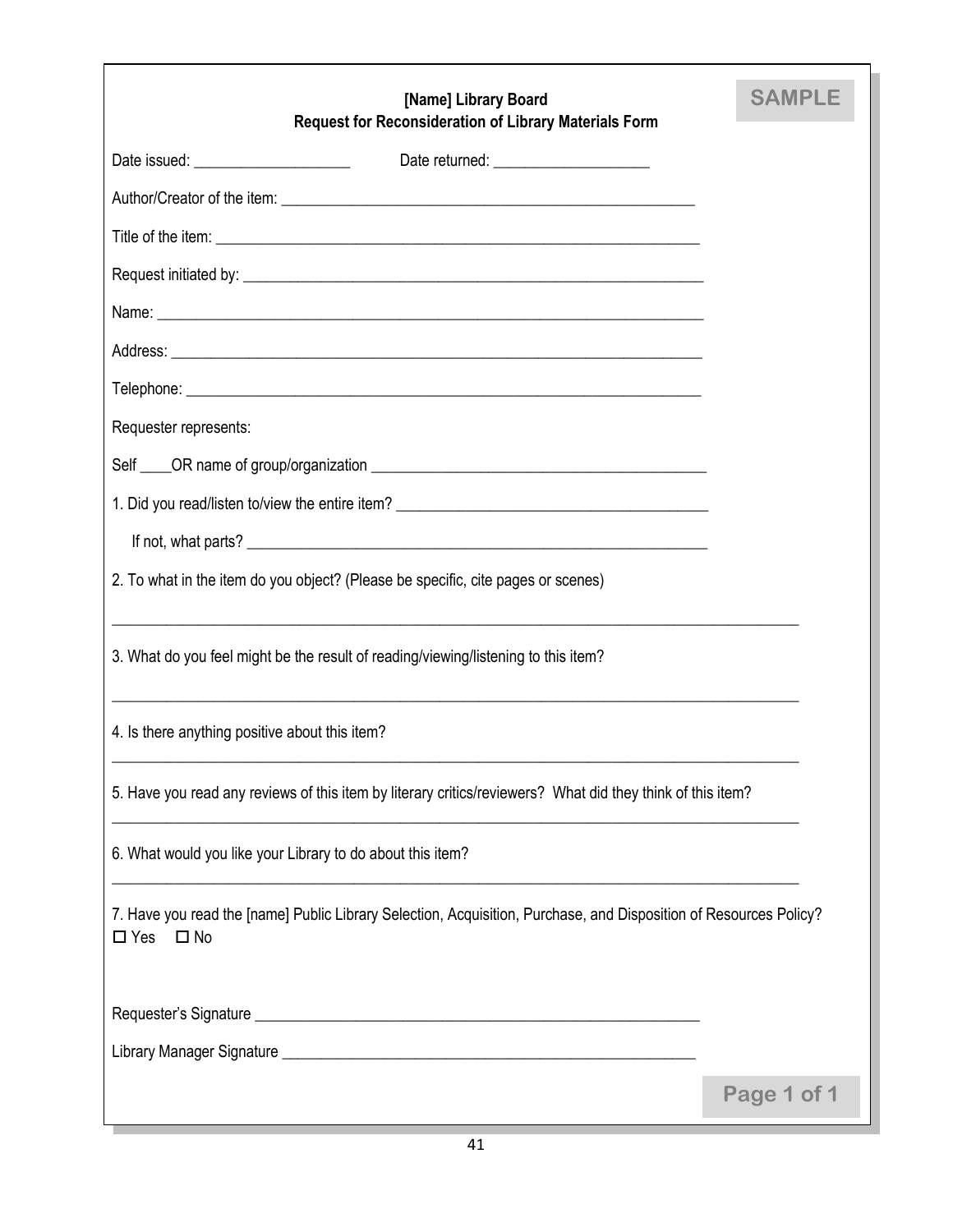SAMPLE

**[Name] Library Board**
**Request for Reconsideration of Library Materials Form**

Date issued: ____________________ Date returned: ____________________

Author/Creator of the item: ______________________________________________________

Title of the item: ______________________________________________________________

Request initiated by: ___________________________________________________________

Name: _______________________________________________________________________

Address: _____________________________________________________________________

Telephone: ___________________________________________________________________

Requester represents:

Self ____OR name of group/organization ___________________________________________

1. Did you read/listen to/view the entire item? _______________________________________

   If not, what parts? ___________________________________________________________

2. To what in the item do you object? (Please be specific, cite pages or scenes)

_____________________________________________________________________________

3. What do you feel might be the result of reading/viewing/listening to this item?

_____________________________________________________________________________

4. Is there anything positive about this item?

_____________________________________________________________________________

5. Have you read any reviews of this item by literary critics/reviewers? What did they think of this item?

_____________________________________________________________________________

6. What would you like your Library to do about this item?

_____________________________________________________________________________

7. Have you read the [name] Public Library Selection, Acquisition, Purchase, and Disposition of Resources Policy?
☐ Yes ☐ No

Requester's Signature ___________________________________________________________

Library Manager Signature _______________________________________________________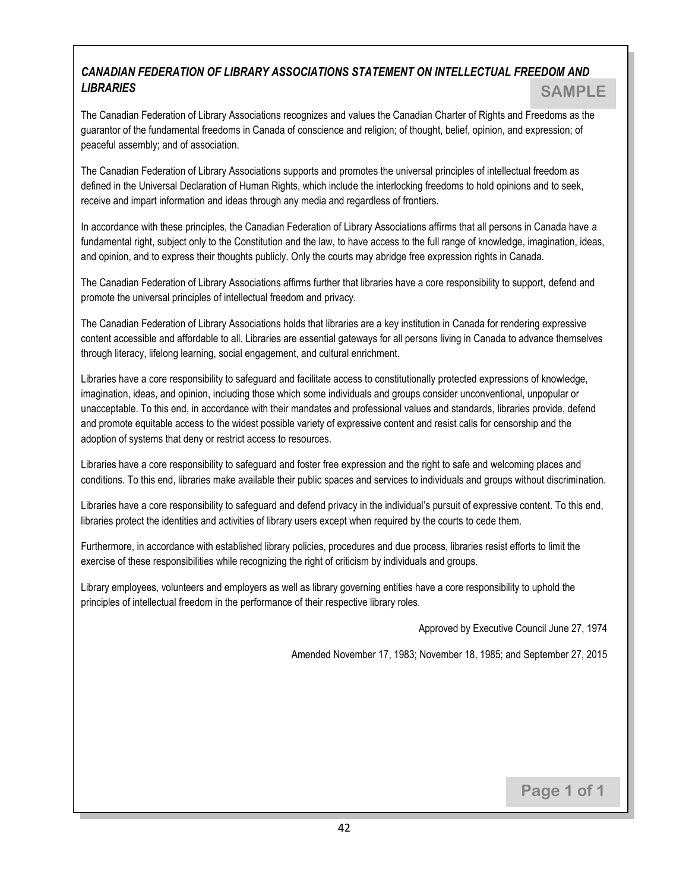## *CANADIAN FEDERATION OF LIBRARY ASSOCIATIONS STATEMENT ON INTELLECTUAL FREEDOM AND LIBRARIES*

**SAMPLE**

The Canadian Federation of Library Associations recognizes and values the Canadian Charter of Rights and Freedoms as the guarantor of the fundamental freedoms in Canada of conscience and religion; of thought, belief, opinion, and expression; of peaceful assembly; and of association.

The Canadian Federation of Library Associations supports and promotes the universal principles of intellectual freedom as defined in the Universal Declaration of Human Rights, which include the interlocking freedoms to hold opinions and to seek, receive and impart information and ideas through any media and regardless of frontiers.

In accordance with these principles, the Canadian Federation of Library Associations affirms that all persons in Canada have a fundamental right, subject only to the Constitution and the law, to have access to the full range of knowledge, imagination, ideas, and opinion, and to express their thoughts publicly. Only the courts may abridge free expression rights in Canada.

The Canadian Federation of Library Associations affirms further that libraries have a core responsibility to support, defend and promote the universal principles of intellectual freedom and privacy.

The Canadian Federation of Library Associations holds that libraries are a key institution in Canada for rendering expressive content accessible and affordable to all. Libraries are essential gateways for all persons living in Canada to advance themselves through literacy, lifelong learning, social engagement, and cultural enrichment.

Libraries have a core responsibility to safeguard and facilitate access to constitutionally protected expressions of knowledge, imagination, ideas, and opinion, including those which some individuals and groups consider unconventional, unpopular or unacceptable. To this end, in accordance with their mandates and professional values and standards, libraries provide, defend and promote equitable access to the widest possible variety of expressive content and resist calls for censorship and the adoption of systems that deny or restrict access to resources.

Libraries have a core responsibility to safeguard and foster free expression and the right to safe and welcoming places and conditions. To this end, libraries make available their public spaces and services to individuals and groups without discrimination.

Libraries have a core responsibility to safeguard and defend privacy in the individual's pursuit of expressive content. To this end, libraries protect the identities and activities of library users except when required by the courts to cede them.

Furthermore, in accordance with established library policies, procedures and due process, libraries resist efforts to limit the exercise of these responsibilities while recognizing the right of criticism by individuals and groups.

Library employees, volunteers and employers as well as library governing entities have a core responsibility to uphold the principles of intellectual freedom in the performance of their respective library roles.

Approved by Executive Council June 27, 1974

Amended November 17, 1983; November 18, 1985; and September 27, 2015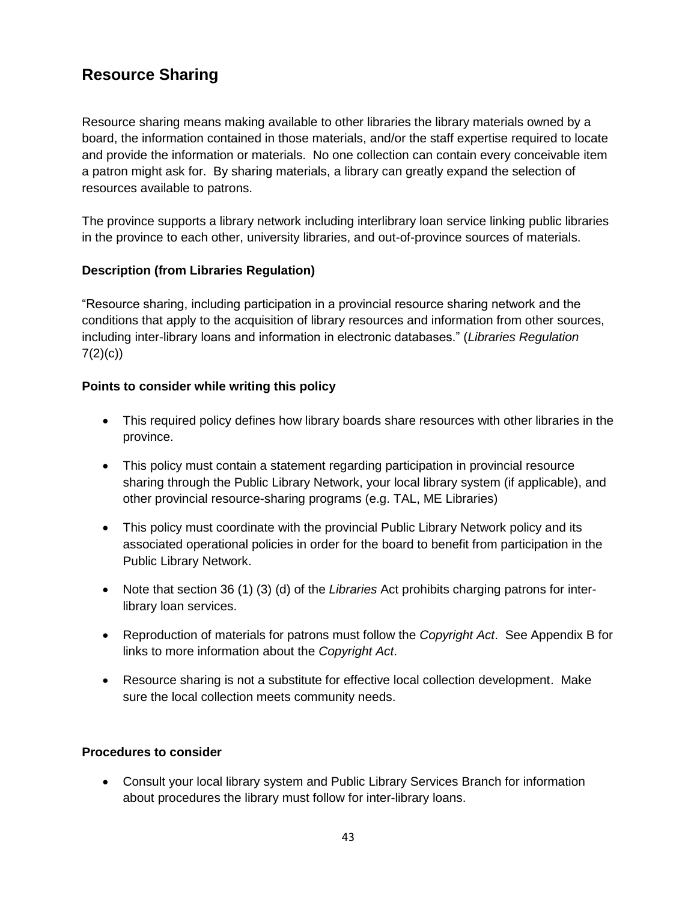## Resource Sharing

Resource sharing means making available to other libraries the library materials owned by a board, the information contained in those materials, and/or the staff expertise required to locate and provide the information or materials. No one collection can contain every conceivable item a patron might ask for. By sharing materials, a library can greatly expand the selection of resources available to patrons.

The province supports a library network including interlibrary loan service linking public libraries in the province to each other, university libraries, and out-of-province sources of materials.

**Description (from Libraries Regulation)**

"Resource sharing, including participation in a provincial resource sharing network and the conditions that apply to the acquisition of library resources and information from other sources, including inter-library loans and information in electronic databases." (*Libraries Regulation* 7(2)(c))

**Points to consider while writing this policy**

- This required policy defines how library boards share resources with other libraries in the province.
- This policy must contain a statement regarding participation in provincial resource sharing through the Public Library Network, your local library system (if applicable), and other provincial resource-sharing programs (e.g. TAL, ME Libraries)
- This policy must coordinate with the provincial Public Library Network policy and its associated operational policies in order for the board to benefit from participation in the Public Library Network.
- Note that section 36 (1) (3) (d) of the *Libraries* Act prohibits charging patrons for inter-library loan services.
- Reproduction of materials for patrons must follow the *Copyright Act*. See Appendix B for links to more information about the *Copyright Act*.
- Resource sharing is not a substitute for effective local collection development. Make sure the local collection meets community needs.

**Procedures to consider**

- Consult your local library system and Public Library Services Branch for information about procedures the library must follow for inter-library loans.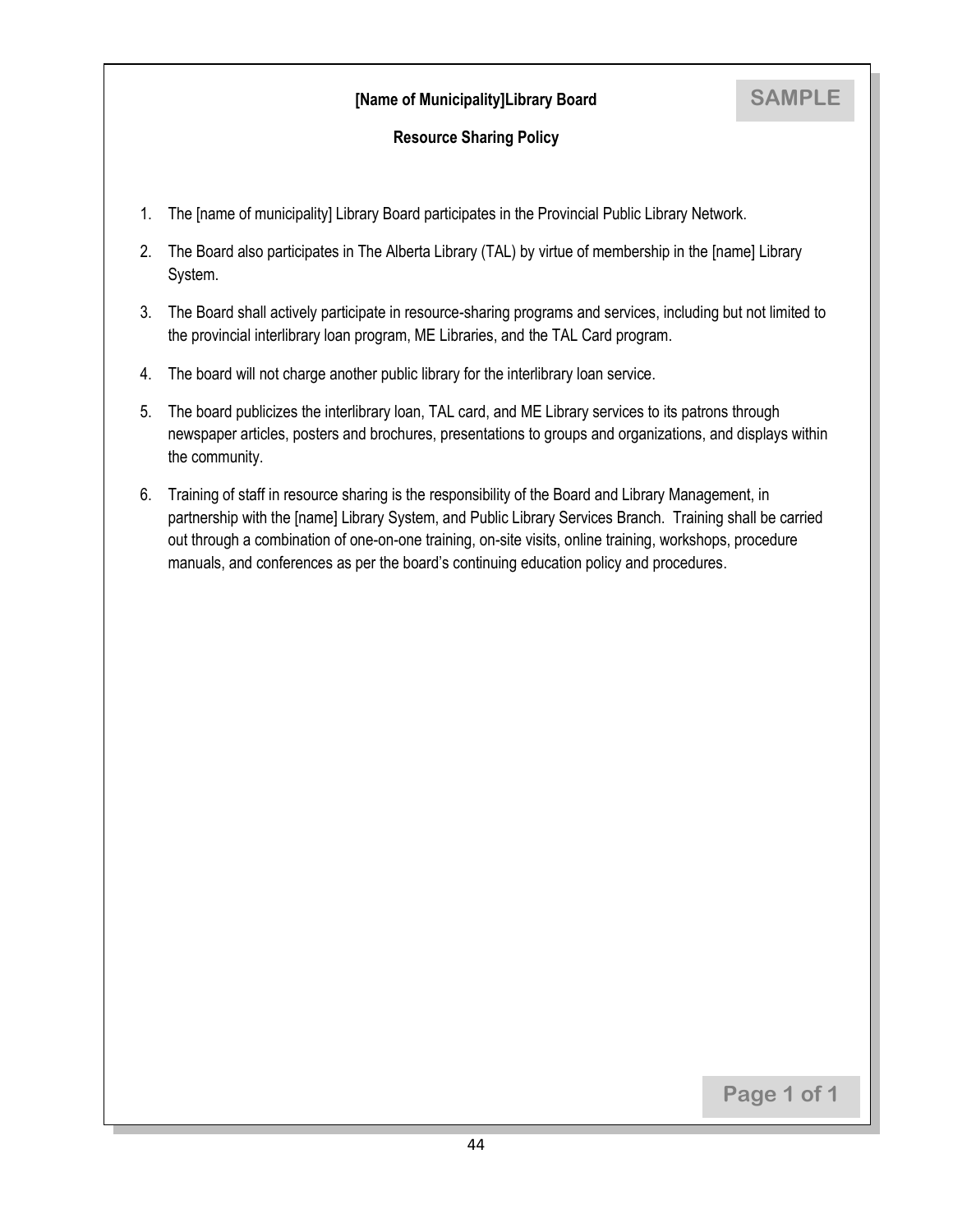**[Name of Municipality]Library Board**

SAMPLE

**Resource Sharing Policy**

1. The [name of municipality] Library Board participates in the Provincial Public Library Network.
2. The Board also participates in The Alberta Library (TAL) by virtue of membership in the [name] Library System.
3. The Board shall actively participate in resource-sharing programs and services, including but not limited to the provincial interlibrary loan program, ME Libraries, and the TAL Card program.
4. The board will not charge another public library for the interlibrary loan service.
5. The board publicizes the interlibrary loan, TAL card, and ME Library services to its patrons through newspaper articles, posters and brochures, presentations to groups and organizations, and displays within the community.
6. Training of staff in resource sharing is the responsibility of the Board and Library Management, in partnership with the [name] Library System, and Public Library Services Branch. Training shall be carried out through a combination of one-on-one training, on-site visits, online training, workshops, procedure manuals, and conferences as per the board's continuing education policy and procedures.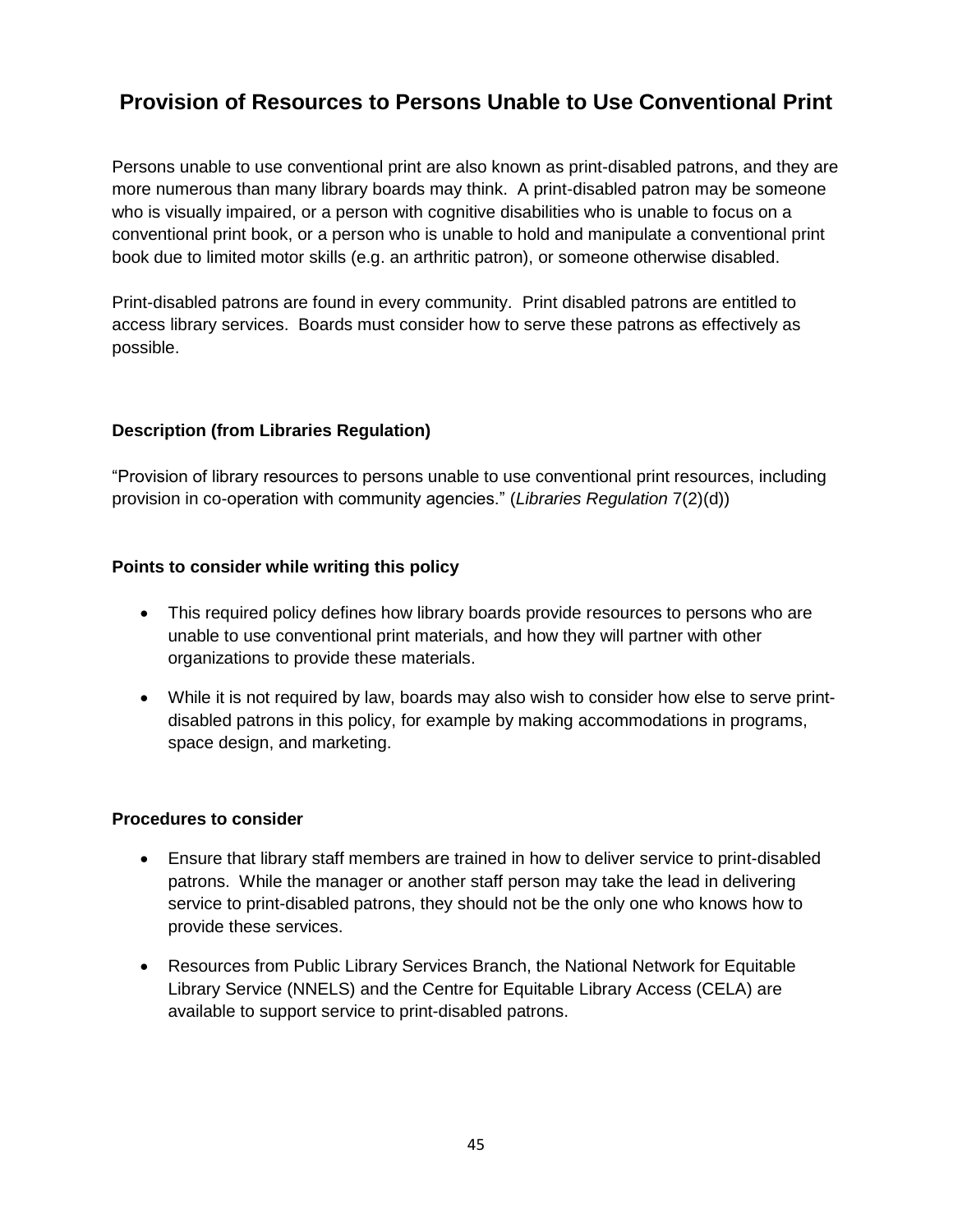## Provision of Resources to Persons Unable to Use Conventional Print

Persons unable to use conventional print are also known as print-disabled patrons, and they are more numerous than many library boards may think. A print-disabled patron may be someone who is visually impaired, or a person with cognitive disabilities who is unable to focus on a conventional print book, or a person who is unable to hold and manipulate a conventional print book due to limited motor skills (e.g. an arthritic patron), or someone otherwise disabled.

Print-disabled patrons are found in every community. Print disabled patrons are entitled to access library services. Boards must consider how to serve these patrons as effectively as possible.

### Description (from Libraries Regulation)

"Provision of library resources to persons unable to use conventional print resources, including provision in co-operation with community agencies." (*Libraries Regulation* 7(2)(d))

### Points to consider while writing this policy

- This required policy defines how library boards provide resources to persons who are unable to use conventional print materials, and how they will partner with other organizations to provide these materials.
- While it is not required by law, boards may also wish to consider how else to serve print-disabled patrons in this policy, for example by making accommodations in programs, space design, and marketing.

### Procedures to consider

- Ensure that library staff members are trained in how to deliver service to print-disabled patrons. While the manager or another staff person may take the lead in delivering service to print-disabled patrons, they should not be the only one who knows how to provide these services.
- Resources from Public Library Services Branch, the National Network for Equitable Library Service (NNELS) and the Centre for Equitable Library Access (CELA) are available to support service to print-disabled patrons.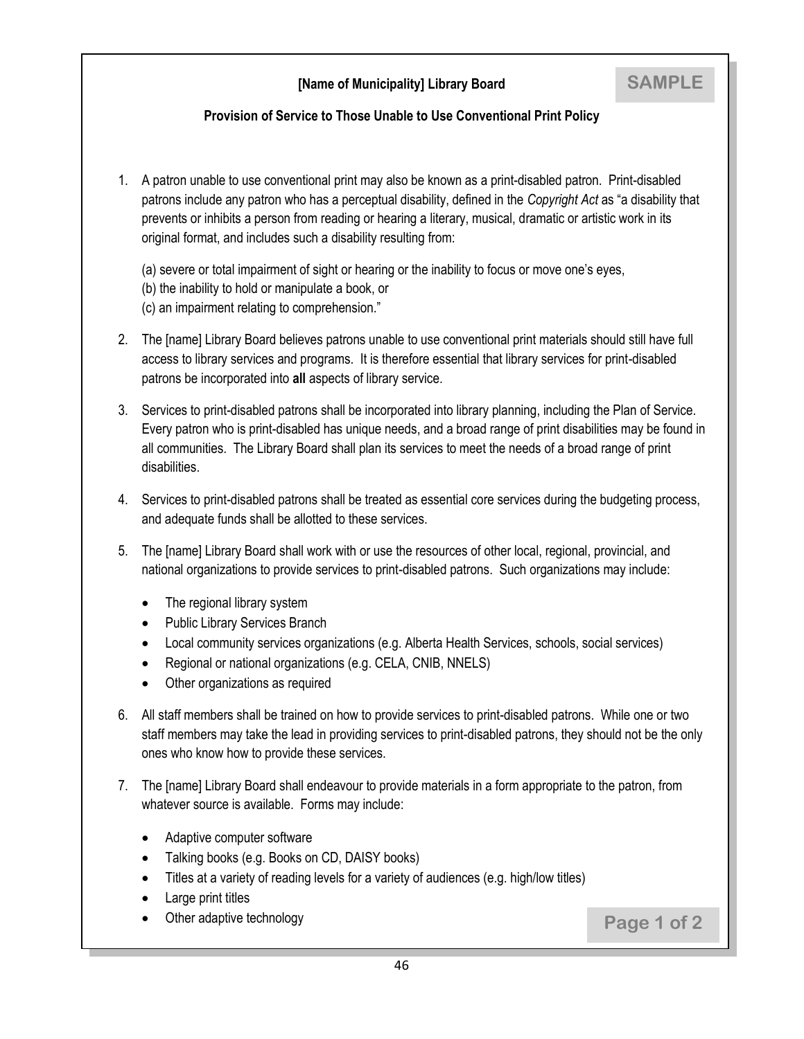**[Name of Municipality] Library Board**

SAMPLE

**Provision of Service to Those Unable to Use Conventional Print Policy**

1. A patron unable to use conventional print may also be known as a print-disabled patron. Print-disabled patrons include any patron who has a perceptual disability, defined in the *Copyright Act* as "a disability that prevents or inhibits a person from reading or hearing a literary, musical, dramatic or artistic work in its original format, and includes such a disability resulting from:

   (a) severe or total impairment of sight or hearing or the inability to focus or move one's eyes,
   (b) the inability to hold or manipulate a book, or
   (c) an impairment relating to comprehension."

2. The [name] Library Board believes patrons unable to use conventional print materials should still have full access to library services and programs. It is therefore essential that library services for print-disabled patrons be incorporated into **all** aspects of library service.

3. Services to print-disabled patrons shall be incorporated into library planning, including the Plan of Service. Every patron who is print-disabled has unique needs, and a broad range of print disabilities may be found in all communities. The Library Board shall plan its services to meet the needs of a broad range of print disabilities.

4. Services to print-disabled patrons shall be treated as essential core services during the budgeting process, and adequate funds shall be allotted to these services.

5. The [name] Library Board shall work with or use the resources of other local, regional, provincial, and national organizations to provide services to print-disabled patrons. Such organizations may include:

   - The regional library system
   - Public Library Services Branch
   - Local community services organizations (e.g. Alberta Health Services, schools, social services)
   - Regional or national organizations (e.g. CELA, CNIB, NNELS)
   - Other organizations as required

6. All staff members shall be trained on how to provide services to print-disabled patrons. While one or two staff members may take the lead in providing services to print-disabled patrons, they should not be the only ones who know how to provide these services.

7. The [name] Library Board shall endeavour to provide materials in a form appropriate to the patron, from whatever source is available. Forms may include:

   - Adaptive computer software
   - Talking books (e.g. Books on CD, DAISY books)
   - Titles at a variety of reading levels for a variety of audiences (e.g. high/low titles)
   - Large print titles
   - Other adaptive technology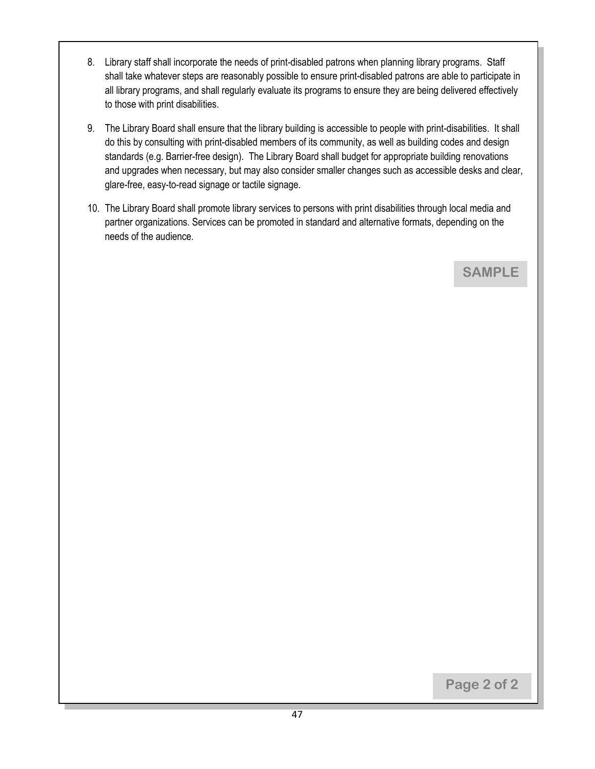8. Library staff shall incorporate the needs of print-disabled patrons when planning library programs. Staff shall take whatever steps are reasonably possible to ensure print-disabled patrons are able to participate in all library programs, and shall regularly evaluate its programs to ensure they are being delivered effectively to those with print disabilities.

9. The Library Board shall ensure that the library building is accessible to people with print-disabilities. It shall do this by consulting with print-disabled members of its community, as well as building codes and design standards (e.g. Barrier-free design). The Library Board shall budget for appropriate building renovations and upgrades when necessary, but may also consider smaller changes such as accessible desks and clear, glare-free, easy-to-read signage or tactile signage.

10. The Library Board shall promote library services to persons with print disabilities through local media and partner organizations. Services can be promoted in standard and alternative formats, depending on the needs of the audience.

SAMPLE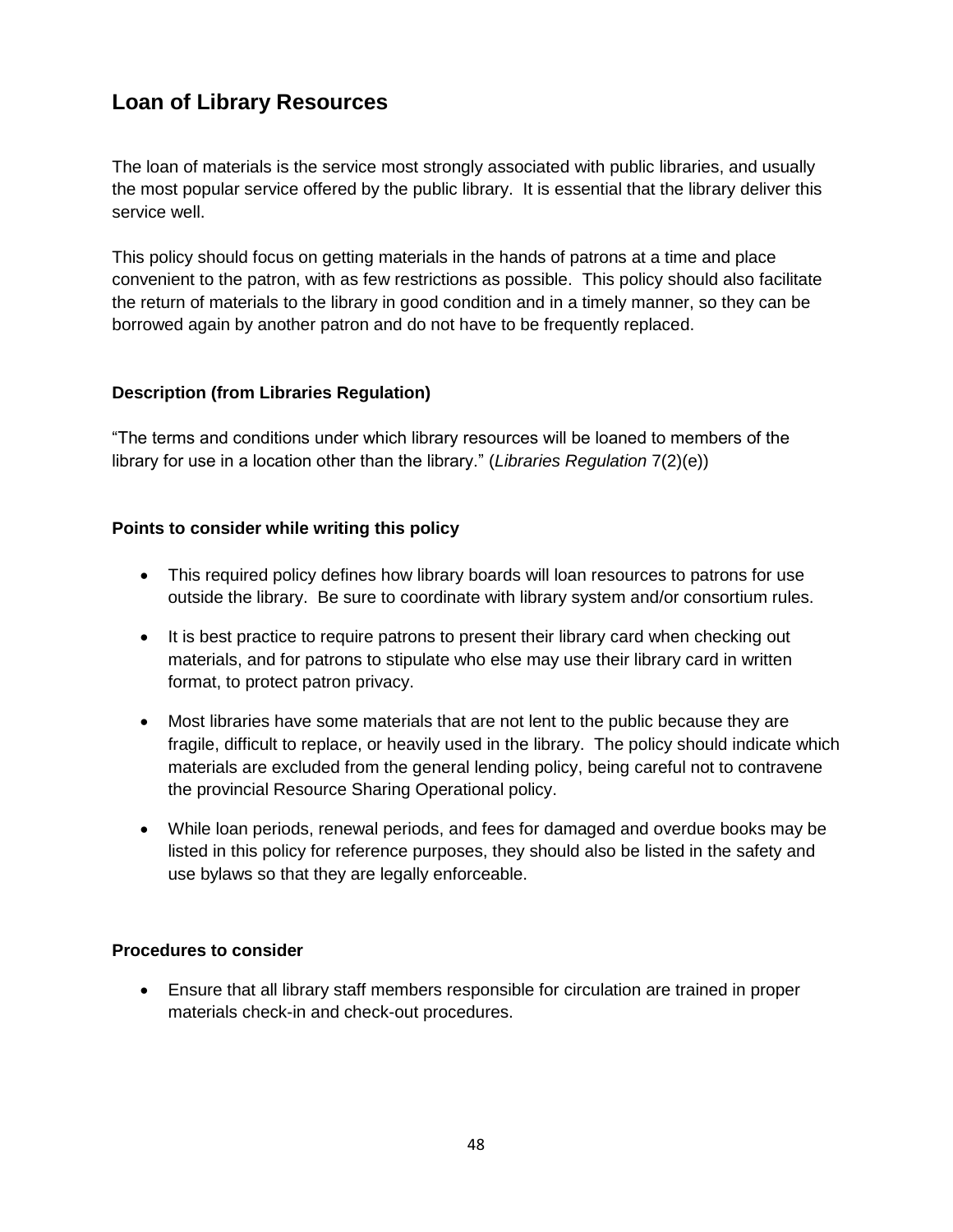## Loan of Library Resources

The loan of materials is the service most strongly associated with public libraries, and usually the most popular service offered by the public library. It is essential that the library deliver this service well.

This policy should focus on getting materials in the hands of patrons at a time and place convenient to the patron, with as few restrictions as possible. This policy should also facilitate the return of materials to the library in good condition and in a timely manner, so they can be borrowed again by another patron and do not have to be frequently replaced.

### Description (from Libraries Regulation)

"The terms and conditions under which library resources will be loaned to members of the library for use in a location other than the library." (*Libraries Regulation* 7(2)(e))

### Points to consider while writing this policy

- This required policy defines how library boards will loan resources to patrons for use outside the library. Be sure to coordinate with library system and/or consortium rules.
- It is best practice to require patrons to present their library card when checking out materials, and for patrons to stipulate who else may use their library card in written format, to protect patron privacy.
- Most libraries have some materials that are not lent to the public because they are fragile, difficult to replace, or heavily used in the library. The policy should indicate which materials are excluded from the general lending policy, being careful not to contravene the provincial Resource Sharing Operational policy.
- While loan periods, renewal periods, and fees for damaged and overdue books may be listed in this policy for reference purposes, they should also be listed in the safety and use bylaws so that they are legally enforceable.

### Procedures to consider

- Ensure that all library staff members responsible for circulation are trained in proper materials check-in and check-out procedures.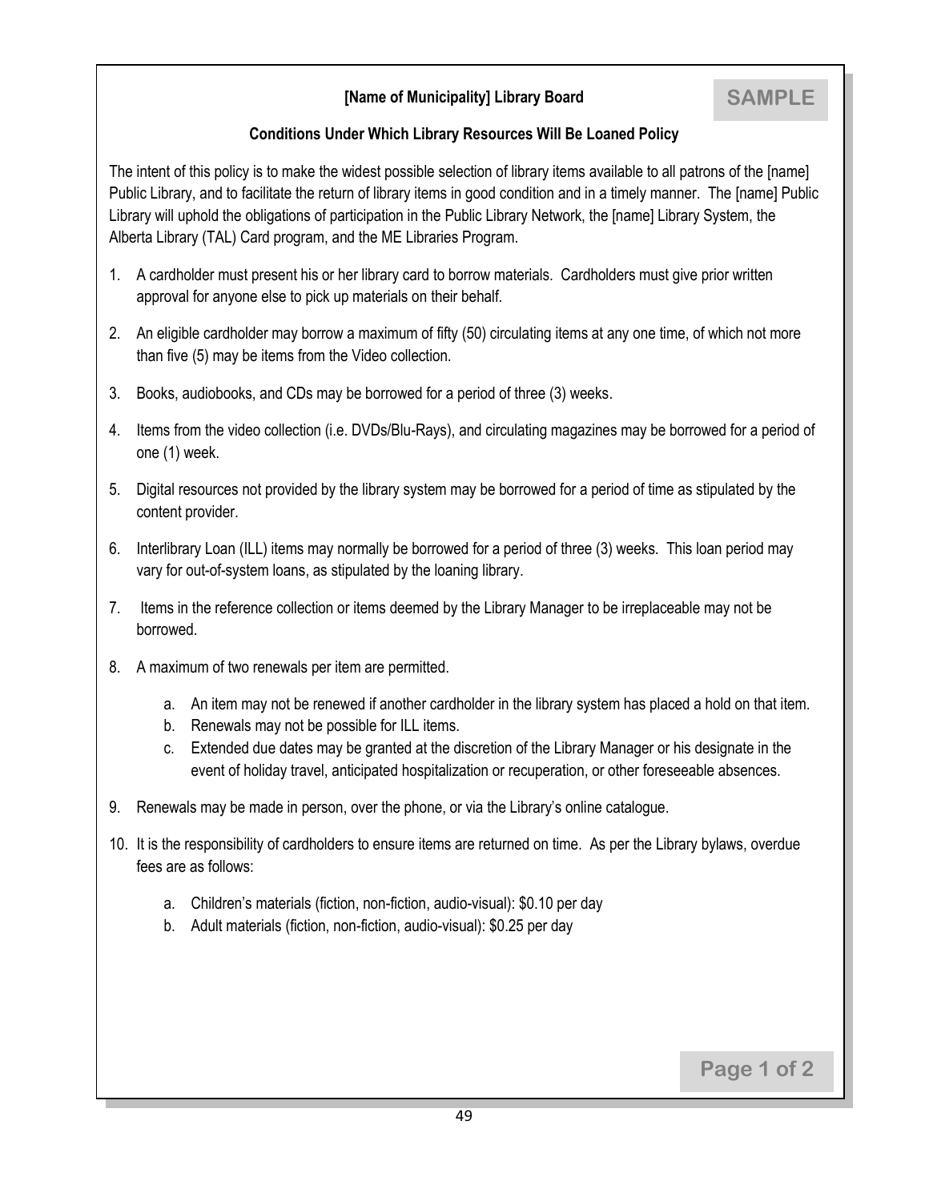**[Name of Municipality] Library Board**

SAMPLE

**Conditions Under Which Library Resources Will Be Loaned Policy**

The intent of this policy is to make the widest possible selection of library items available to all patrons of the [name] Public Library, and to facilitate the return of library items in good condition and in a timely manner. The [name] Public Library will uphold the obligations of participation in the Public Library Network, the [name] Library System, the Alberta Library (TAL) Card program, and the ME Libraries Program.

1. A cardholder must present his or her library card to borrow materials. Cardholders must give prior written approval for anyone else to pick up materials on their behalf.
2. An eligible cardholder may borrow a maximum of fifty (50) circulating items at any one time, of which not more than five (5) may be items from the Video collection.
3. Books, audiobooks, and CDs may be borrowed for a period of three (3) weeks.
4. Items from the video collection (i.e. DVDs/Blu-Rays), and circulating magazines may be borrowed for a period of one (1) week.
5. Digital resources not provided by the library system may be borrowed for a period of time as stipulated by the content provider.
6. Interlibrary Loan (ILL) items may normally be borrowed for a period of three (3) weeks. This loan period may vary for out-of-system loans, as stipulated by the loaning library.
7. Items in the reference collection or items deemed by the Library Manager to be irreplaceable may not be borrowed.
8. A maximum of two renewals per item are permitted.
   a. An item may not be renewed if another cardholder in the library system has placed a hold on that item.
   b. Renewals may not be possible for ILL items.
   c. Extended due dates may be granted at the discretion of the Library Manager or his designate in the event of holiday travel, anticipated hospitalization or recuperation, or other foreseeable absences.
9. Renewals may be made in person, over the phone, or via the Library's online catalogue.
10. It is the responsibility of cardholders to ensure items are returned on time. As per the Library bylaws, overdue fees are as follows:
    a. Children's materials (fiction, non-fiction, audio-visual): $0.10 per day
    b. Adult materials (fiction, non-fiction, audio-visual): $0.25 per day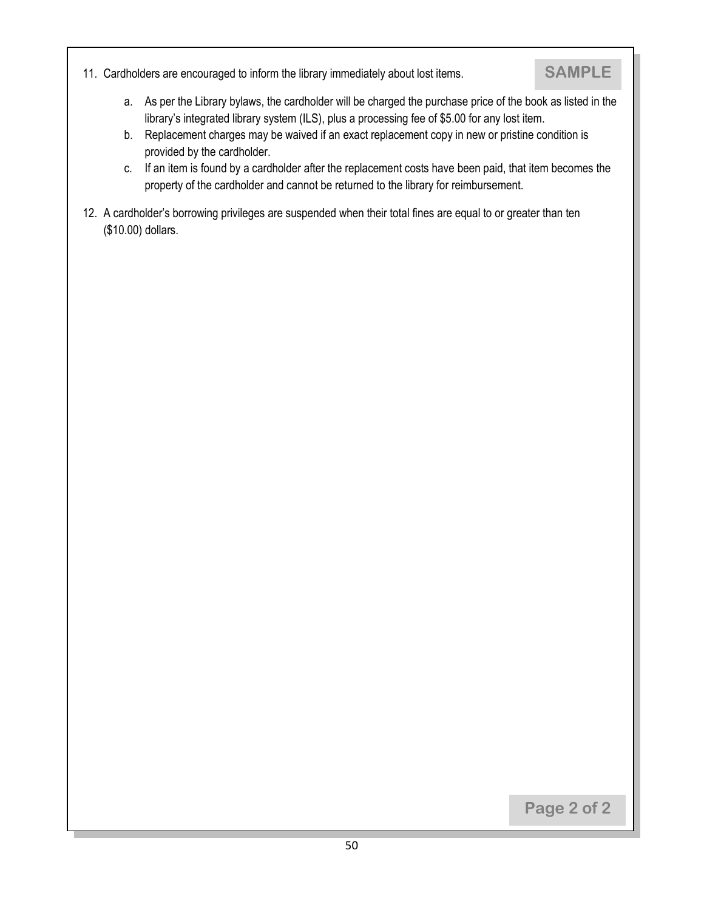**SAMPLE**

11. Cardholders are encouraged to inform the library immediately about lost items.

    a. As per the Library bylaws, the cardholder will be charged the purchase price of the book as listed in the library's integrated library system (ILS), plus a processing fee of $5.00 for any lost item.

    b. Replacement charges may be waived if an exact replacement copy in new or pristine condition is provided by the cardholder.

    c. If an item is found by a cardholder after the replacement costs have been paid, that item becomes the property of the cardholder and cannot be returned to the library for reimbursement.

12. A cardholder's borrowing privileges are suspended when their total fines are equal to or greater than ten ($10.00) dollars.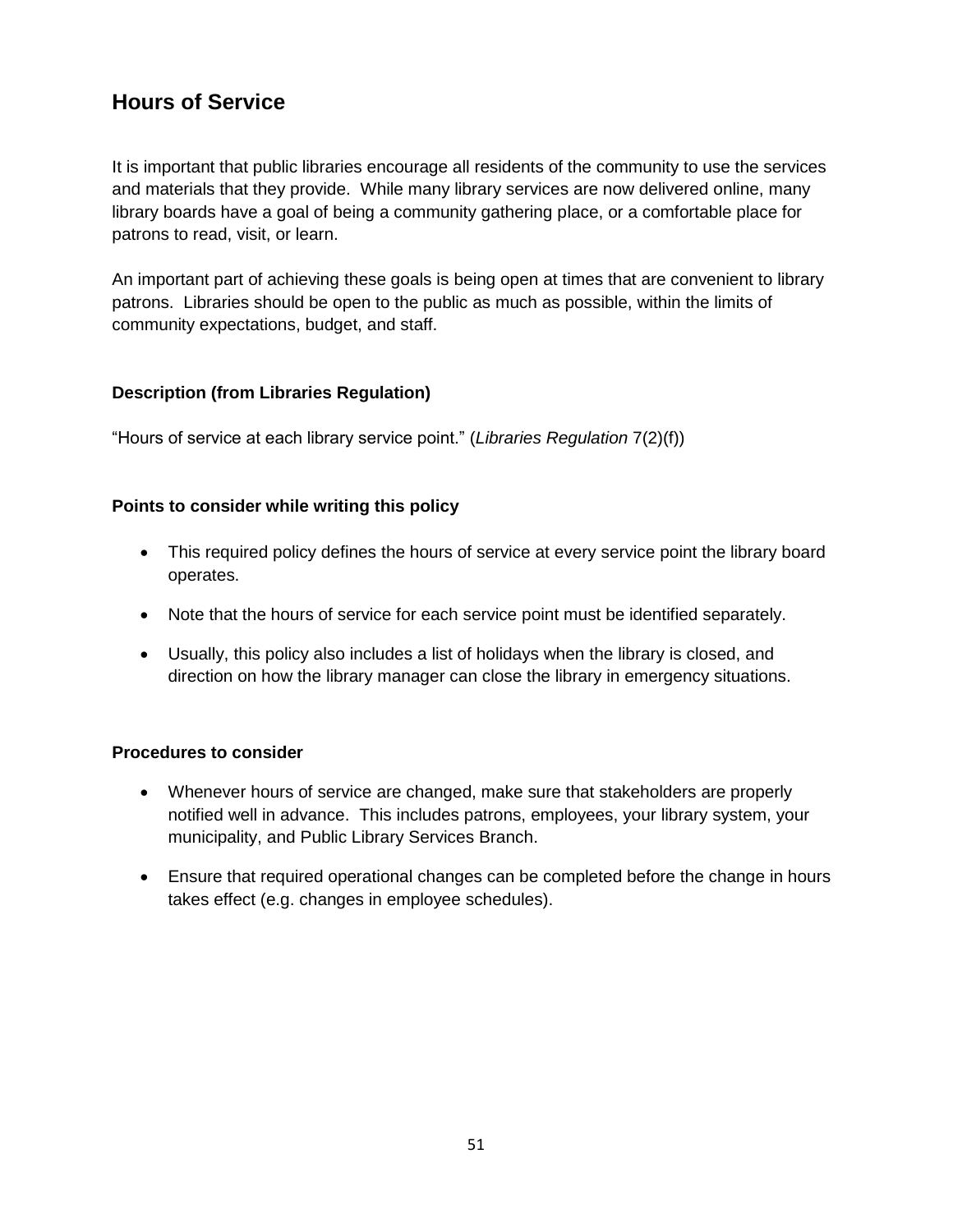## Hours of Service

It is important that public libraries encourage all residents of the community to use the services and materials that they provide. While many library services are now delivered online, many library boards have a goal of being a community gathering place, or a comfortable place for patrons to read, visit, or learn.

An important part of achieving these goals is being open at times that are convenient to library patrons. Libraries should be open to the public as much as possible, within the limits of community expectations, budget, and staff.

**Description (from Libraries Regulation)**

"Hours of service at each library service point." (*Libraries Regulation* 7(2)(f))

**Points to consider while writing this policy**

- This required policy defines the hours of service at every service point the library board operates.
- Note that the hours of service for each service point must be identified separately.
- Usually, this policy also includes a list of holidays when the library is closed, and direction on how the library manager can close the library in emergency situations.

**Procedures to consider**

- Whenever hours of service are changed, make sure that stakeholders are properly notified well in advance. This includes patrons, employees, your library system, your municipality, and Public Library Services Branch.
- Ensure that required operational changes can be completed before the change in hours takes effect (e.g. changes in employee schedules).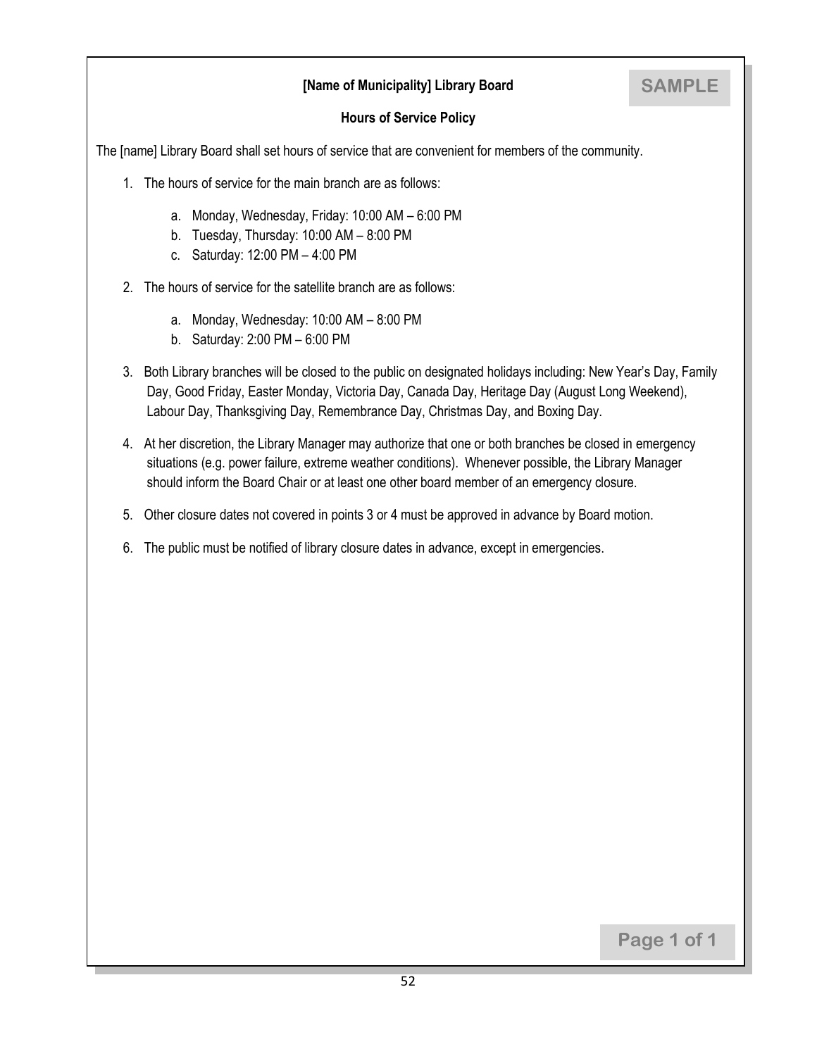SAMPLE

## [Name of Municipality] Library Board

### Hours of Service Policy

The [name] Library Board shall set hours of service that are convenient for members of the community.

1. The hours of service for the main branch are as follows:

   a. Monday, Wednesday, Friday: 10:00 AM – 6:00 PM
   b. Tuesday, Thursday: 10:00 AM – 8:00 PM
   c. Saturday: 12:00 PM – 4:00 PM

2. The hours of service for the satellite branch are as follows:

   a. Monday, Wednesday: 10:00 AM – 8:00 PM
   b. Saturday: 2:00 PM – 6:00 PM

3. Both Library branches will be closed to the public on designated holidays including: New Year's Day, Family Day, Good Friday, Easter Monday, Victoria Day, Canada Day, Heritage Day (August Long Weekend), Labour Day, Thanksgiving Day, Remembrance Day, Christmas Day, and Boxing Day.

4. At her discretion, the Library Manager may authorize that one or both branches be closed in emergency situations (e.g. power failure, extreme weather conditions). Whenever possible, the Library Manager should inform the Board Chair or at least one other board member of an emergency closure.

5. Other closure dates not covered in points 3 or 4 must be approved in advance by Board motion.

6. The public must be notified of library closure dates in advance, except in emergencies.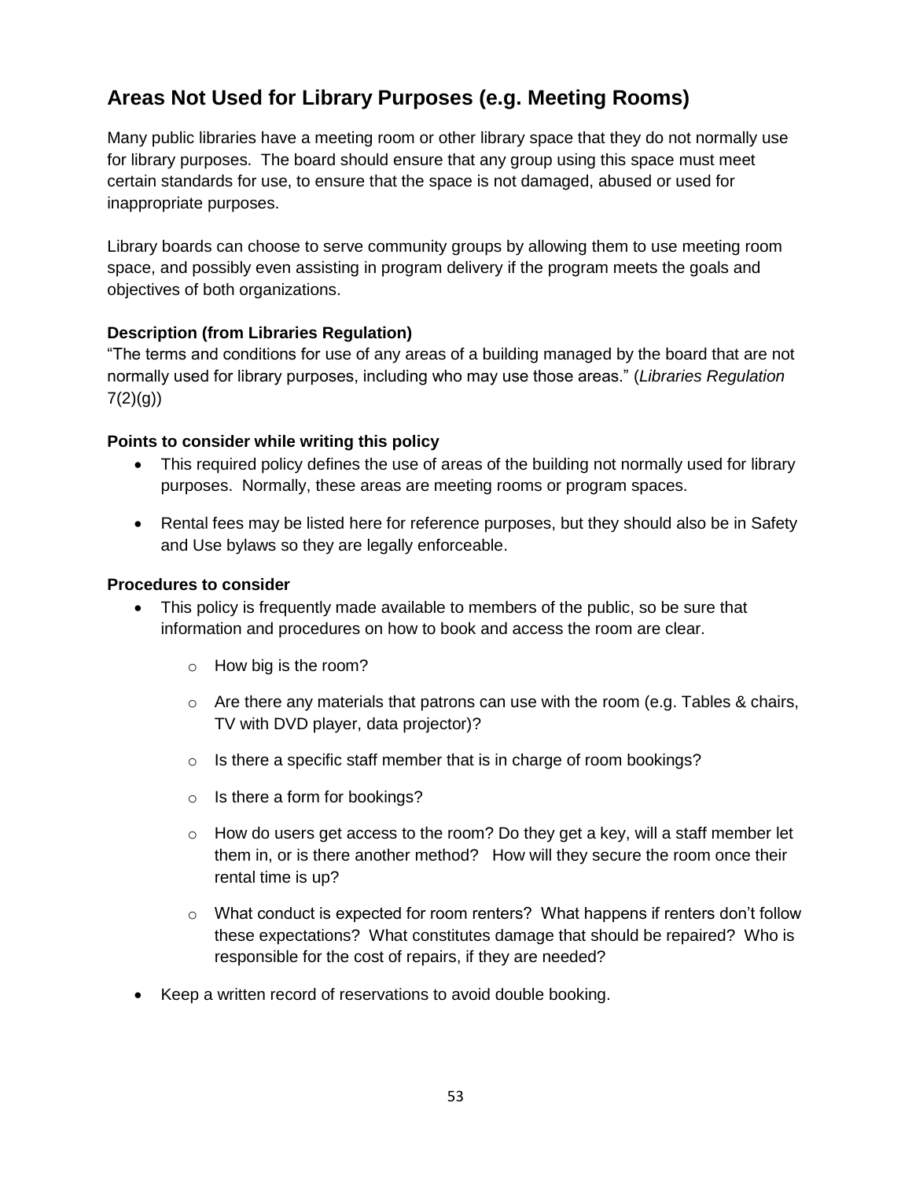## Areas Not Used for Library Purposes (e.g. Meeting Rooms)

Many public libraries have a meeting room or other library space that they do not normally use for library purposes. The board should ensure that any group using this space must meet certain standards for use, to ensure that the space is not damaged, abused or used for inappropriate purposes.

Library boards can choose to serve community groups by allowing them to use meeting room space, and possibly even assisting in program delivery if the program meets the goals and objectives of both organizations.

**Description (from Libraries Regulation)**

"The terms and conditions for use of any areas of a building managed by the board that are not normally used for library purposes, including who may use those areas." (*Libraries Regulation* 7(2)(g))

**Points to consider while writing this policy**

- This required policy defines the use of areas of the building not normally used for library purposes. Normally, these areas are meeting rooms or program spaces.
- Rental fees may be listed here for reference purposes, but they should also be in Safety and Use bylaws so they are legally enforceable.

**Procedures to consider**

- This policy is frequently made available to members of the public, so be sure that information and procedures on how to book and access the room are clear.
  - How big is the room?
  - Are there any materials that patrons can use with the room (e.g. Tables & chairs, TV with DVD player, data projector)?
  - Is there a specific staff member that is in charge of room bookings?
  - Is there a form for bookings?
  - How do users get access to the room? Do they get a key, will a staff member let them in, or is there another method? How will they secure the room once their rental time is up?
  - What conduct is expected for room renters? What happens if renters don't follow these expectations? What constitutes damage that should be repaired? Who is responsible for the cost of repairs, if they are needed?
- Keep a written record of reservations to avoid double booking.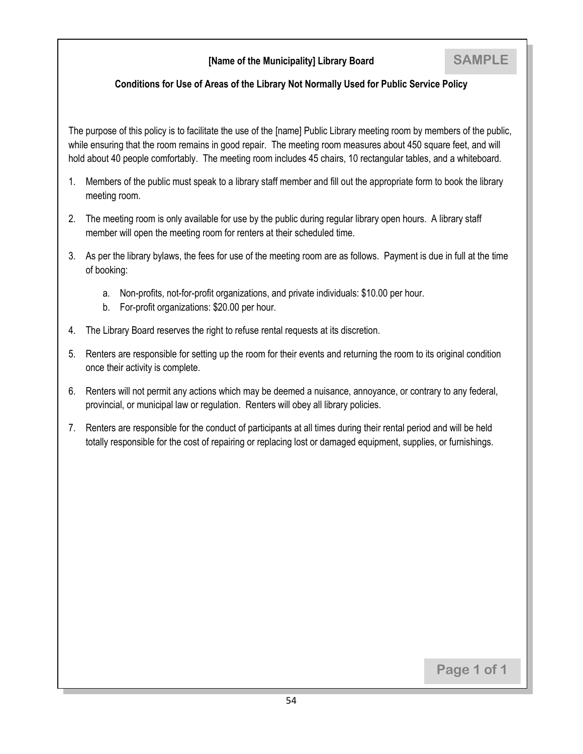**[Name of the Municipality] Library Board**

SAMPLE

**Conditions for Use of Areas of the Library Not Normally Used for Public Service Policy**

The purpose of this policy is to facilitate the use of the [name] Public Library meeting room by members of the public, while ensuring that the room remains in good repair. The meeting room measures about 450 square feet, and will hold about 40 people comfortably. The meeting room includes 45 chairs, 10 rectangular tables, and a whiteboard.

1. Members of the public must speak to a library staff member and fill out the appropriate form to book the library meeting room.
2. The meeting room is only available for use by the public during regular library open hours. A library staff member will open the meeting room for renters at their scheduled time.
3. As per the library bylaws, the fees for use of the meeting room are as follows. Payment is due in full at the time of booking:
    a. Non-profits, not-for-profit organizations, and private individuals: $10.00 per hour.
    b. For-profit organizations: $20.00 per hour.
4. The Library Board reserves the right to refuse rental requests at its discretion.
5. Renters are responsible for setting up the room for their events and returning the room to its original condition once their activity is complete.
6. Renters will not permit any actions which may be deemed a nuisance, annoyance, or contrary to any federal, provincial, or municipal law or regulation. Renters will obey all library policies.
7. Renters are responsible for the conduct of participants at all times during their rental period and will be held totally responsible for the cost of repairing or replacing lost or damaged equipment, supplies, or furnishings.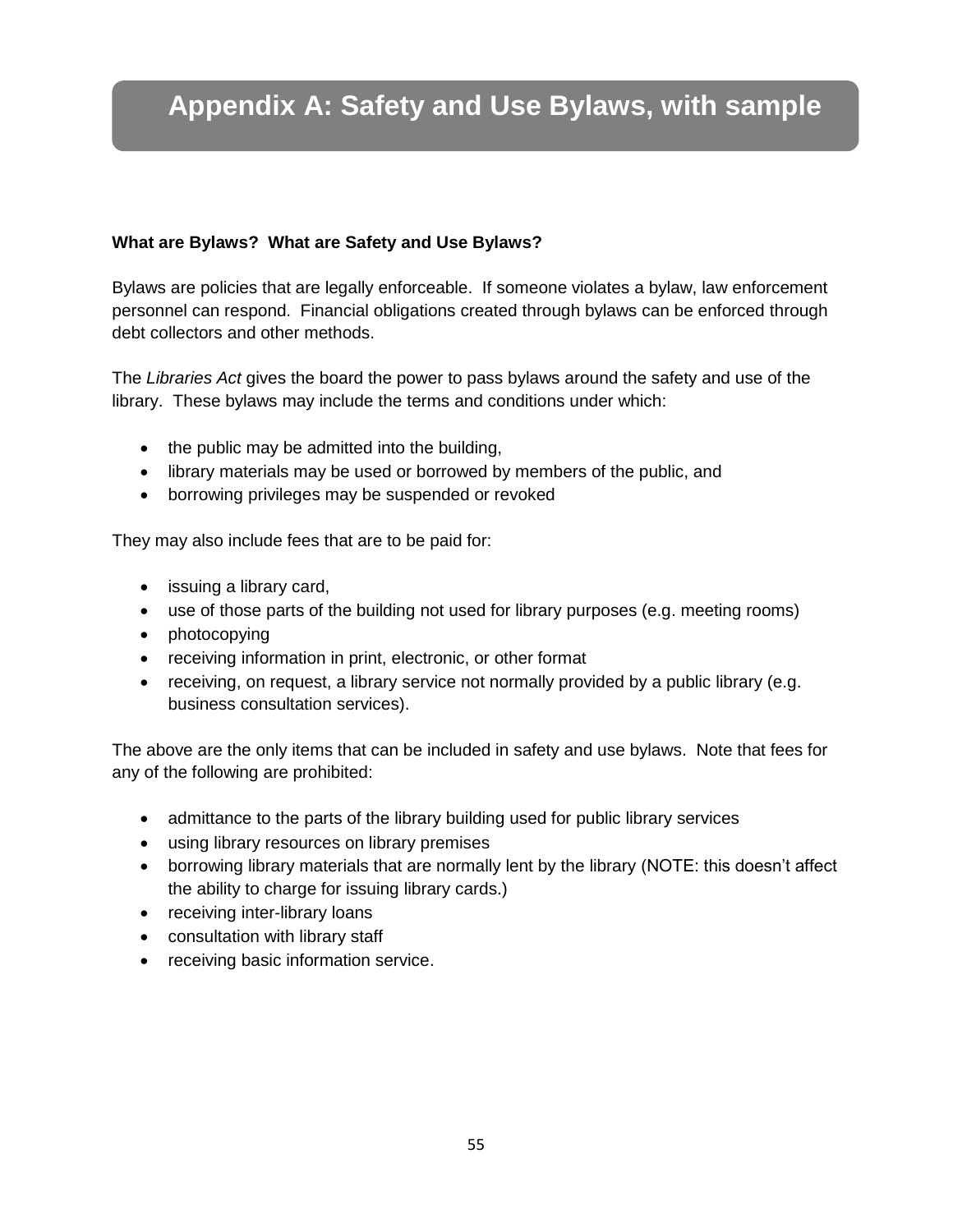# Appendix A: Safety and Use Bylaws, with sample

**What are Bylaws? What are Safety and Use Bylaws?**

Bylaws are policies that are legally enforceable. If someone violates a bylaw, law enforcement personnel can respond. Financial obligations created through bylaws can be enforced through debt collectors and other methods.

The *Libraries Act* gives the board the power to pass bylaws around the safety and use of the library. These bylaws may include the terms and conditions under which:

- the public may be admitted into the building,
- library materials may be used or borrowed by members of the public, and
- borrowing privileges may be suspended or revoked

They may also include fees that are to be paid for:

- issuing a library card,
- use of those parts of the building not used for library purposes (e.g. meeting rooms)
- photocopying
- receiving information in print, electronic, or other format
- receiving, on request, a library service not normally provided by a public library (e.g. business consultation services).

The above are the only items that can be included in safety and use bylaws. Note that fees for any of the following are prohibited:

- admittance to the parts of the library building used for public library services
- using library resources on library premises
- borrowing library materials that are normally lent by the library (NOTE: this doesn't affect the ability to charge for issuing library cards.)
- receiving inter-library loans
- consultation with library staff
- receiving basic information service.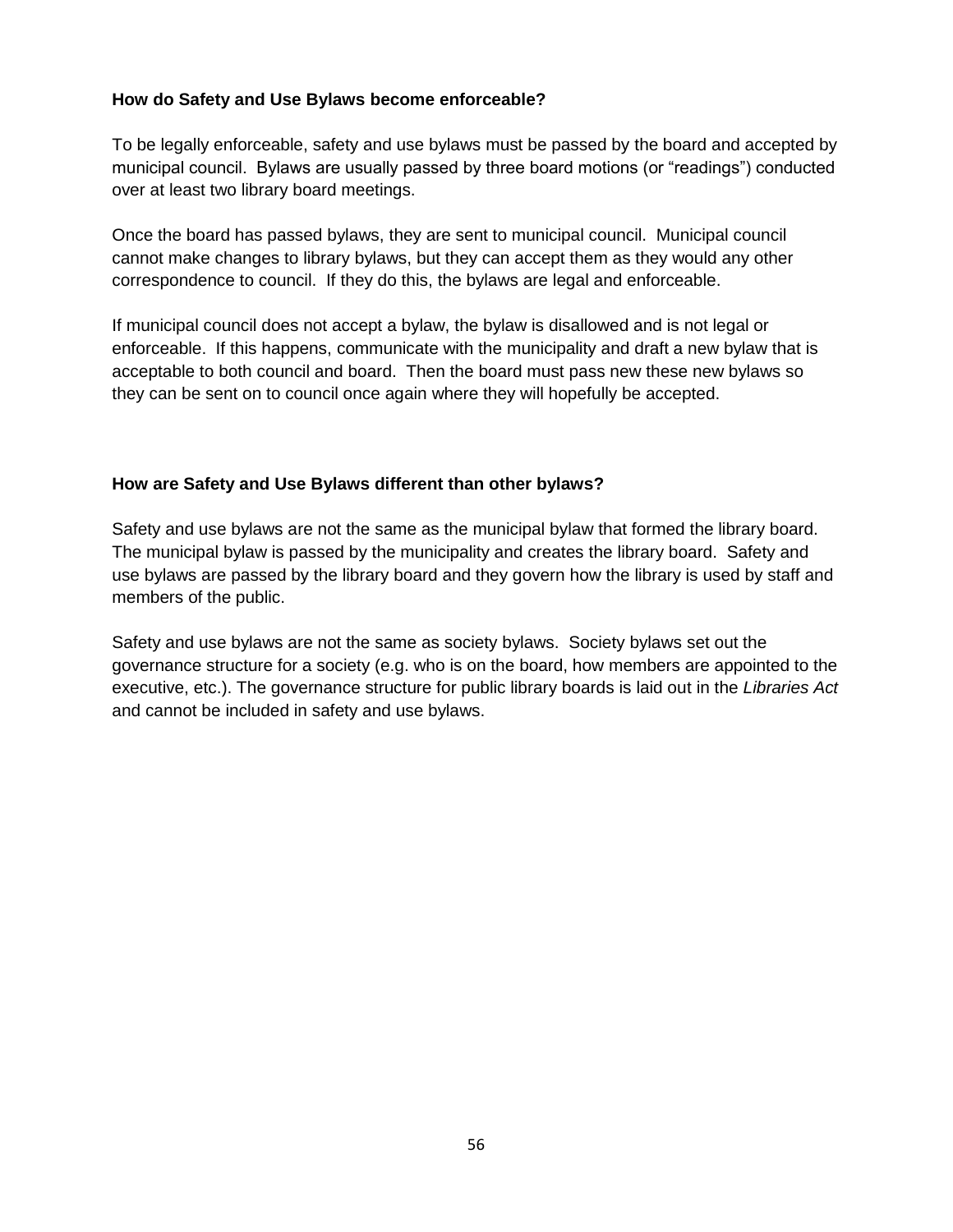### How do Safety and Use Bylaws become enforceable?

To be legally enforceable, safety and use bylaws must be passed by the board and accepted by municipal council. Bylaws are usually passed by three board motions (or "readings") conducted over at least two library board meetings.

Once the board has passed bylaws, they are sent to municipal council. Municipal council cannot make changes to library bylaws, but they can accept them as they would any other correspondence to council. If they do this, the bylaws are legal and enforceable.

If municipal council does not accept a bylaw, the bylaw is disallowed and is not legal or enforceable. If this happens, communicate with the municipality and draft a new bylaw that is acceptable to both council and board. Then the board must pass new these new bylaws so they can be sent on to council once again where they will hopefully be accepted.

### How are Safety and Use Bylaws different than other bylaws?

Safety and use bylaws are not the same as the municipal bylaw that formed the library board. The municipal bylaw is passed by the municipality and creates the library board. Safety and use bylaws are passed by the library board and they govern how the library is used by staff and members of the public.

Safety and use bylaws are not the same as society bylaws. Society bylaws set out the governance structure for a society (e.g. who is on the board, how members are appointed to the executive, etc.). The governance structure for public library boards is laid out in the *Libraries Act* and cannot be included in safety and use bylaws.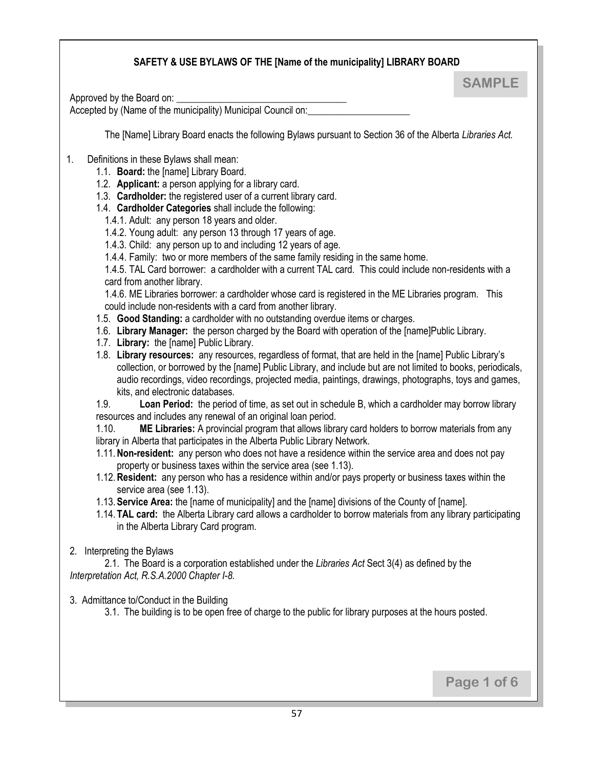## SAFETY & USE BYLAWS OF THE [Name of the municipality] LIBRARY BOARD

**SAMPLE**

Approved by the Board on: ___________________________________

Accepted by (Name of the municipality) Municipal Council on:_____________________

The [Name] Library Board enacts the following Bylaws pursuant to Section 36 of the Alberta *Libraries Act.*

1. Definitions in these Bylaws shall mean:
   - 1.1. **Board:** the [name] Library Board.
   - 1.2. **Applicant:** a person applying for a library card.
   - 1.3. **Cardholder:** the registered user of a current library card.
   - 1.4. **Cardholder Categories** shall include the following:
     - 1.4.1. Adult: any person 18 years and older.
     - 1.4.2. Young adult: any person 13 through 17 years of age.
     - 1.4.3. Child: any person up to and including 12 years of age.
     - 1.4.4. Family: two or more members of the same family residing in the same home.
     - 1.4.5. TAL Card borrower: a cardholder with a current TAL card. This could include non-residents with a card from another library.
     - 1.4.6. ME Libraries borrower: a cardholder whose card is registered in the ME Libraries program. This could include non-residents with a card from another library.
   - 1.5. **Good Standing:** a cardholder with no outstanding overdue items or charges.
   - 1.6. **Library Manager:** the person charged by the Board with operation of the [name]Public Library.
   - 1.7. **Library:** the [name] Public Library.
   - 1.8. **Library resources:** any resources, regardless of format, that are held in the [name] Public Library's collection, or borrowed by the [name] Public Library, and include but are not limited to books, periodicals, audio recordings, video recordings, projected media, paintings, drawings, photographs, toys and games, kits, and electronic databases.
   - 1.9. **Loan Period:** the period of time, as set out in schedule B, which a cardholder may borrow library resources and includes any renewal of an original loan period.
   - 1.10. **ME Libraries:** A provincial program that allows library card holders to borrow materials from any library in Alberta that participates in the Alberta Public Library Network.
   - 1.11. **Non-resident:** any person who does not have a residence within the service area and does not pay property or business taxes within the service area (see 1.13).
   - 1.12. **Resident:** any person who has a residence within and/or pays property or business taxes within the service area (see 1.13).
   - 1.13. **Service Area:** the [name of municipality] and the [name] divisions of the County of [name].
   - 1.14. **TAL card:** the Alberta Library card allows a cardholder to borrow materials from any library participating in the Alberta Library Card program.

2. Interpreting the Bylaws
   - 2.1. The Board is a corporation established under the *Libraries Act* Sect 3(4) as defined by the *Interpretation Act, R.S.A.2000 Chapter I-8.*

3. Admittance to/Conduct in the Building
   - 3.1. The building is to be open free of charge to the public for library purposes at the hours posted.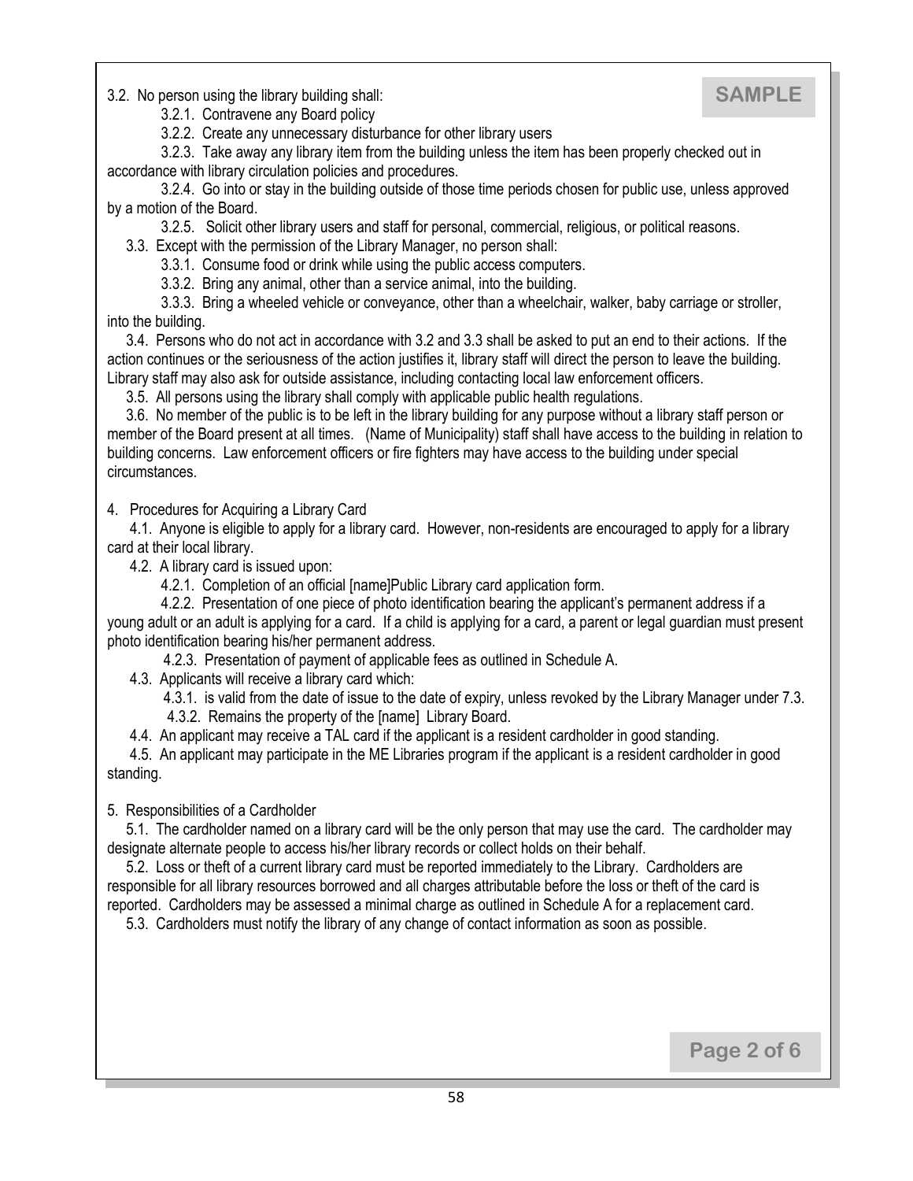3.2. No person using the library building shall:

- 3.2.1. Contravene any Board policy
- 3.2.2. Create any unnecessary disturbance for other library users
- 3.2.3. Take away any library item from the building unless the item has been properly checked out in accordance with library circulation policies and procedures.
- 3.2.4. Go into or stay in the building outside of those time periods chosen for public use, unless approved by a motion of the Board.
- 3.2.5. Solicit other library users and staff for personal, commercial, religious, or political reasons.

3.3. Except with the permission of the Library Manager, no person shall:

- 3.3.1. Consume food or drink while using the public access computers.
- 3.3.2. Bring any animal, other than a service animal, into the building.
- 3.3.3. Bring a wheeled vehicle or conveyance, other than a wheelchair, walker, baby carriage or stroller, into the building.

3.4. Persons who do not act in accordance with 3.2 and 3.3 shall be asked to put an end to their actions. If the action continues or the seriousness of the action justifies it, library staff will direct the person to leave the building. Library staff may also ask for outside assistance, including contacting local law enforcement officers.

3.5. All persons using the library shall comply with applicable public health regulations.

3.6. No member of the public is to be left in the library building for any purpose without a library staff person or member of the Board present at all times. (Name of Municipality) staff shall have access to the building in relation to building concerns. Law enforcement officers or fire fighters may have access to the building under special circumstances.

4. Procedures for Acquiring a Library Card

4.1. Anyone is eligible to apply for a library card. However, non-residents are encouraged to apply for a library card at their local library.

4.2. A library card is issued upon:

- 4.2.1. Completion of an official [name]Public Library card application form.
- 4.2.2. Presentation of one piece of photo identification bearing the applicant's permanent address if a young adult or an adult is applying for a card. If a child is applying for a card, a parent or legal guardian must present photo identification bearing his/her permanent address.
- 4.2.3. Presentation of payment of applicable fees as outlined in Schedule A.

4.3. Applicants will receive a library card which:

- 4.3.1. is valid from the date of issue to the date of expiry, unless revoked by the Library Manager under 7.3.
- 4.3.2. Remains the property of the [name] Library Board.

4.4. An applicant may receive a TAL card if the applicant is a resident cardholder in good standing.

4.5. An applicant may participate in the ME Libraries program if the applicant is a resident cardholder in good standing.

5. Responsibilities of a Cardholder

5.1. The cardholder named on a library card will be the only person that may use the card. The cardholder may designate alternate people to access his/her library records or collect holds on their behalf.

5.2. Loss or theft of a current library card must be reported immediately to the Library. Cardholders are responsible for all library resources borrowed and all charges attributable before the loss or theft of the card is reported. Cardholders may be assessed a minimal charge as outlined in Schedule A for a replacement card.

5.3. Cardholders must notify the library of any change of contact information as soon as possible.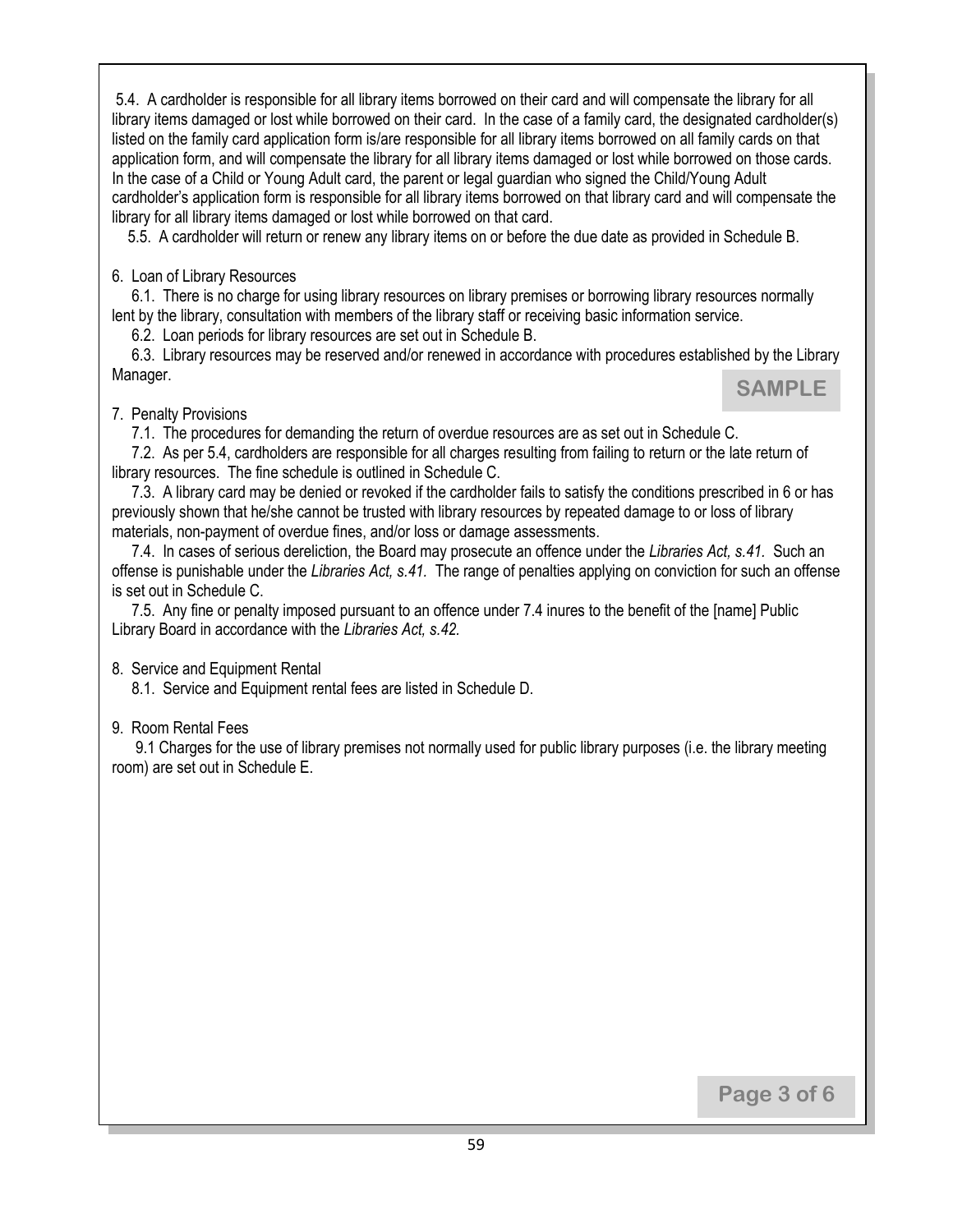5.4. A cardholder is responsible for all library items borrowed on their card and will compensate the library for all library items damaged or lost while borrowed on their card. In the case of a family card, the designated cardholder(s) listed on the family card application form is/are responsible for all library items borrowed on all family cards on that application form, and will compensate the library for all library items damaged or lost while borrowed on those cards. In the case of a Child or Young Adult card, the parent or legal guardian who signed the Child/Young Adult cardholder's application form is responsible for all library items borrowed on that library card and will compensate the library for all library items damaged or lost while borrowed on that card.

5.5. A cardholder will return or renew any library items on or before the due date as provided in Schedule B.

6. Loan of Library Resources

6.1. There is no charge for using library resources on library premises or borrowing library resources normally lent by the library, consultation with members of the library staff or receiving basic information service.

6.2. Loan periods for library resources are set out in Schedule B.

6.3. Library resources may be reserved and/or renewed in accordance with procedures established by the Library Manager.

SAMPLE

7. Penalty Provisions

7.1. The procedures for demanding the return of overdue resources are as set out in Schedule C.

7.2. As per 5.4, cardholders are responsible for all charges resulting from failing to return or the late return of library resources. The fine schedule is outlined in Schedule C.

7.3. A library card may be denied or revoked if the cardholder fails to satisfy the conditions prescribed in 6 or has previously shown that he/she cannot be trusted with library resources by repeated damage to or loss of library materials, non-payment of overdue fines, and/or loss or damage assessments.

7.4. In cases of serious dereliction, the Board may prosecute an offence under the *Libraries Act, s.41.* Such an offense is punishable under the *Libraries Act, s.41.* The range of penalties applying on conviction for such an offense is set out in Schedule C.

7.5. Any fine or penalty imposed pursuant to an offence under 7.4 inures to the benefit of the [name] Public Library Board in accordance with the *Libraries Act, s.42.*

8. Service and Equipment Rental

8.1. Service and Equipment rental fees are listed in Schedule D.

9. Room Rental Fees

9.1 Charges for the use of library premises not normally used for public library purposes (i.e. the library meeting room) are set out in Schedule E.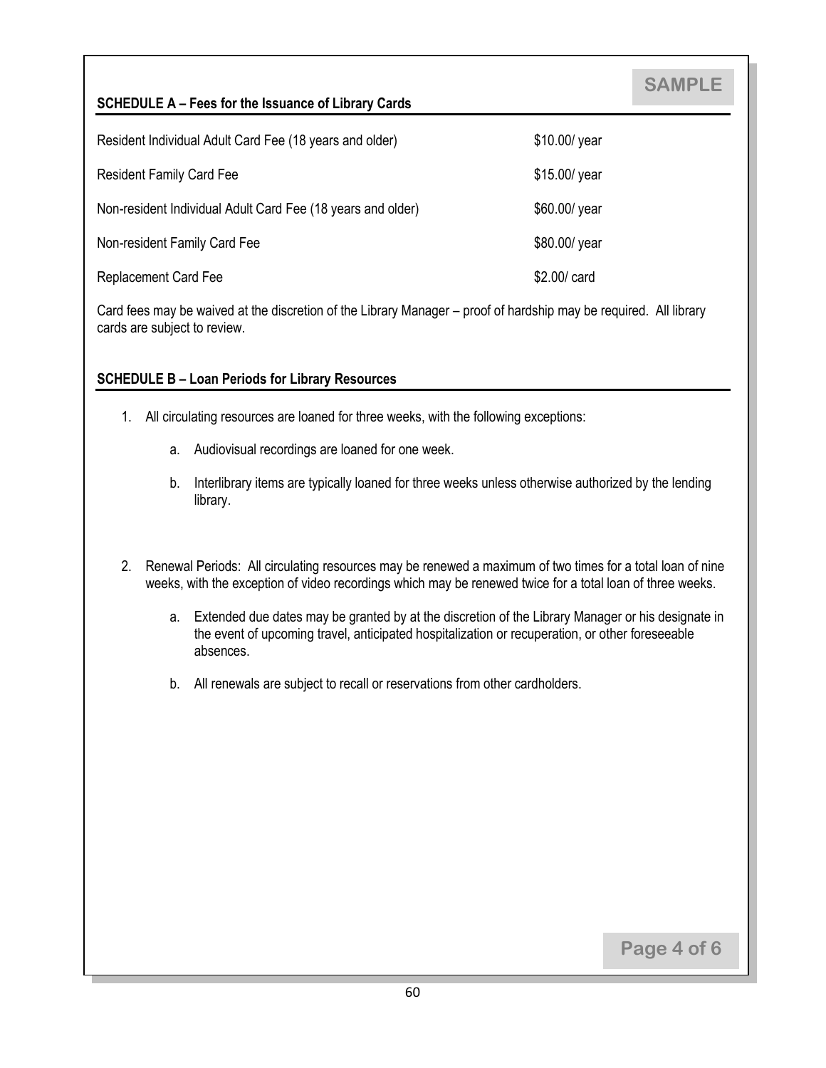SAMPLE

## SCHEDULE A – Fees for the Issuance of Library Cards

| | |
|---|---|
| Resident Individual Adult Card Fee (18 years and older) | $10.00/ year |
| Resident Family Card Fee | $15.00/ year |
| Non-resident Individual Adult Card Fee (18 years and older) | $60.00/ year |
| Non-resident Family Card Fee | $80.00/ year |
| Replacement Card Fee | $2.00/ card |

Card fees may be waived at the discretion of the Library Manager – proof of hardship may be required. All library cards are subject to review.

## SCHEDULE B – Loan Periods for Library Resources

1. All circulating resources are loaned for three weeks, with the following exceptions:

    a. Audiovisual recordings are loaned for one week.

    b. Interlibrary items are typically loaned for three weeks unless otherwise authorized by the lending library.

2. Renewal Periods: All circulating resources may be renewed a maximum of two times for a total loan of nine weeks, with the exception of video recordings which may be renewed twice for a total loan of three weeks.

    a. Extended due dates may be granted by at the discretion of the Library Manager or his designate in the event of upcoming travel, anticipated hospitalization or recuperation, or other foreseeable absences.

    b. All renewals are subject to recall or reservations from other cardholders.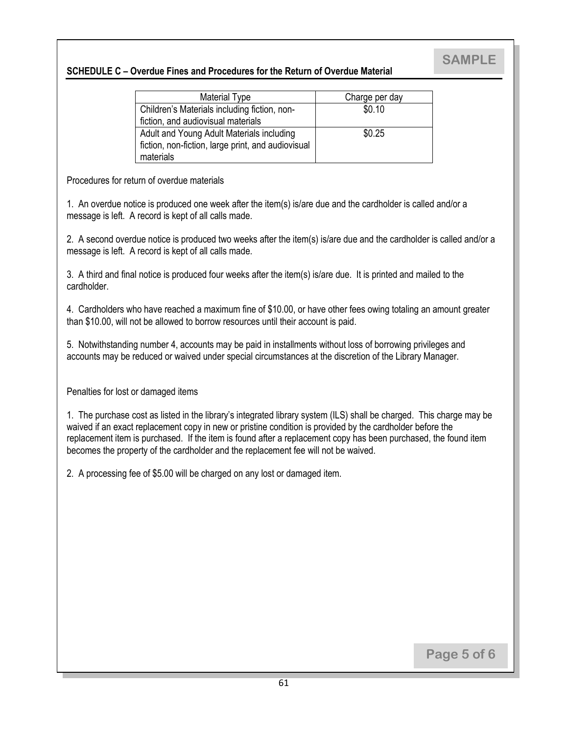SAMPLE

## SCHEDULE C – Overdue Fines and Procedures for the Return of Overdue Material

| Material Type | Charge per day |
|---|---|
| Children's Materials including fiction, non-fiction, and audiovisual materials | $0.10 |
| Adult and Young Adult Materials including fiction, non-fiction, large print, and audiovisual materials | $0.25 |

Procedures for return of overdue materials

1. An overdue notice is produced one week after the item(s) is/are due and the cardholder is called and/or a message is left. A record is kept of all calls made.

2. A second overdue notice is produced two weeks after the item(s) is/are due and the cardholder is called and/or a message is left. A record is kept of all calls made.

3. A third and final notice is produced four weeks after the item(s) is/are due. It is printed and mailed to the cardholder.

4. Cardholders who have reached a maximum fine of $10.00, or have other fees owing totaling an amount greater than $10.00, will not be allowed to borrow resources until their account is paid.

5. Notwithstanding number 4, accounts may be paid in installments without loss of borrowing privileges and accounts may be reduced or waived under special circumstances at the discretion of the Library Manager.

Penalties for lost or damaged items

1. The purchase cost as listed in the library's integrated library system (ILS) shall be charged. This charge may be waived if an exact replacement copy in new or pristine condition is provided by the cardholder before the replacement item is purchased. If the item is found after a replacement copy has been purchased, the found item becomes the property of the cardholder and the replacement fee will not be waived.

2. A processing fee of $5.00 will be charged on any lost or damaged item.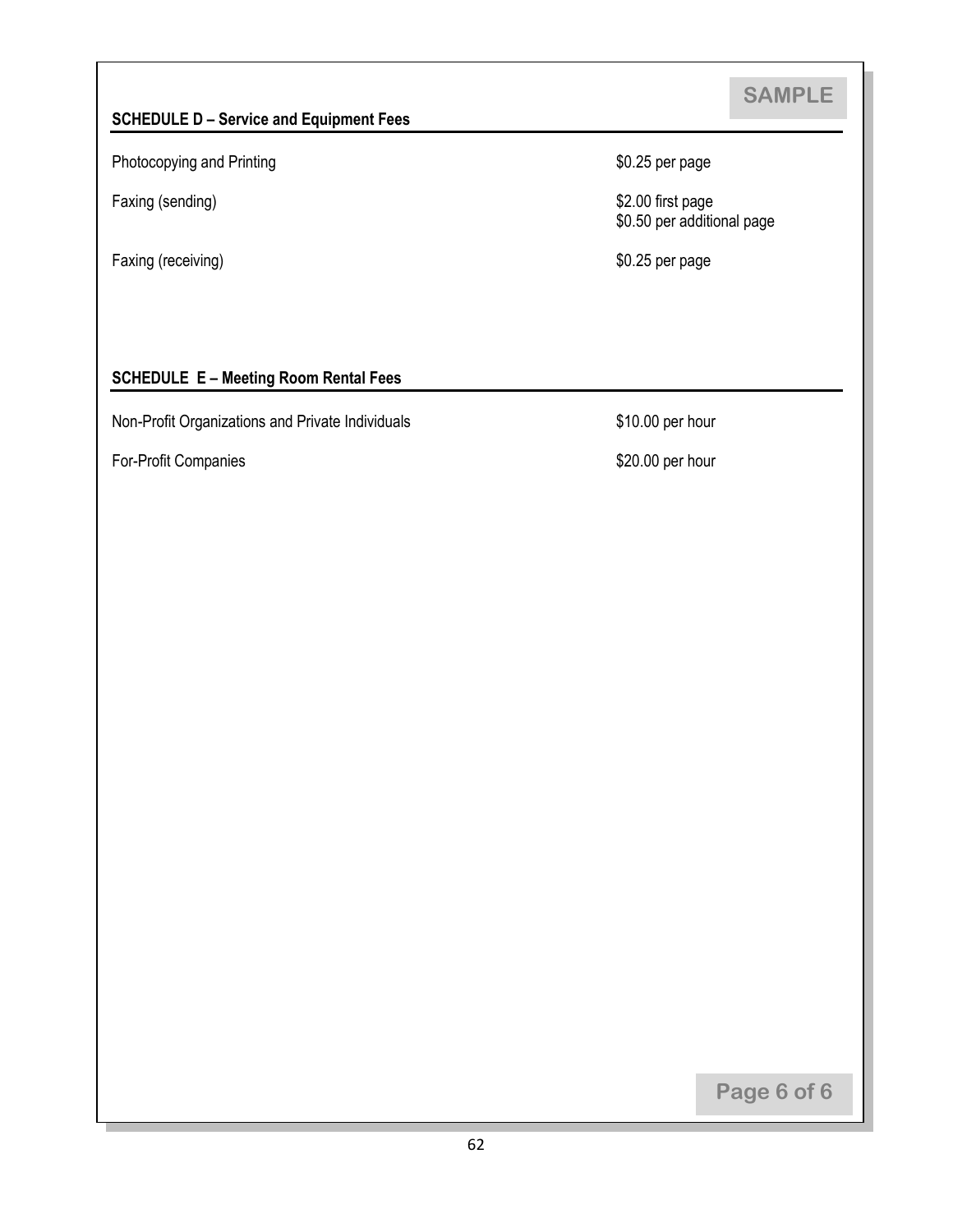SAMPLE

### SCHEDULE D – Service and Equipment Fees

| | |
|---|---|
| Photocopying and Printing | $0.25 per page |
| Faxing (sending) | $2.00 first page<br>$0.50 per additional page |
| Faxing (receiving) | $0.25 per page |

### SCHEDULE E – Meeting Room Rental Fees

| | |
|---|---|
| Non-Profit Organizations and Private Individuals | $10.00 per hour |
| For-Profit Companies | $20.00 per hour |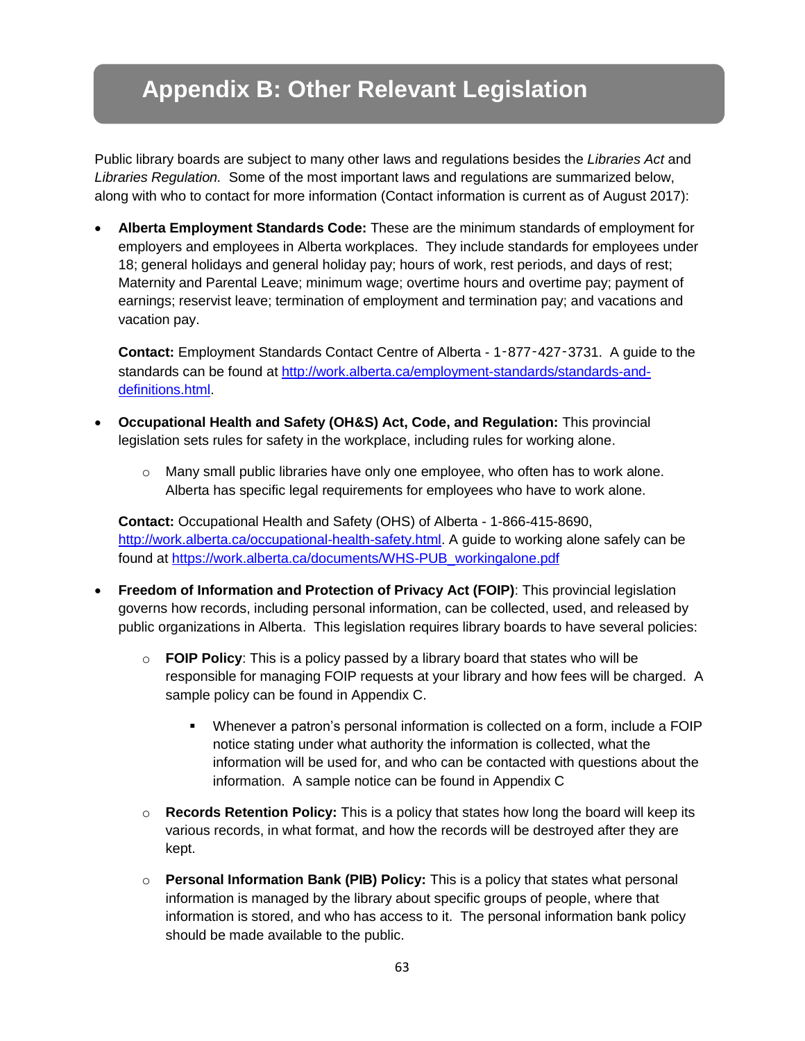# Appendix B: Other Relevant Legislation

Public library boards are subject to many other laws and regulations besides the *Libraries Act* and *Libraries Regulation.* Some of the most important laws and regulations are summarized below, along with who to contact for more information (Contact information is current as of August 2017):

- **Alberta Employment Standards Code:** These are the minimum standards of employment for employers and employees in Alberta workplaces. They include standards for employees under 18; general holidays and general holiday pay; hours of work, rest periods, and days of rest; Maternity and Parental Leave; minimum wage; overtime hours and overtime pay; payment of earnings; reservist leave; termination of employment and termination pay; and vacations and vacation pay.

  **Contact:** Employment Standards Contact Centre of Alberta - 1-877-427-3731. A guide to the standards can be found at [http://work.alberta.ca/employment-standards/standards-and-definitions.html](http://work.alberta.ca/employment-standards/standards-and-definitions.html).

- **Occupational Health and Safety (OH&S) Act, Code, and Regulation:** This provincial legislation sets rules for safety in the workplace, including rules for working alone.

  - Many small public libraries have only one employee, who often has to work alone. Alberta has specific legal requirements for employees who have to work alone.

  **Contact:** Occupational Health and Safety (OHS) of Alberta - 1-866-415-8690, [http://work.alberta.ca/occupational-health-safety.html](http://work.alberta.ca/occupational-health-safety.html). A guide to working alone safely can be found at [https://work.alberta.ca/documents/WHS-PUB_workingalone.pdf](https://work.alberta.ca/documents/WHS-PUB_workingalone.pdf)

- **Freedom of Information and Protection of Privacy Act (FOIP)**: This provincial legislation governs how records, including personal information, can be collected, used, and released by public organizations in Alberta. This legislation requires library boards to have several policies:

  - **FOIP Policy**: This is a policy passed by a library board that states who will be responsible for managing FOIP requests at your library and how fees will be charged. A sample policy can be found in Appendix C.

    - Whenever a patron's personal information is collected on a form, include a FOIP notice stating under what authority the information is collected, what the information will be used for, and who can be contacted with questions about the information. A sample notice can be found in Appendix C

  - **Records Retention Policy:** This is a policy that states how long the board will keep its various records, in what format, and how the records will be destroyed after they are kept.

  - **Personal Information Bank (PIB) Policy:** This is a policy that states what personal information is managed by the library about specific groups of people, where that information is stored, and who has access to it. The personal information bank policy should be made available to the public.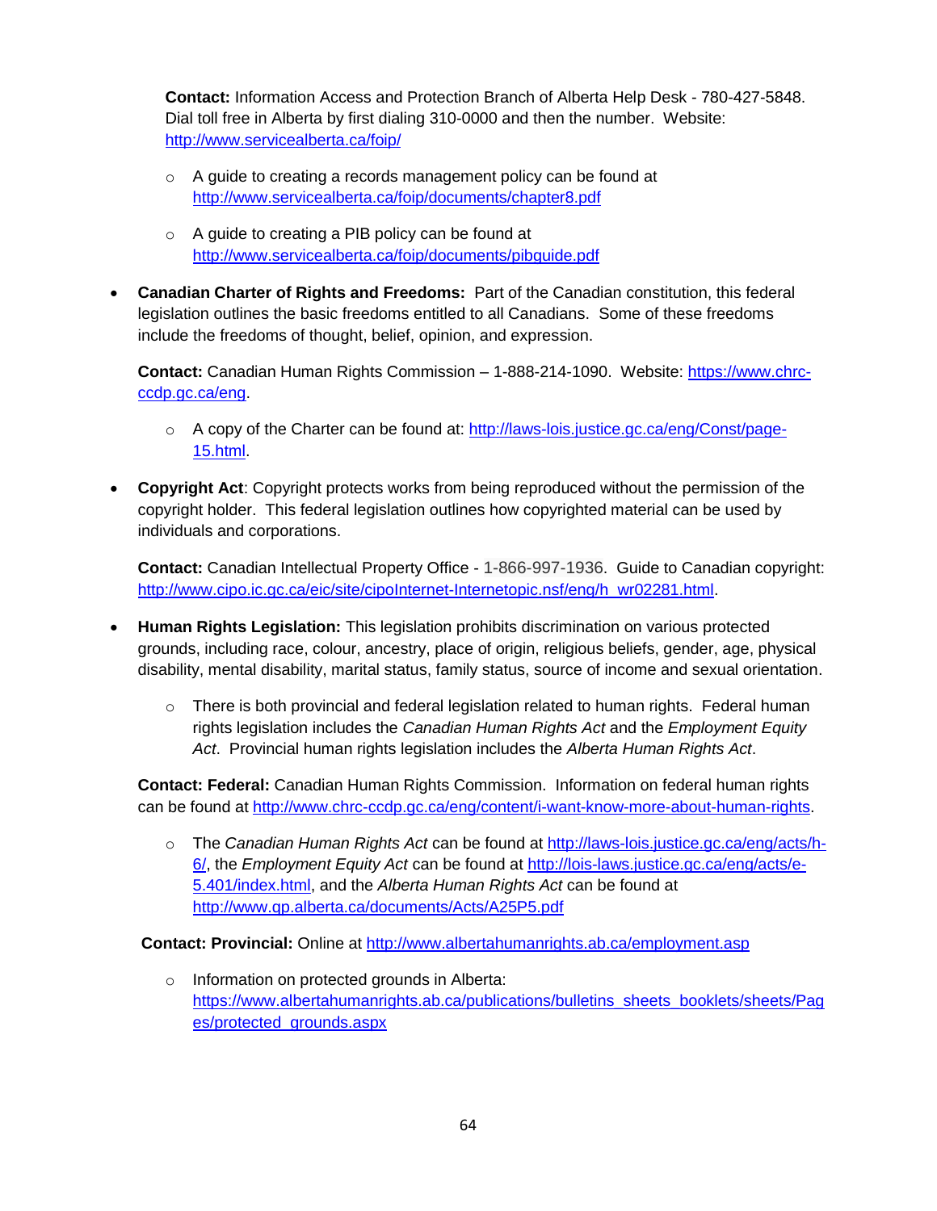**Contact:** Information Access and Protection Branch of Alberta Help Desk - 780-427-5848. Dial toll free in Alberta by first dialing 310-0000 and then the number. Website: http://www.servicealberta.ca/foip/

- A guide to creating a records management policy can be found at http://www.servicealberta.ca/foip/documents/chapter8.pdf
- A guide to creating a PIB policy can be found at http://www.servicealberta.ca/foip/documents/pibguide.pdf

- **Canadian Charter of Rights and Freedoms:** Part of the Canadian constitution, this federal legislation outlines the basic freedoms entitled to all Canadians. Some of these freedoms include the freedoms of thought, belief, opinion, and expression.

  **Contact:** Canadian Human Rights Commission – 1-888-214-1090. Website: https://www.chrc-ccdp.gc.ca/eng.

  - A copy of the Charter can be found at: http://laws-lois.justice.gc.ca/eng/Const/page-15.html.

- **Copyright Act**: Copyright protects works from being reproduced without the permission of the copyright holder. This federal legislation outlines how copyrighted material can be used by individuals and corporations.

  **Contact:** Canadian Intellectual Property Office - 1-866-997-1936. Guide to Canadian copyright: http://www.cipo.ic.gc.ca/eic/site/cipoInternet-Internetopic.nsf/eng/h_wr02281.html.

- **Human Rights Legislation:** This legislation prohibits discrimination on various protected grounds, including race, colour, ancestry, place of origin, religious beliefs, gender, age, physical disability, mental disability, marital status, family status, source of income and sexual orientation.

  - There is both provincial and federal legislation related to human rights. Federal human rights legislation includes the *Canadian Human Rights Act* and the *Employment Equity Act*. Provincial human rights legislation includes the *Alberta Human Rights Act*.

  **Contact: Federal:** Canadian Human Rights Commission. Information on federal human rights can be found at http://www.chrc-ccdp.gc.ca/eng/content/i-want-know-more-about-human-rights.

  - The *Canadian Human Rights Act* can be found at http://laws-lois.justice.gc.ca/eng/acts/h-6/, the *Employment Equity Act* can be found at http://lois-laws.justice.gc.ca/eng/acts/e-5.401/index.html, and the *Alberta Human Rights Act* can be found at http://www.qp.alberta.ca/documents/Acts/A25P5.pdf

  **Contact: Provincial:** Online at http://www.albertahumanrights.ab.ca/employment.asp

  - Information on protected grounds in Alberta: https://www.albertahumanrights.ab.ca/publications/bulletins_sheets_booklets/sheets/Pages/protected_grounds.aspx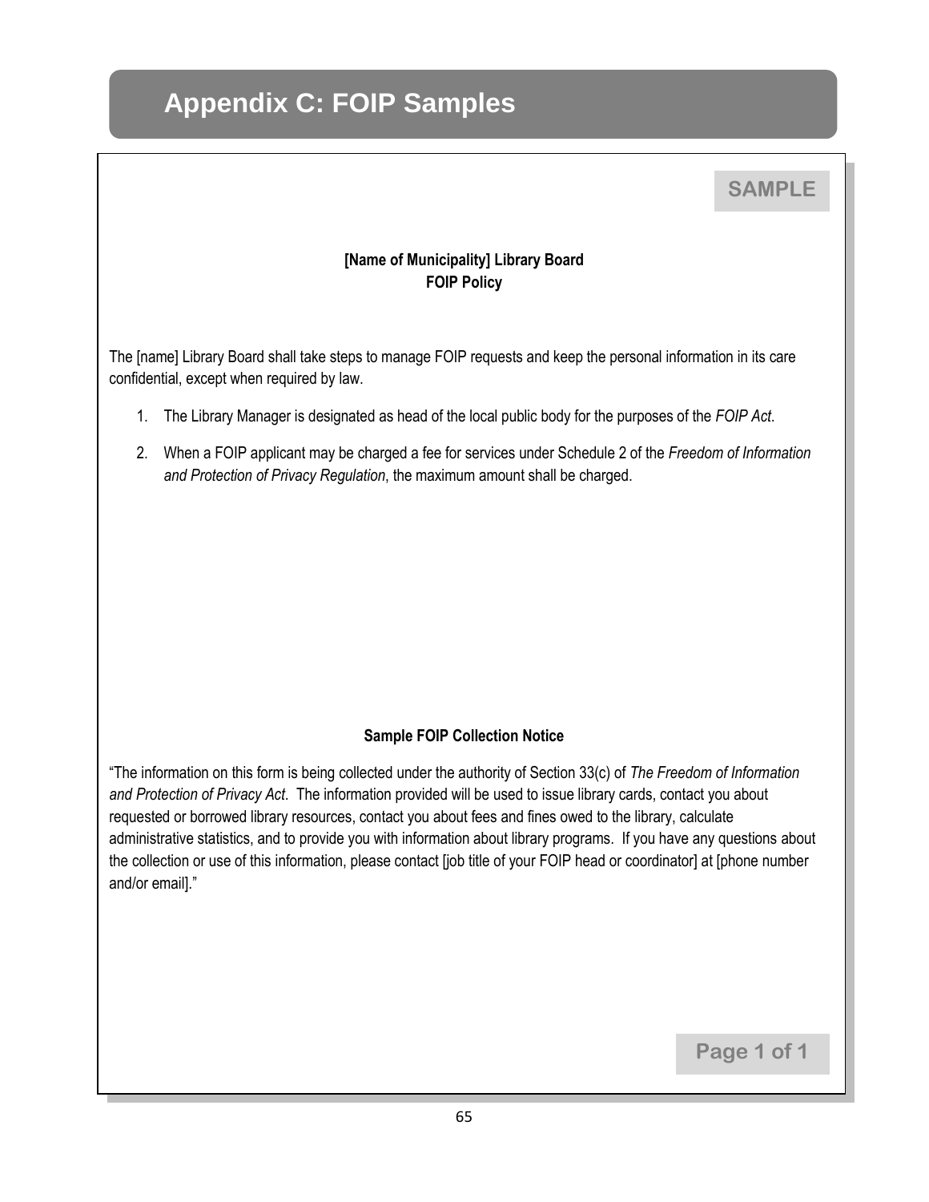# Appendix C: FOIP Samples

SAMPLE

**[Name of Municipality] Library Board**
**FOIP Policy**

The [name] Library Board shall take steps to manage FOIP requests and keep the personal information in its care confidential, except when required by law.

1. The Library Manager is designated as head of the local public body for the purposes of the *FOIP Act*.
2. When a FOIP applicant may be charged a fee for services under Schedule 2 of the *Freedom of Information and Protection of Privacy Regulation*, the maximum amount shall be charged.

**Sample FOIP Collection Notice**

"The information on this form is being collected under the authority of Section 33(c) of *The Freedom of Information and Protection of Privacy Act*. The information provided will be used to issue library cards, contact you about requested or borrowed library resources, contact you about fees and fines owed to the library, calculate administrative statistics, and to provide you with information about library programs. If you have any questions about the collection or use of this information, please contact [job title of your FOIP head or coordinator] at [phone number and/or email]."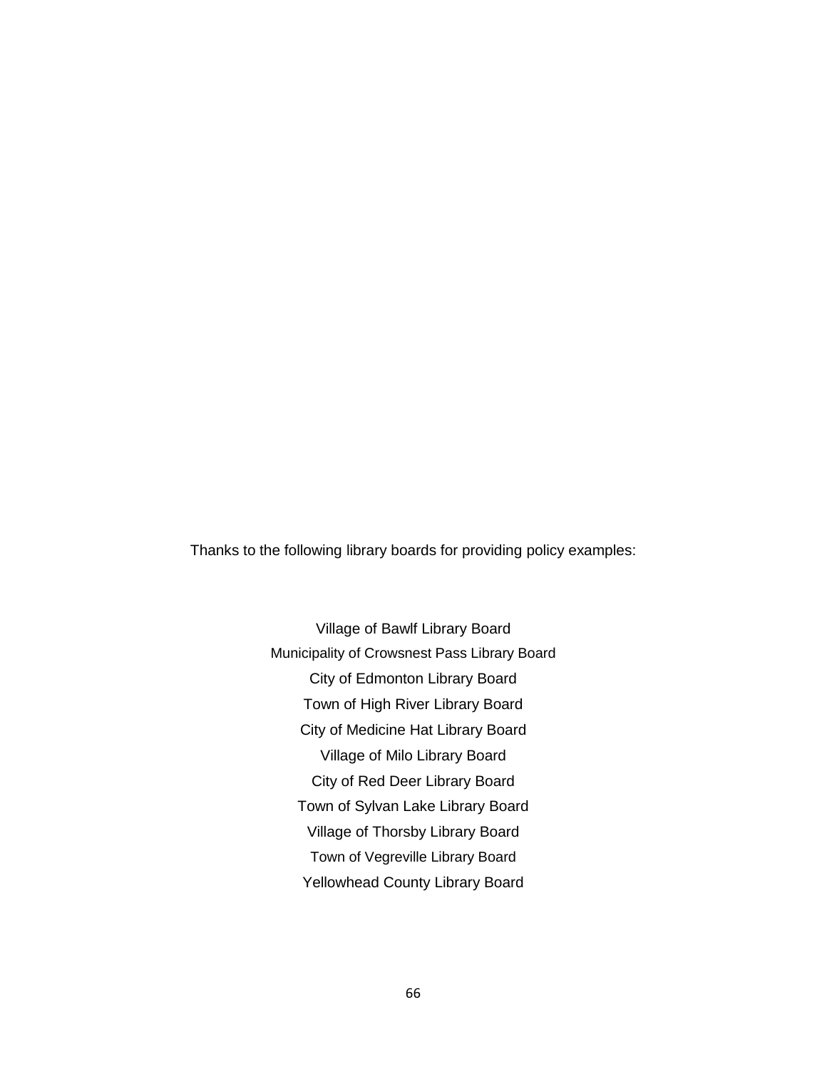Thanks to the following library boards for providing policy examples:

Village of Bawlf Library Board

Municipality of Crowsnest Pass Library Board

City of Edmonton Library Board

Town of High River Library Board

City of Medicine Hat Library Board

Village of Milo Library Board

City of Red Deer Library Board

Town of Sylvan Lake Library Board

Village of Thorsby Library Board

Town of Vegreville Library Board

Yellowhead County Library Board